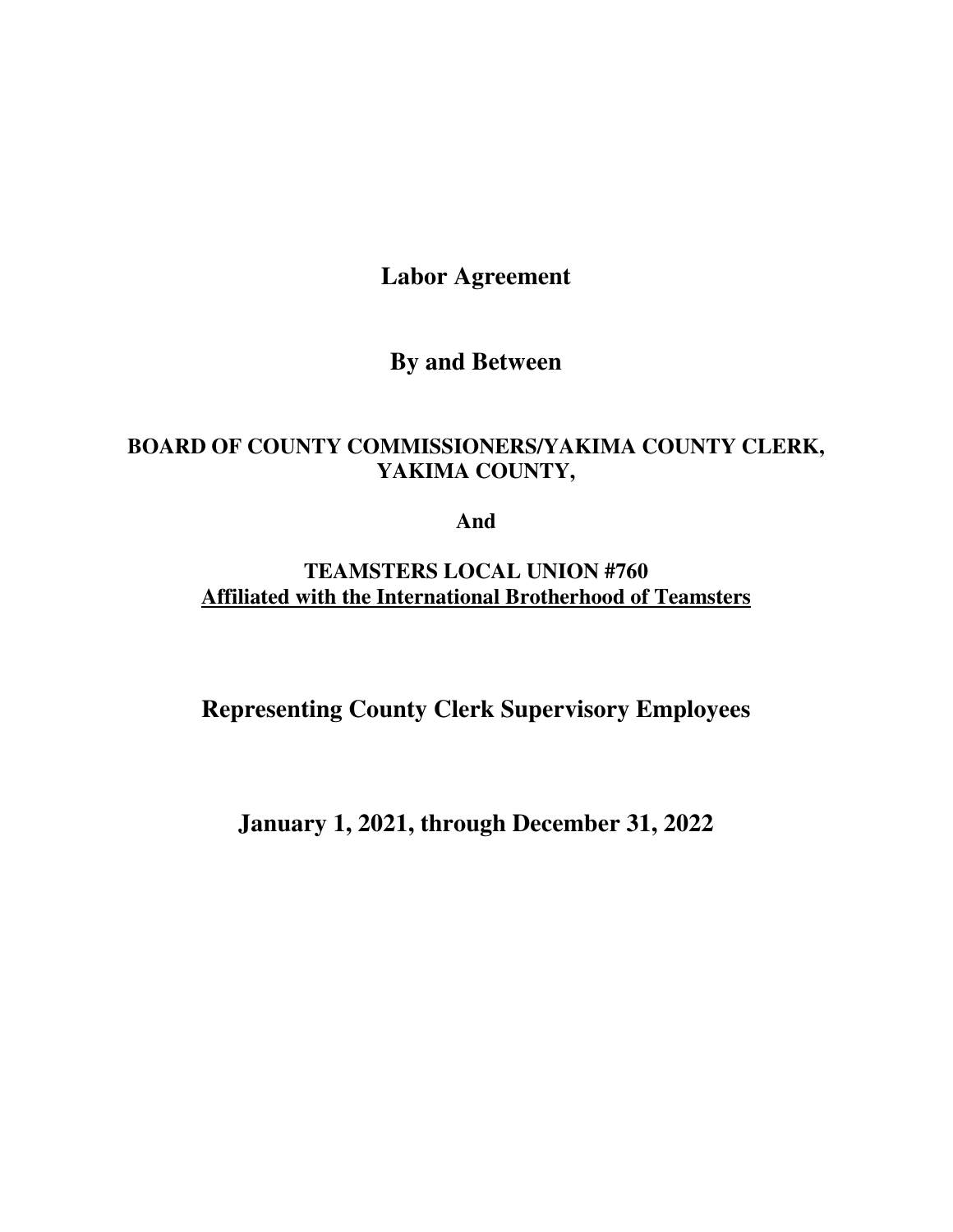# Labor Agreement

## By and Between

**BOARD OF COUNTY COMMISSIONERS/YAKIMA COUNTY CLERK, YAKIMA COUNTY,**

**And**

**TEAMSTERS LOCAL UNION #760**
**<u>Affiliated with the International Brotherhood of Teamsters</u>**

## Representing County Clerk Supervisory Employees

## January 1, 2021, through December 31, 2022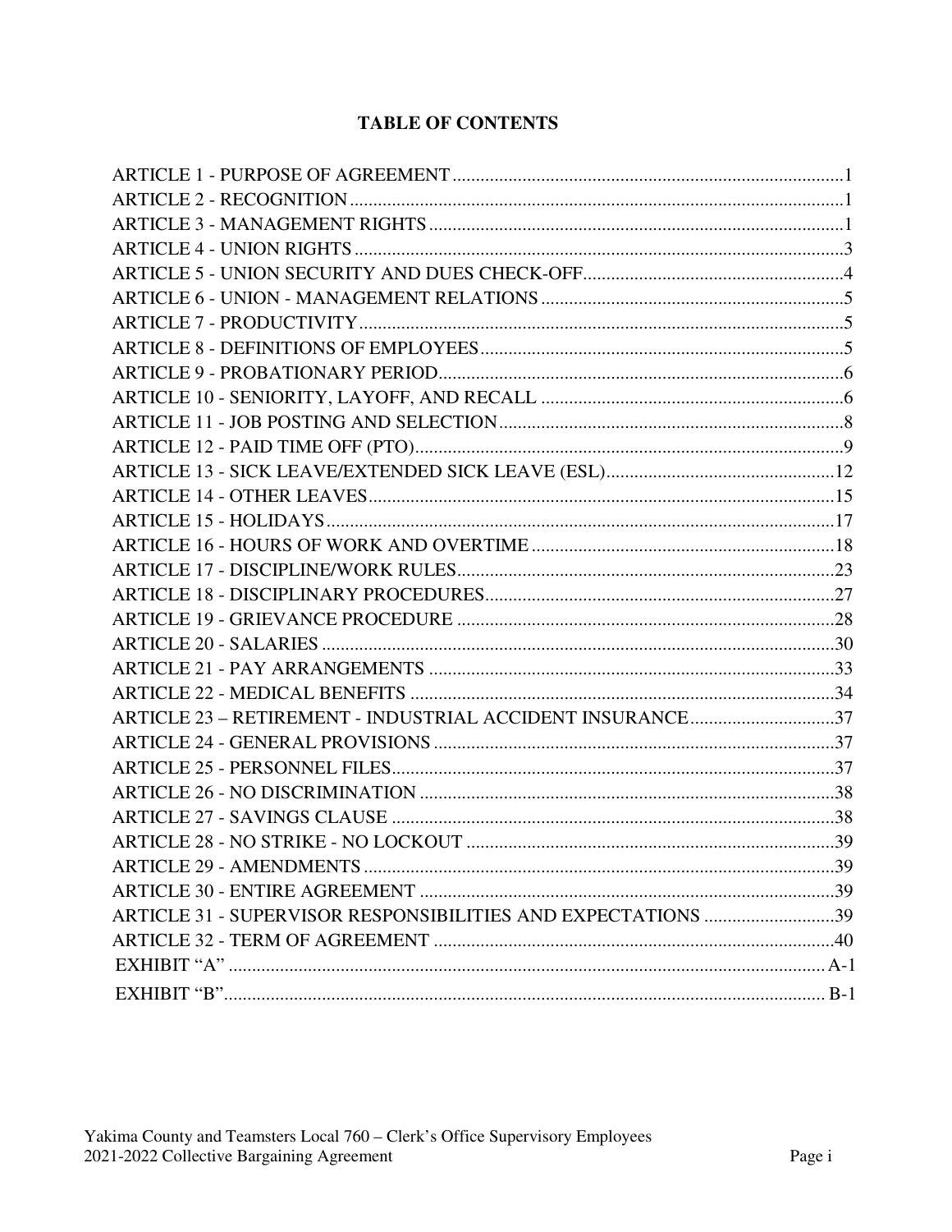# TABLE OF CONTENTS

| | |
|---|---|
| ARTICLE 1 - PURPOSE OF AGREEMENT | 1 |
| ARTICLE 2 - RECOGNITION | 1 |
| ARTICLE 3 - MANAGEMENT RIGHTS | 1 |
| ARTICLE 4 - UNION RIGHTS | 3 |
| ARTICLE 5 - UNION SECURITY AND DUES CHECK-OFF | 4 |
| ARTICLE 6 - UNION - MANAGEMENT RELATIONS | 5 |
| ARTICLE 7 - PRODUCTIVITY | 5 |
| ARTICLE 8 - DEFINITIONS OF EMPLOYEES | 5 |
| ARTICLE 9 - PROBATIONARY PERIOD | 6 |
| ARTICLE 10 - SENIORITY, LAYOFF, AND RECALL | 6 |
| ARTICLE 11 - JOB POSTING AND SELECTION | 8 |
| ARTICLE 12 - PAID TIME OFF (PTO) | 9 |
| ARTICLE 13 - SICK LEAVE/EXTENDED SICK LEAVE (ESL) | 12 |
| ARTICLE 14 - OTHER LEAVES | 15 |
| ARTICLE 15 - HOLIDAYS | 17 |
| ARTICLE 16 - HOURS OF WORK AND OVERTIME | 18 |
| ARTICLE 17 - DISCIPLINE/WORK RULES | 23 |
| ARTICLE 18 - DISCIPLINARY PROCEDURES | 27 |
| ARTICLE 19 - GRIEVANCE PROCEDURE | 28 |
| ARTICLE 20 - SALARIES | 30 |
| ARTICLE 21 - PAY ARRANGEMENTS | 33 |
| ARTICLE 22 - MEDICAL BENEFITS | 34 |
| ARTICLE 23 – RETIREMENT - INDUSTRIAL ACCIDENT INSURANCE | 37 |
| ARTICLE 24 - GENERAL PROVISIONS | 37 |
| ARTICLE 25 - PERSONNEL FILES | 37 |
| ARTICLE 26 - NO DISCRIMINATION | 38 |
| ARTICLE 27 - SAVINGS CLAUSE | 38 |
| ARTICLE 28 - NO STRIKE - NO LOCKOUT | 39 |
| ARTICLE 29 - AMENDMENTS | 39 |
| ARTICLE 30 - ENTIRE AGREEMENT | 39 |
| ARTICLE 31 - SUPERVISOR RESPONSIBILITIES AND EXPECTATIONS | 39 |
| ARTICLE 32 - TERM OF AGREEMENT | 40 |
| EXHIBIT "A" | A-1 |
| EXHIBIT "B" | B-1 |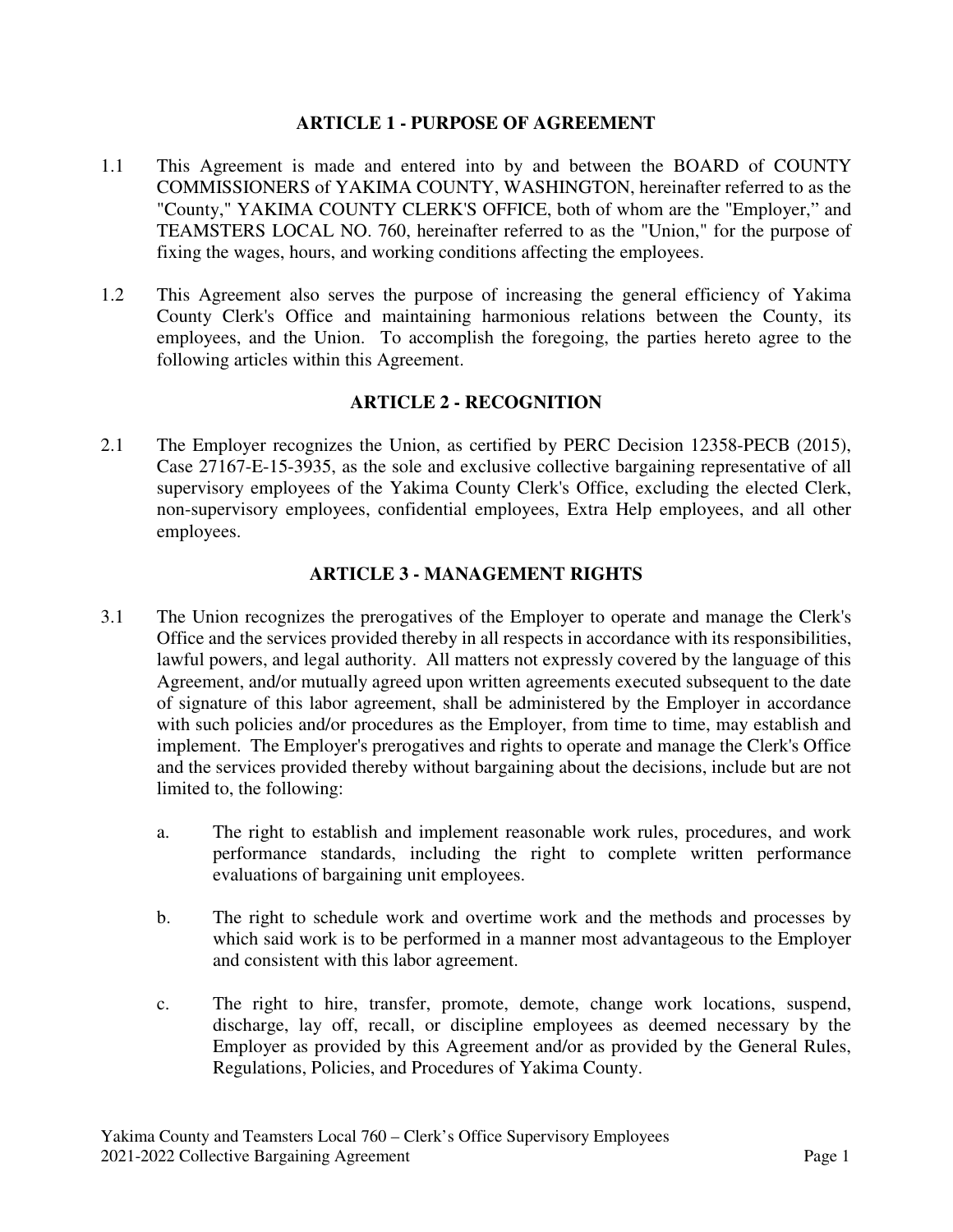## ARTICLE 1 - PURPOSE OF AGREEMENT

1.1 This Agreement is made and entered into by and between the BOARD of COUNTY COMMISSIONERS of YAKIMA COUNTY, WASHINGTON, hereinafter referred to as the "County," YAKIMA COUNTY CLERK'S OFFICE, both of whom are the "Employer," and TEAMSTERS LOCAL NO. 760, hereinafter referred to as the "Union," for the purpose of fixing the wages, hours, and working conditions affecting the employees.

1.2 This Agreement also serves the purpose of increasing the general efficiency of Yakima County Clerk's Office and maintaining harmonious relations between the County, its employees, and the Union. To accomplish the foregoing, the parties hereto agree to the following articles within this Agreement.

## ARTICLE 2 - RECOGNITION

2.1 The Employer recognizes the Union, as certified by PERC Decision 12358-PECB (2015), Case 27167-E-15-3935, as the sole and exclusive collective bargaining representative of all supervisory employees of the Yakima County Clerk's Office, excluding the elected Clerk, non-supervisory employees, confidential employees, Extra Help employees, and all other employees.

## ARTICLE 3 - MANAGEMENT RIGHTS

3.1 The Union recognizes the prerogatives of the Employer to operate and manage the Clerk's Office and the services provided thereby in all respects in accordance with its responsibilities, lawful powers, and legal authority. All matters not expressly covered by the language of this Agreement, and/or mutually agreed upon written agreements executed subsequent to the date of signature of this labor agreement, shall be administered by the Employer in accordance with such policies and/or procedures as the Employer, from time to time, may establish and implement. The Employer's prerogatives and rights to operate and manage the Clerk's Office and the services provided thereby without bargaining about the decisions, include but are not limited to, the following:

a. The right to establish and implement reasonable work rules, procedures, and work performance standards, including the right to complete written performance evaluations of bargaining unit employees.

b. The right to schedule work and overtime work and the methods and processes by which said work is to be performed in a manner most advantageous to the Employer and consistent with this labor agreement.

c. The right to hire, transfer, promote, demote, change work locations, suspend, discharge, lay off, recall, or discipline employees as deemed necessary by the Employer as provided by this Agreement and/or as provided by the General Rules, Regulations, Policies, and Procedures of Yakima County.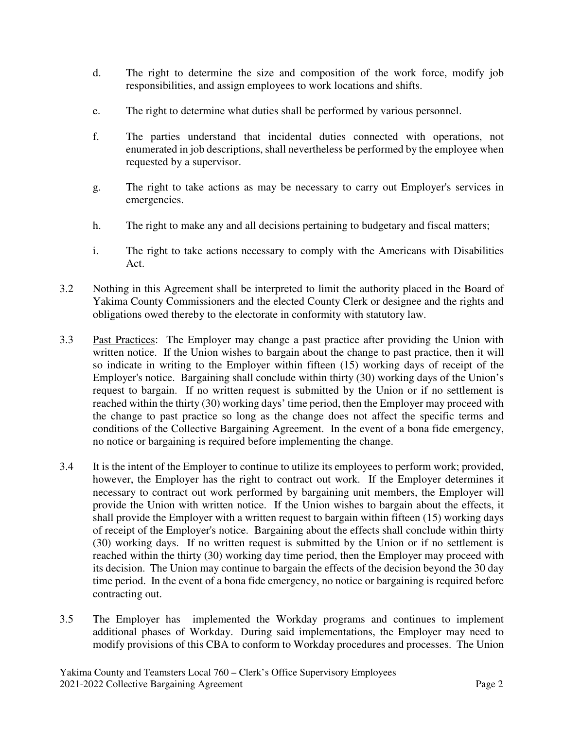d. The right to determine the size and composition of the work force, modify job responsibilities, and assign employees to work locations and shifts.

e. The right to determine what duties shall be performed by various personnel.

f. The parties understand that incidental duties connected with operations, not enumerated in job descriptions, shall nevertheless be performed by the employee when requested by a supervisor.

g. The right to take actions as may be necessary to carry out Employer's services in emergencies.

h. The right to make any and all decisions pertaining to budgetary and fiscal matters;

i. The right to take actions necessary to comply with the Americans with Disabilities Act.

3.2 Nothing in this Agreement shall be interpreted to limit the authority placed in the Board of Yakima County Commissioners and the elected County Clerk or designee and the rights and obligations owed thereby to the electorate in conformity with statutory law.

3.3 Past Practices: The Employer may change a past practice after providing the Union with written notice. If the Union wishes to bargain about the change to past practice, then it will so indicate in writing to the Employer within fifteen (15) working days of receipt of the Employer's notice. Bargaining shall conclude within thirty (30) working days of the Union's request to bargain. If no written request is submitted by the Union or if no settlement is reached within the thirty (30) working days' time period, then the Employer may proceed with the change to past practice so long as the change does not affect the specific terms and conditions of the Collective Bargaining Agreement. In the event of a bona fide emergency, no notice or bargaining is required before implementing the change.

3.4 It is the intent of the Employer to continue to utilize its employees to perform work; provided, however, the Employer has the right to contract out work. If the Employer determines it necessary to contract out work performed by bargaining unit members, the Employer will provide the Union with written notice. If the Union wishes to bargain about the effects, it shall provide the Employer with a written request to bargain within fifteen (15) working days of receipt of the Employer's notice. Bargaining about the effects shall conclude within thirty (30) working days. If no written request is submitted by the Union or if no settlement is reached within the thirty (30) working day time period, then the Employer may proceed with its decision. The Union may continue to bargain the effects of the decision beyond the 30 day time period. In the event of a bona fide emergency, no notice or bargaining is required before contracting out.

3.5 The Employer has implemented the Workday programs and continues to implement additional phases of Workday. During said implementations, the Employer may need to modify provisions of this CBA to conform to Workday procedures and processes. The Union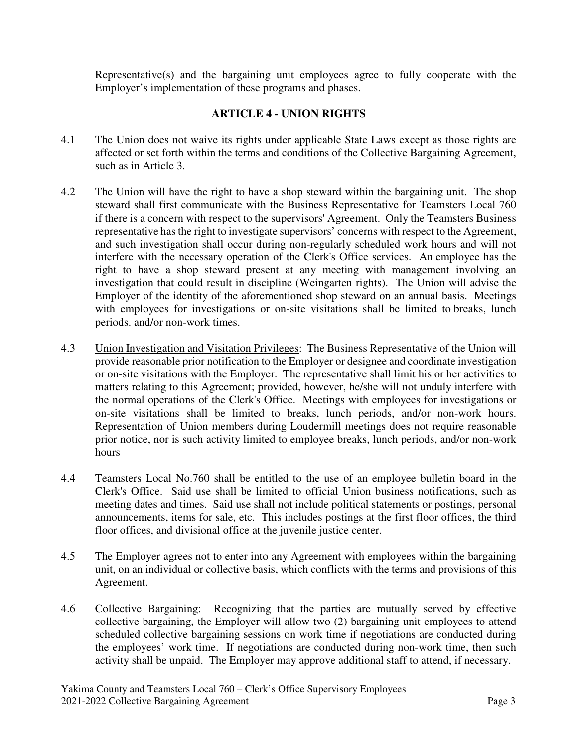Representative(s) and the bargaining unit employees agree to fully cooperate with the Employer's implementation of these programs and phases.

## ARTICLE 4 - UNION RIGHTS

4.1 The Union does not waive its rights under applicable State Laws except as those rights are affected or set forth within the terms and conditions of the Collective Bargaining Agreement, such as in Article 3.

4.2 The Union will have the right to have a shop steward within the bargaining unit. The shop steward shall first communicate with the Business Representative for Teamsters Local 760 if there is a concern with respect to the supervisors' Agreement. Only the Teamsters Business representative has the right to investigate supervisors' concerns with respect to the Agreement, and such investigation shall occur during non-regularly scheduled work hours and will not interfere with the necessary operation of the Clerk's Office services. An employee has the right to have a shop steward present at any meeting with management involving an investigation that could result in discipline (Weingarten rights). The Union will advise the Employer of the identity of the aforementioned shop steward on an annual basis. Meetings with employees for investigations or on-site visitations shall be limited to breaks, lunch periods. and/or non-work times.

4.3 Union Investigation and Visitation Privileges: The Business Representative of the Union will provide reasonable prior notification to the Employer or designee and coordinate investigation or on-site visitations with the Employer. The representative shall limit his or her activities to matters relating to this Agreement; provided, however, he/she will not unduly interfere with the normal operations of the Clerk's Office. Meetings with employees for investigations or on-site visitations shall be limited to breaks, lunch periods, and/or non-work hours. Representation of Union members during Loudermill meetings does not require reasonable prior notice, nor is such activity limited to employee breaks, lunch periods, and/or non-work hours

4.4 Teamsters Local No.760 shall be entitled to the use of an employee bulletin board in the Clerk's Office. Said use shall be limited to official Union business notifications, such as meeting dates and times. Said use shall not include political statements or postings, personal announcements, items for sale, etc. This includes postings at the first floor offices, the third floor offices, and divisional office at the juvenile justice center.

4.5 The Employer agrees not to enter into any Agreement with employees within the bargaining unit, on an individual or collective basis, which conflicts with the terms and provisions of this Agreement.

4.6 Collective Bargaining: Recognizing that the parties are mutually served by effective collective bargaining, the Employer will allow two (2) bargaining unit employees to attend scheduled collective bargaining sessions on work time if negotiations are conducted during the employees' work time. If negotiations are conducted during non-work time, then such activity shall be unpaid. The Employer may approve additional staff to attend, if necessary.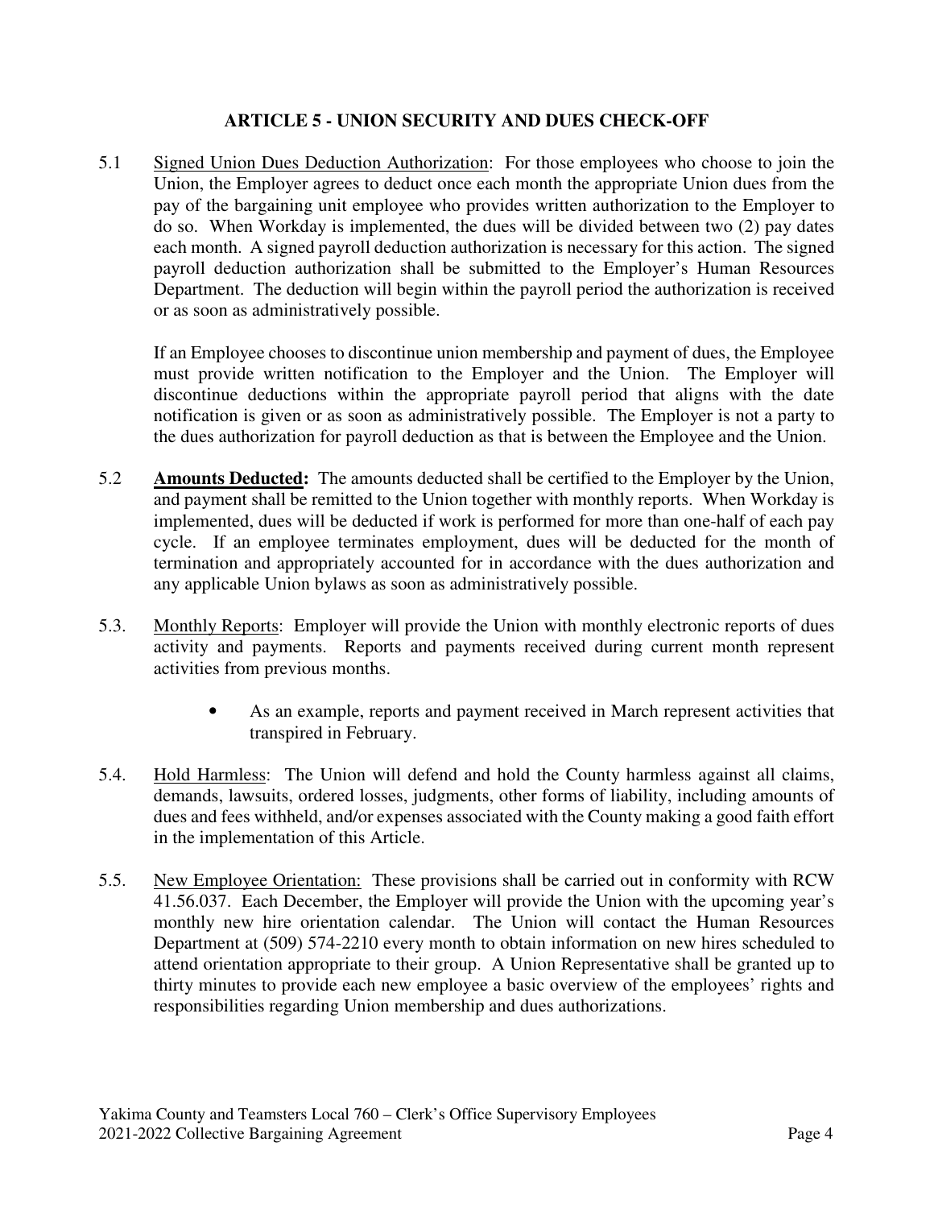## ARTICLE 5 - UNION SECURITY AND DUES CHECK-OFF

5.1 Signed Union Dues Deduction Authorization: For those employees who choose to join the Union, the Employer agrees to deduct once each month the appropriate Union dues from the pay of the bargaining unit employee who provides written authorization to the Employer to do so. When Workday is implemented, the dues will be divided between two (2) pay dates each month. A signed payroll deduction authorization is necessary for this action. The signed payroll deduction authorization shall be submitted to the Employer's Human Resources Department. The deduction will begin within the payroll period the authorization is received or as soon as administratively possible.

If an Employee chooses to discontinue union membership and payment of dues, the Employee must provide written notification to the Employer and the Union. The Employer will discontinue deductions within the appropriate payroll period that aligns with the date notification is given or as soon as administratively possible. The Employer is not a party to the dues authorization for payroll deduction as that is between the Employee and the Union.

5.2 **Amounts Deducted:** The amounts deducted shall be certified to the Employer by the Union, and payment shall be remitted to the Union together with monthly reports. When Workday is implemented, dues will be deducted if work is performed for more than one-half of each pay cycle. If an employee terminates employment, dues will be deducted for the month of termination and appropriately accounted for in accordance with the dues authorization and any applicable Union bylaws as soon as administratively possible.

5.3. Monthly Reports: Employer will provide the Union with monthly electronic reports of dues activity and payments. Reports and payments received during current month represent activities from previous months.

- As an example, reports and payment received in March represent activities that transpired in February.

5.4. Hold Harmless: The Union will defend and hold the County harmless against all claims, demands, lawsuits, ordered losses, judgments, other forms of liability, including amounts of dues and fees withheld, and/or expenses associated with the County making a good faith effort in the implementation of this Article.

5.5. New Employee Orientation: These provisions shall be carried out in conformity with RCW 41.56.037. Each December, the Employer will provide the Union with the upcoming year's monthly new hire orientation calendar. The Union will contact the Human Resources Department at (509) 574-2210 every month to obtain information on new hires scheduled to attend orientation appropriate to their group. A Union Representative shall be granted up to thirty minutes to provide each new employee a basic overview of the employees' rights and responsibilities regarding Union membership and dues authorizations.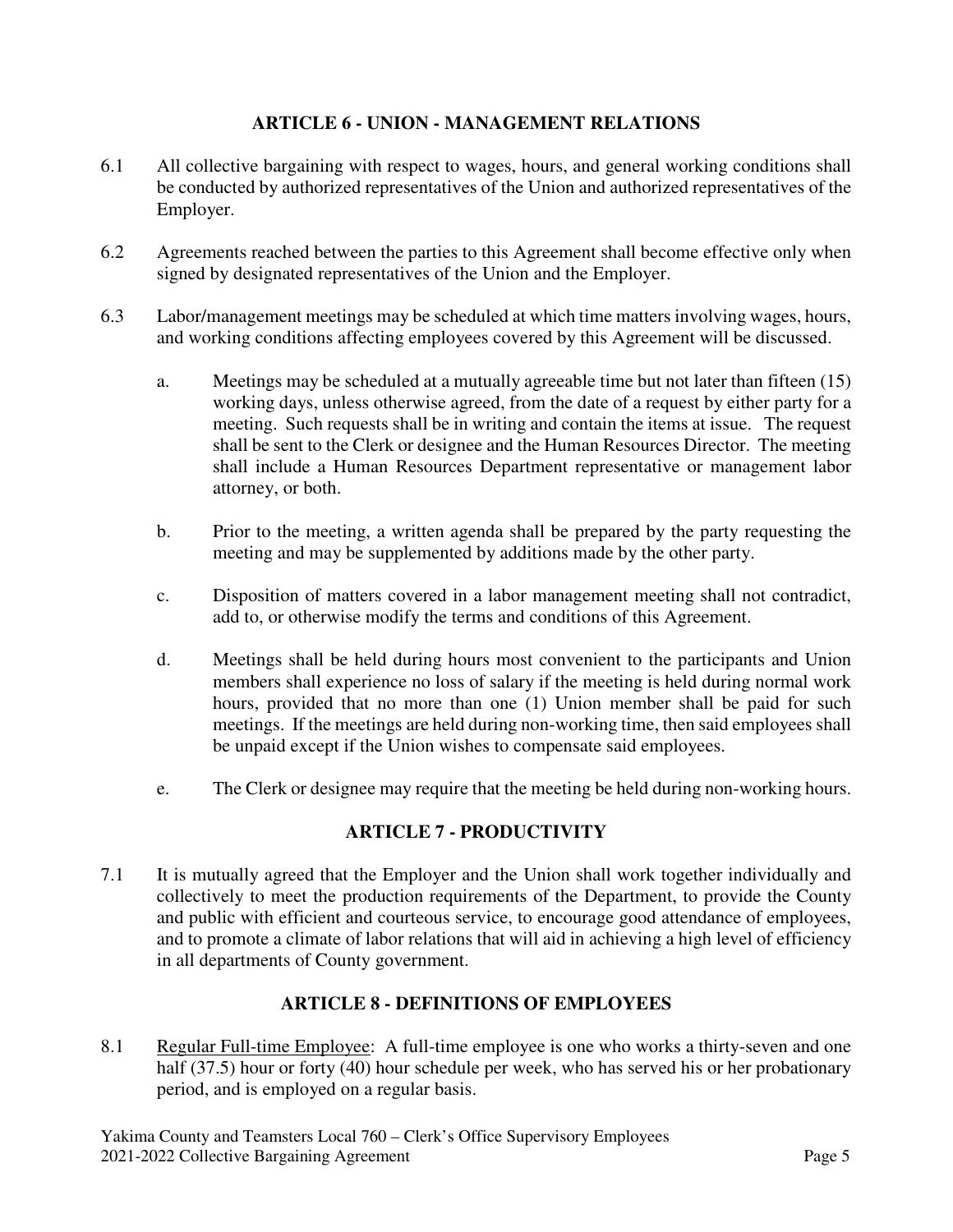## ARTICLE 6 - UNION - MANAGEMENT RELATIONS

6.1 All collective bargaining with respect to wages, hours, and general working conditions shall be conducted by authorized representatives of the Union and authorized representatives of the Employer.

6.2 Agreements reached between the parties to this Agreement shall become effective only when signed by designated representatives of the Union and the Employer.

6.3 Labor/management meetings may be scheduled at which time matters involving wages, hours, and working conditions affecting employees covered by this Agreement will be discussed.

a. Meetings may be scheduled at a mutually agreeable time but not later than fifteen (15) working days, unless otherwise agreed, from the date of a request by either party for a meeting. Such requests shall be in writing and contain the items at issue. The request shall be sent to the Clerk or designee and the Human Resources Director. The meeting shall include a Human Resources Department representative or management labor attorney, or both.

b. Prior to the meeting, a written agenda shall be prepared by the party requesting the meeting and may be supplemented by additions made by the other party.

c. Disposition of matters covered in a labor management meeting shall not contradict, add to, or otherwise modify the terms and conditions of this Agreement.

d. Meetings shall be held during hours most convenient to the participants and Union members shall experience no loss of salary if the meeting is held during normal work hours, provided that no more than one (1) Union member shall be paid for such meetings. If the meetings are held during non-working time, then said employees shall be unpaid except if the Union wishes to compensate said employees.

e. The Clerk or designee may require that the meeting be held during non-working hours.

## ARTICLE 7 - PRODUCTIVITY

7.1 It is mutually agreed that the Employer and the Union shall work together individually and collectively to meet the production requirements of the Department, to provide the County and public with efficient and courteous service, to encourage good attendance of employees, and to promote a climate of labor relations that will aid in achieving a high level of efficiency in all departments of County government.

## ARTICLE 8 - DEFINITIONS OF EMPLOYEES

8.1 Regular Full-time Employee: A full-time employee is one who works a thirty-seven and one half (37.5) hour or forty (40) hour schedule per week, who has served his or her probationary period, and is employed on a regular basis.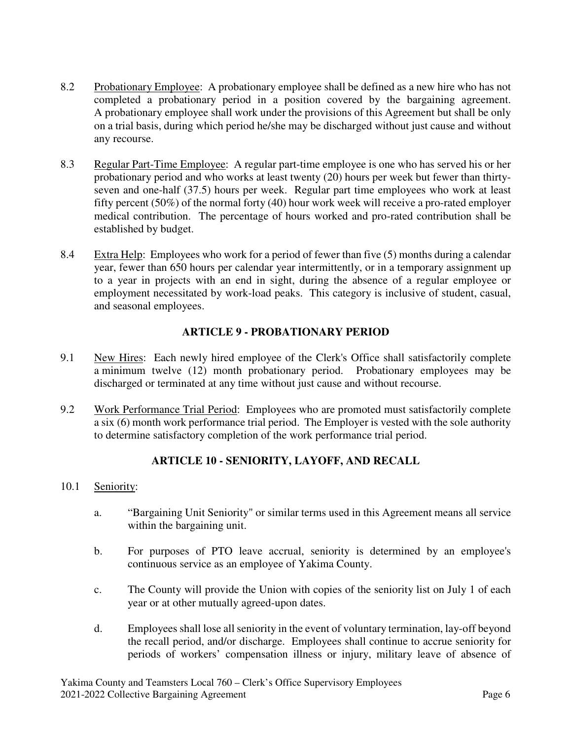8.2 Probationary Employee: A probationary employee shall be defined as a new hire who has not completed a probationary period in a position covered by the bargaining agreement. A probationary employee shall work under the provisions of this Agreement but shall be only on a trial basis, during which period he/she may be discharged without just cause and without any recourse.

8.3 Regular Part-Time Employee: A regular part-time employee is one who has served his or her probationary period and who works at least twenty (20) hours per week but fewer than thirty-seven and one-half (37.5) hours per week. Regular part time employees who work at least fifty percent (50%) of the normal forty (40) hour work week will receive a pro-rated employer medical contribution. The percentage of hours worked and pro-rated contribution shall be established by budget.

8.4 Extra Help: Employees who work for a period of fewer than five (5) months during a calendar year, fewer than 650 hours per calendar year intermittently, or in a temporary assignment up to a year in projects with an end in sight, during the absence of a regular employee or employment necessitated by work-load peaks. This category is inclusive of student, casual, and seasonal employees.

## ARTICLE 9 - PROBATIONARY PERIOD

9.1 New Hires: Each newly hired employee of the Clerk's Office shall satisfactorily complete a minimum twelve (12) month probationary period. Probationary employees may be discharged or terminated at any time without just cause and without recourse.

9.2 Work Performance Trial Period: Employees who are promoted must satisfactorily complete a six (6) month work performance trial period. The Employer is vested with the sole authority to determine satisfactory completion of the work performance trial period.

## ARTICLE 10 - SENIORITY, LAYOFF, AND RECALL

10.1 Seniority:

a. "Bargaining Unit Seniority" or similar terms used in this Agreement means all service within the bargaining unit.

b. For purposes of PTO leave accrual, seniority is determined by an employee's continuous service as an employee of Yakima County.

c. The County will provide the Union with copies of the seniority list on July 1 of each year or at other mutually agreed-upon dates.

d. Employees shall lose all seniority in the event of voluntary termination, lay-off beyond the recall period, and/or discharge. Employees shall continue to accrue seniority for periods of workers' compensation illness or injury, military leave of absence of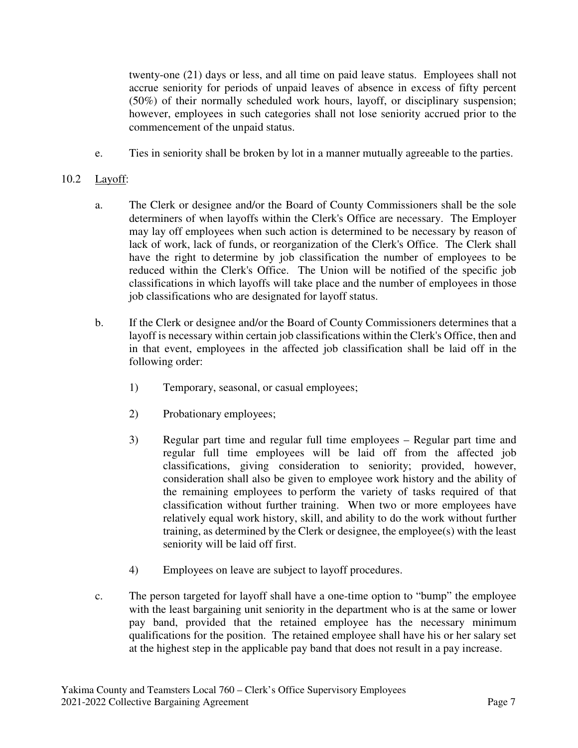twenty-one (21) days or less, and all time on paid leave status. Employees shall not accrue seniority for periods of unpaid leaves of absence in excess of fifty percent (50%) of their normally scheduled work hours, layoff, or disciplinary suspension; however, employees in such categories shall not lose seniority accrued prior to the commencement of the unpaid status.

e. Ties in seniority shall be broken by lot in a manner mutually agreeable to the parties.

10.2 Layoff:

a. The Clerk or designee and/or the Board of County Commissioners shall be the sole determiners of when layoffs within the Clerk's Office are necessary. The Employer may lay off employees when such action is determined to be necessary by reason of lack of work, lack of funds, or reorganization of the Clerk's Office. The Clerk shall have the right to determine by job classification the number of employees to be reduced within the Clerk's Office. The Union will be notified of the specific job classifications in which layoffs will take place and the number of employees in those job classifications who are designated for layoff status.

b. If the Clerk or designee and/or the Board of County Commissioners determines that a layoff is necessary within certain job classifications within the Clerk's Office, then and in that event, employees in the affected job classification shall be laid off in the following order:

1) Temporary, seasonal, or casual employees;

2) Probationary employees;

3) Regular part time and regular full time employees – Regular part time and regular full time employees will be laid off from the affected job classifications, giving consideration to seniority; provided, however, consideration shall also be given to employee work history and the ability of the remaining employees to perform the variety of tasks required of that classification without further training. When two or more employees have relatively equal work history, skill, and ability to do the work without further training, as determined by the Clerk or designee, the employee(s) with the least seniority will be laid off first.

4) Employees on leave are subject to layoff procedures.

c. The person targeted for layoff shall have a one-time option to "bump" the employee with the least bargaining unit seniority in the department who is at the same or lower pay band, provided that the retained employee has the necessary minimum qualifications for the position. The retained employee shall have his or her salary set at the highest step in the applicable pay band that does not result in a pay increase.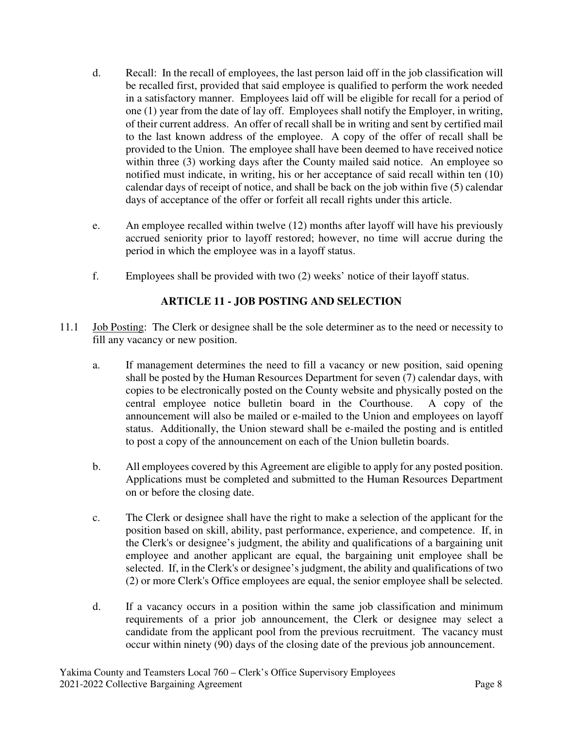d. Recall: In the recall of employees, the last person laid off in the job classification will be recalled first, provided that said employee is qualified to perform the work needed in a satisfactory manner. Employees laid off will be eligible for recall for a period of one (1) year from the date of lay off. Employees shall notify the Employer, in writing, of their current address. An offer of recall shall be in writing and sent by certified mail to the last known address of the employee. A copy of the offer of recall shall be provided to the Union. The employee shall have been deemed to have received notice within three (3) working days after the County mailed said notice. An employee so notified must indicate, in writing, his or her acceptance of said recall within ten (10) calendar days of receipt of notice, and shall be back on the job within five (5) calendar days of acceptance of the offer or forfeit all recall rights under this article.

e. An employee recalled within twelve (12) months after layoff will have his previously accrued seniority prior to layoff restored; however, no time will accrue during the period in which the employee was in a layoff status.

f. Employees shall be provided with two (2) weeks' notice of their layoff status.

## ARTICLE 11 - JOB POSTING AND SELECTION

11.1 Job Posting: The Clerk or designee shall be the sole determiner as to the need or necessity to fill any vacancy or new position.

a. If management determines the need to fill a vacancy or new position, said opening shall be posted by the Human Resources Department for seven (7) calendar days, with copies to be electronically posted on the County website and physically posted on the central employee notice bulletin board in the Courthouse. A copy of the announcement will also be mailed or e-mailed to the Union and employees on layoff status. Additionally, the Union steward shall be e-mailed the posting and is entitled to post a copy of the announcement on each of the Union bulletin boards.

b. All employees covered by this Agreement are eligible to apply for any posted position. Applications must be completed and submitted to the Human Resources Department on or before the closing date.

c. The Clerk or designee shall have the right to make a selection of the applicant for the position based on skill, ability, past performance, experience, and competence. If, in the Clerk's or designee's judgment, the ability and qualifications of a bargaining unit employee and another applicant are equal, the bargaining unit employee shall be selected. If, in the Clerk's or designee's judgment, the ability and qualifications of two (2) or more Clerk's Office employees are equal, the senior employee shall be selected.

d. If a vacancy occurs in a position within the same job classification and minimum requirements of a prior job announcement, the Clerk or designee may select a candidate from the applicant pool from the previous recruitment. The vacancy must occur within ninety (90) days of the closing date of the previous job announcement.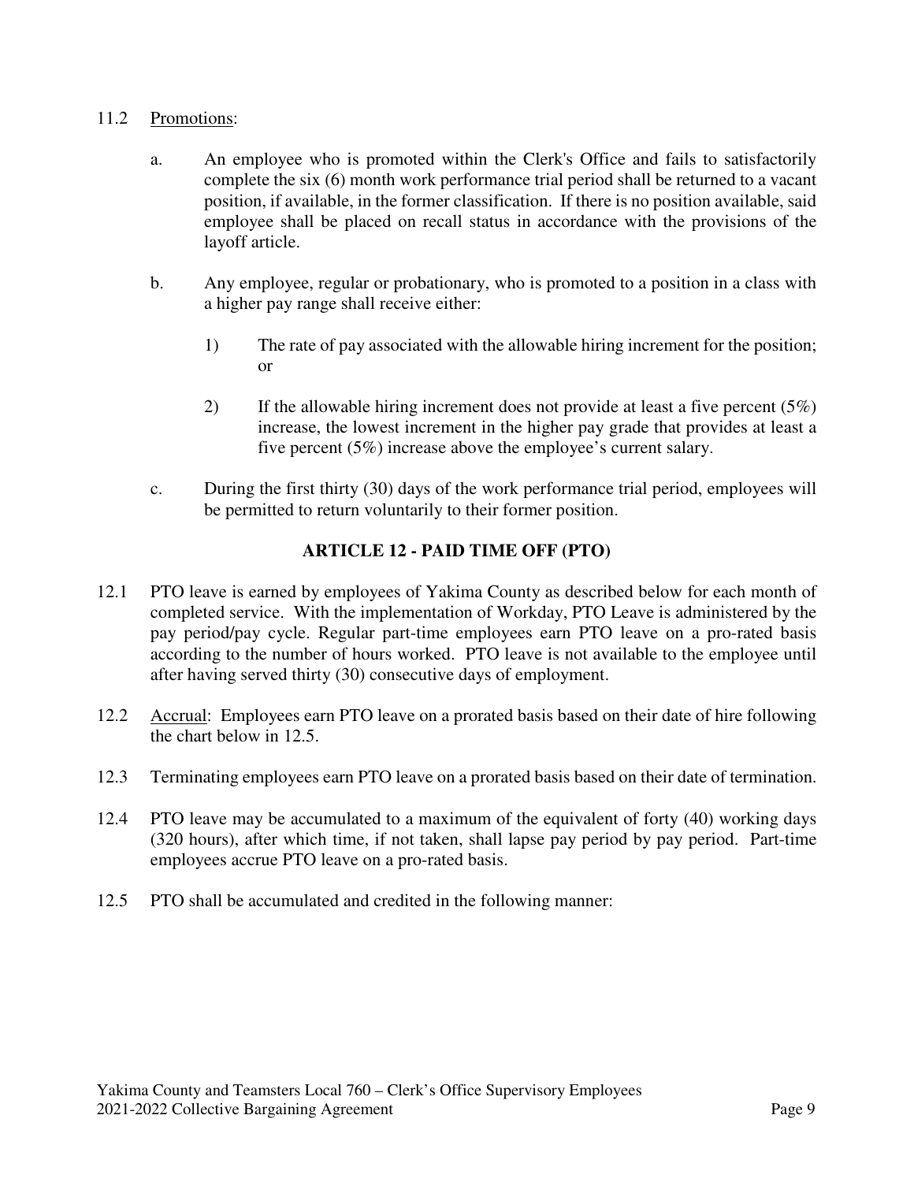11.2 Promotions:

a. An employee who is promoted within the Clerk's Office and fails to satisfactorily complete the six (6) month work performance trial period shall be returned to a vacant position, if available, in the former classification. If there is no position available, said employee shall be placed on recall status in accordance with the provisions of the layoff article.

b. Any employee, regular or probationary, who is promoted to a position in a class with a higher pay range shall receive either:

   1) The rate of pay associated with the allowable hiring increment for the position; or

   2) If the allowable hiring increment does not provide at least a five percent (5%) increase, the lowest increment in the higher pay grade that provides at least a five percent (5%) increase above the employee's current salary.

c. During the first thirty (30) days of the work performance trial period, employees will be permitted to return voluntarily to their former position.

## ARTICLE 12 - PAID TIME OFF (PTO)

12.1 PTO leave is earned by employees of Yakima County as described below for each month of completed service. With the implementation of Workday, PTO Leave is administered by the pay period/pay cycle. Regular part-time employees earn PTO leave on a pro-rated basis according to the number of hours worked. PTO leave is not available to the employee until after having served thirty (30) consecutive days of employment.

12.2 Accrual: Employees earn PTO leave on a prorated basis based on their date of hire following the chart below in 12.5.

12.3 Terminating employees earn PTO leave on a prorated basis based on their date of termination.

12.4 PTO leave may be accumulated to a maximum of the equivalent of forty (40) working days (320 hours), after which time, if not taken, shall lapse pay period by pay period. Part-time employees accrue PTO leave on a pro-rated basis.

12.5 PTO shall be accumulated and credited in the following manner: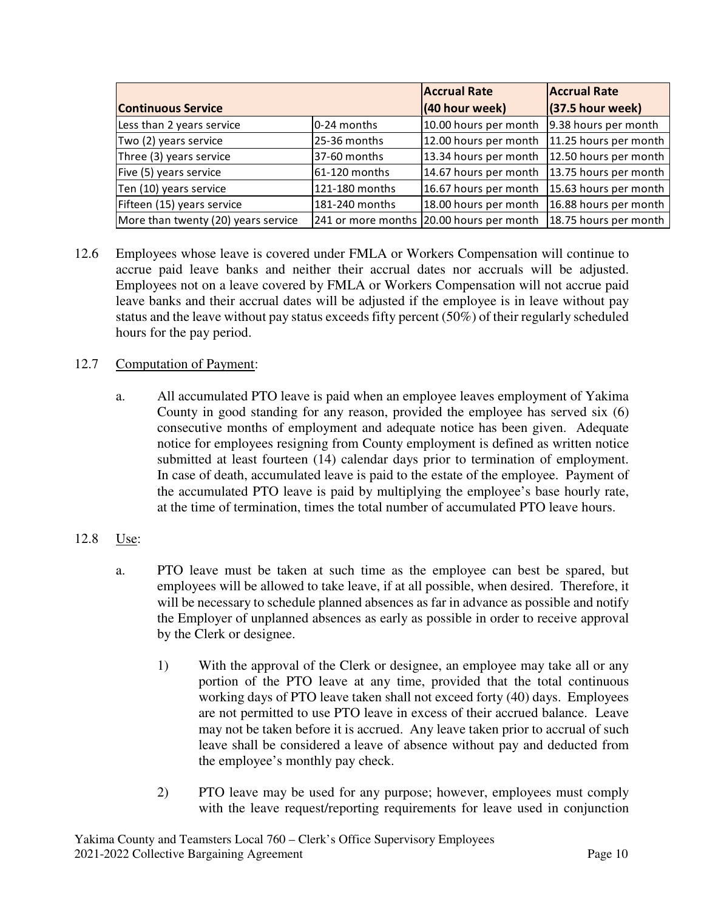| Continuous Service | | Accrual Rate (40 hour week) | Accrual Rate (37.5 hour week) |
|---|---|---|---|
| Less than 2 years service | 0-24 months | 10.00 hours per month | 9.38 hours per month |
| Two (2) years service | 25-36 months | 12.00 hours per month | 11.25 hours per month |
| Three (3) years service | 37-60 months | 13.34 hours per month | 12.50 hours per month |
| Five (5) years service | 61-120 months | 14.67 hours per month | 13.75 hours per month |
| Ten (10) years service | 121-180 months | 16.67 hours per month | 15.63 hours per month |
| Fifteen (15) years service | 181-240 months | 18.00 hours per month | 16.88 hours per month |
| More than twenty (20) years service | 241 or more months | 20.00 hours per month | 18.75 hours per month |

12.6 Employees whose leave is covered under FMLA or Workers Compensation will continue to accrue paid leave banks and neither their accrual dates nor accruals will be adjusted. Employees not on a leave covered by FMLA or Workers Compensation will not accrue paid leave banks and their accrual dates will be adjusted if the employee is in leave without pay status and the leave without pay status exceeds fifty percent (50%) of their regularly scheduled hours for the pay period.

12.7 Computation of Payment:

a. All accumulated PTO leave is paid when an employee leaves employment of Yakima County in good standing for any reason, provided the employee has served six (6) consecutive months of employment and adequate notice has been given. Adequate notice for employees resigning from County employment is defined as written notice submitted at least fourteen (14) calendar days prior to termination of employment. In case of death, accumulated leave is paid to the estate of the employee. Payment of the accumulated PTO leave is paid by multiplying the employee's base hourly rate, at the time of termination, times the total number of accumulated PTO leave hours.

12.8 Use:

a. PTO leave must be taken at such time as the employee can best be spared, but employees will be allowed to take leave, if at all possible, when desired. Therefore, it will be necessary to schedule planned absences as far in advance as possible and notify the Employer of unplanned absences as early as possible in order to receive approval by the Clerk or designee.

1) With the approval of the Clerk or designee, an employee may take all or any portion of the PTO leave at any time, provided that the total continuous working days of PTO leave taken shall not exceed forty (40) days. Employees are not permitted to use PTO leave in excess of their accrued balance. Leave may not be taken before it is accrued. Any leave taken prior to accrual of such leave shall be considered a leave of absence without pay and deducted from the employee's monthly pay check.

2) PTO leave may be used for any purpose; however, employees must comply with the leave request/reporting requirements for leave used in conjunction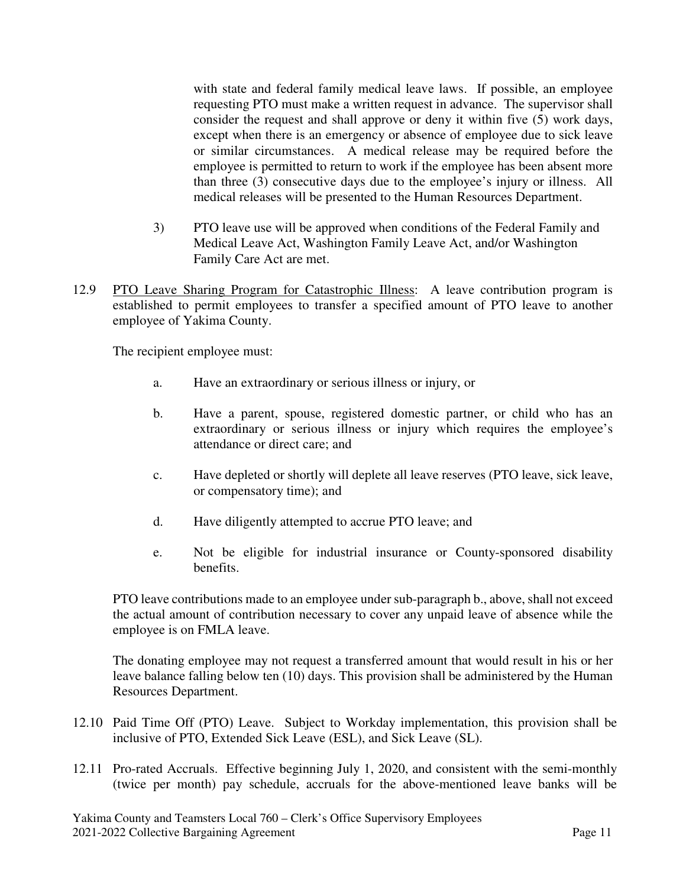with state and federal family medical leave laws. If possible, an employee requesting PTO must make a written request in advance. The supervisor shall consider the request and shall approve or deny it within five (5) work days, except when there is an emergency or absence of employee due to sick leave or similar circumstances. A medical release may be required before the employee is permitted to return to work if the employee has been absent more than three (3) consecutive days due to the employee's injury or illness. All medical releases will be presented to the Human Resources Department.

3) PTO leave use will be approved when conditions of the Federal Family and Medical Leave Act, Washington Family Leave Act, and/or Washington Family Care Act are met.

12.9 PTO Leave Sharing Program for Catastrophic Illness: A leave contribution program is established to permit employees to transfer a specified amount of PTO leave to another employee of Yakima County.

The recipient employee must:

a. Have an extraordinary or serious illness or injury, or

b. Have a parent, spouse, registered domestic partner, or child who has an extraordinary or serious illness or injury which requires the employee's attendance or direct care; and

c. Have depleted or shortly will deplete all leave reserves (PTO leave, sick leave, or compensatory time); and

d. Have diligently attempted to accrue PTO leave; and

e. Not be eligible for industrial insurance or County-sponsored disability benefits.

PTO leave contributions made to an employee under sub-paragraph b., above, shall not exceed the actual amount of contribution necessary to cover any unpaid leave of absence while the employee is on FMLA leave.

The donating employee may not request a transferred amount that would result in his or her leave balance falling below ten (10) days. This provision shall be administered by the Human Resources Department.

12.10 Paid Time Off (PTO) Leave. Subject to Workday implementation, this provision shall be inclusive of PTO, Extended Sick Leave (ESL), and Sick Leave (SL).

12.11 Pro-rated Accruals. Effective beginning July 1, 2020, and consistent with the semi-monthly (twice per month) pay schedule, accruals for the above-mentioned leave banks will be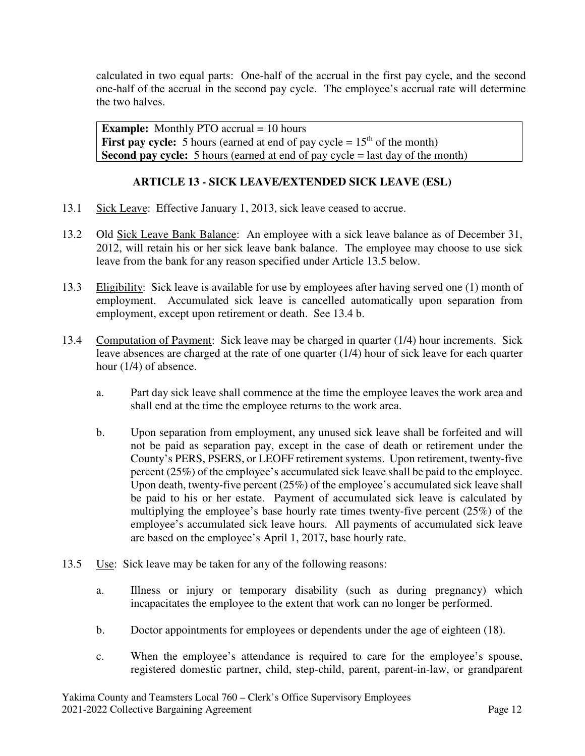calculated in two equal parts: One-half of the accrual in the first pay cycle, and the second one-half of the accrual in the second pay cycle. The employee's accrual rate will determine the two halves.

**Example:** Monthly PTO accrual = 10 hours
**First pay cycle:** 5 hours (earned at end of pay cycle = 15th of the month)
**Second pay cycle:** 5 hours (earned at end of pay cycle = last day of the month)

## ARTICLE 13 - SICK LEAVE/EXTENDED SICK LEAVE (ESL)

13.1 Sick Leave: Effective January 1, 2013, sick leave ceased to accrue.

13.2 Old Sick Leave Bank Balance: An employee with a sick leave balance as of December 31, 2012, will retain his or her sick leave bank balance. The employee may choose to use sick leave from the bank for any reason specified under Article 13.5 below.

13.3 Eligibility: Sick leave is available for use by employees after having served one (1) month of employment. Accumulated sick leave is cancelled automatically upon separation from employment, except upon retirement or death. See 13.4 b.

13.4 Computation of Payment: Sick leave may be charged in quarter (1/4) hour increments. Sick leave absences are charged at the rate of one quarter (1/4) hour of sick leave for each quarter hour (1/4) of absence.

  a. Part day sick leave shall commence at the time the employee leaves the work area and shall end at the time the employee returns to the work area.

  b. Upon separation from employment, any unused sick leave shall be forfeited and will not be paid as separation pay, except in the case of death or retirement under the County's PERS, PSERS, or LEOFF retirement systems. Upon retirement, twenty-five percent (25%) of the employee's accumulated sick leave shall be paid to the employee. Upon death, twenty-five percent (25%) of the employee's accumulated sick leave shall be paid to his or her estate. Payment of accumulated sick leave is calculated by multiplying the employee's base hourly rate times twenty-five percent (25%) of the employee's accumulated sick leave hours. All payments of accumulated sick leave are based on the employee's April 1, 2017, base hourly rate.

13.5 Use: Sick leave may be taken for any of the following reasons:

  a. Illness or injury or temporary disability (such as during pregnancy) which incapacitates the employee to the extent that work can no longer be performed.

  b. Doctor appointments for employees or dependents under the age of eighteen (18).

  c. When the employee's attendance is required to care for the employee's spouse, registered domestic partner, child, step-child, parent, parent-in-law, or grandparent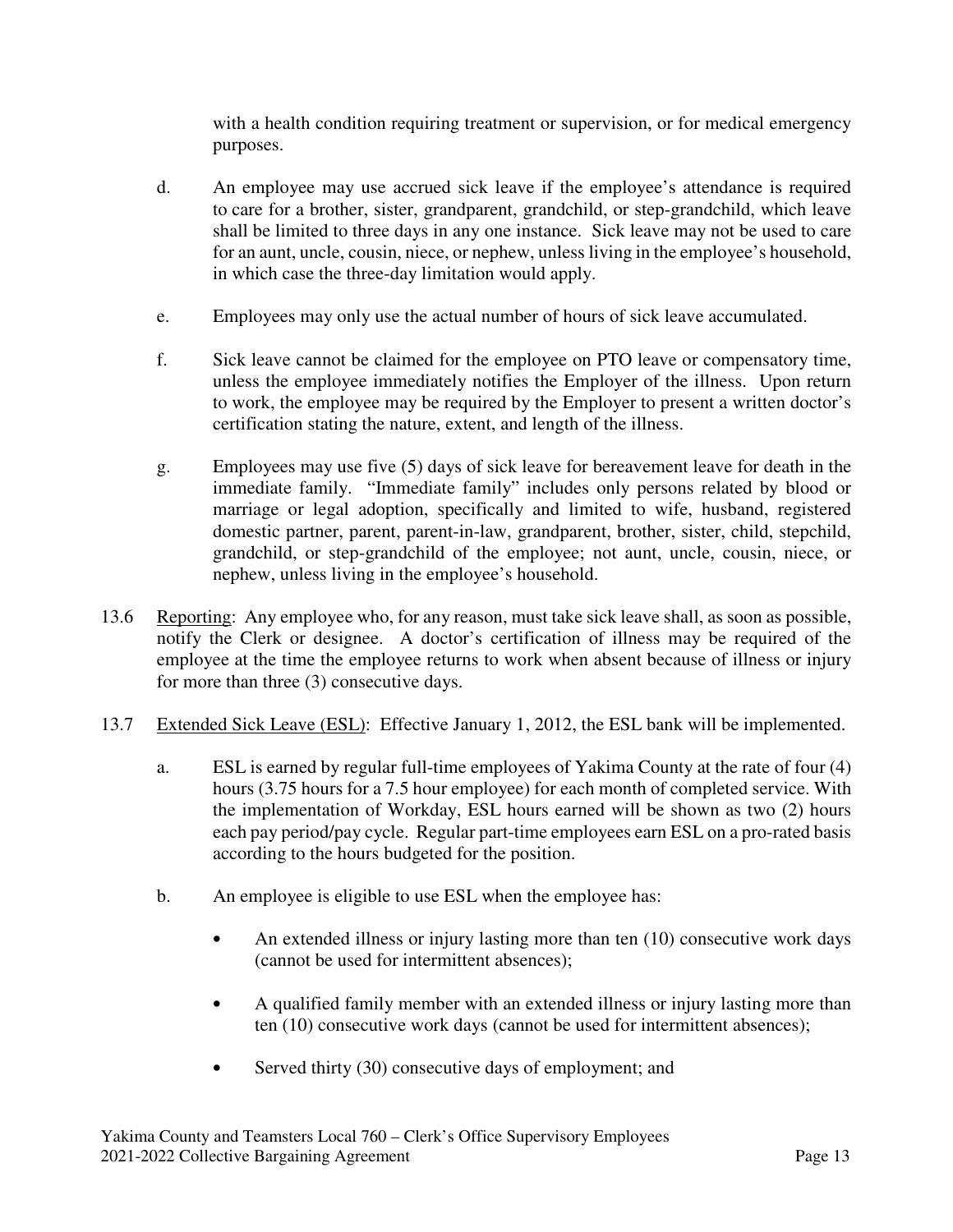with a health condition requiring treatment or supervision, or for medical emergency purposes.

d. An employee may use accrued sick leave if the employee's attendance is required to care for a brother, sister, grandparent, grandchild, or step-grandchild, which leave shall be limited to three days in any one instance. Sick leave may not be used to care for an aunt, uncle, cousin, niece, or nephew, unless living in the employee's household, in which case the three-day limitation would apply.

e. Employees may only use the actual number of hours of sick leave accumulated.

f. Sick leave cannot be claimed for the employee on PTO leave or compensatory time, unless the employee immediately notifies the Employer of the illness. Upon return to work, the employee may be required by the Employer to present a written doctor's certification stating the nature, extent, and length of the illness.

g. Employees may use five (5) days of sick leave for bereavement leave for death in the immediate family. "Immediate family" includes only persons related by blood or marriage or legal adoption, specifically and limited to wife, husband, registered domestic partner, parent, parent-in-law, grandparent, brother, sister, child, stepchild, grandchild, or step-grandchild of the employee; not aunt, uncle, cousin, niece, or nephew, unless living in the employee's household.

13.6 Reporting: Any employee who, for any reason, must take sick leave shall, as soon as possible, notify the Clerk or designee. A doctor's certification of illness may be required of the employee at the time the employee returns to work when absent because of illness or injury for more than three (3) consecutive days.

13.7 Extended Sick Leave (ESL): Effective January 1, 2012, the ESL bank will be implemented.

a. ESL is earned by regular full-time employees of Yakima County at the rate of four (4) hours (3.75 hours for a 7.5 hour employee) for each month of completed service. With the implementation of Workday, ESL hours earned will be shown as two (2) hours each pay period/pay cycle. Regular part-time employees earn ESL on a pro-rated basis according to the hours budgeted for the position.

b. An employee is eligible to use ESL when the employee has:

- An extended illness or injury lasting more than ten (10) consecutive work days (cannot be used for intermittent absences);
- A qualified family member with an extended illness or injury lasting more than ten (10) consecutive work days (cannot be used for intermittent absences);
- Served thirty (30) consecutive days of employment; and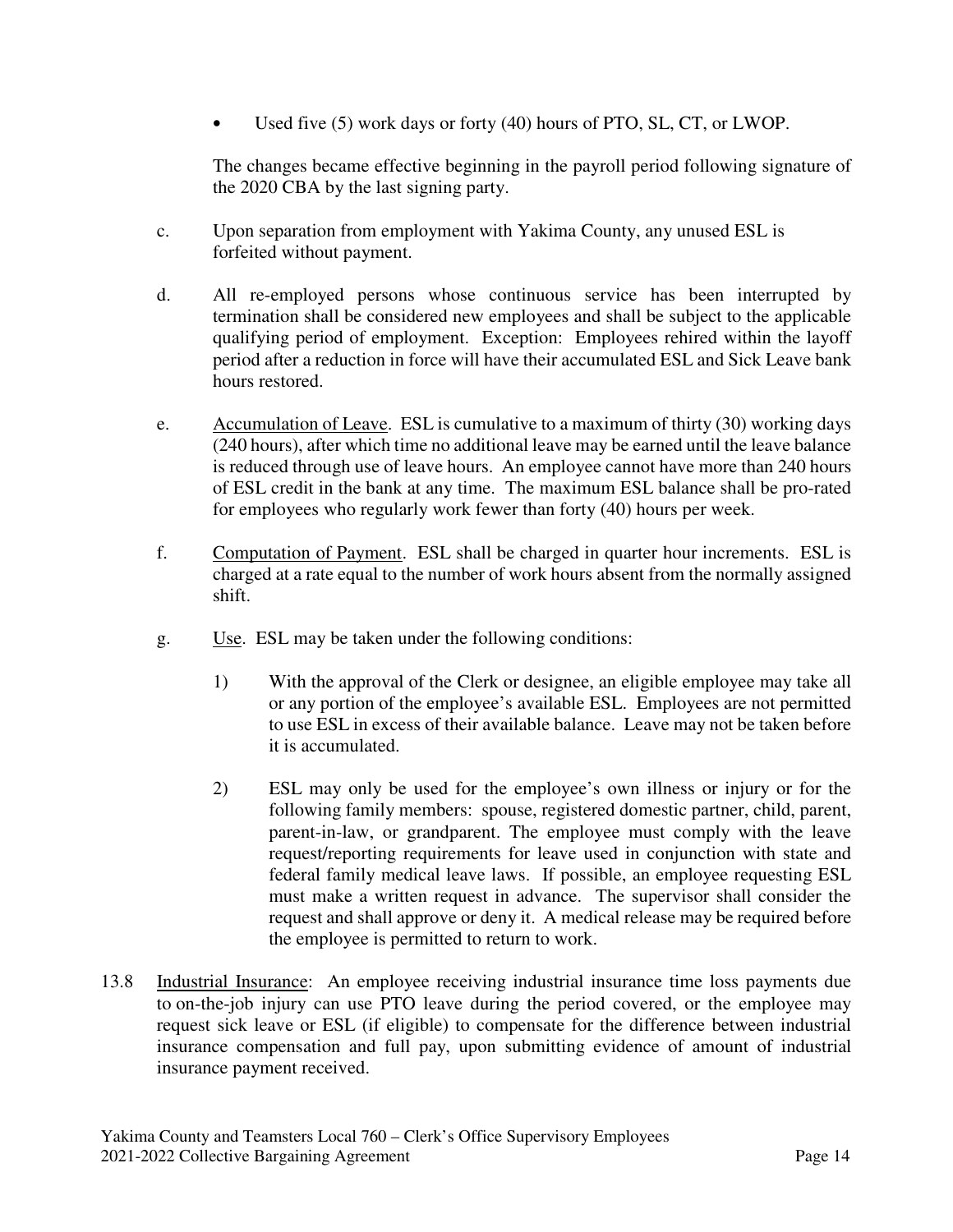- Used five (5) work days or forty (40) hours of PTO, SL, CT, or LWOP.

The changes became effective beginning in the payroll period following signature of the 2020 CBA by the last signing party.

c. Upon separation from employment with Yakima County, any unused ESL is forfeited without payment.

d. All re-employed persons whose continuous service has been interrupted by termination shall be considered new employees and shall be subject to the applicable qualifying period of employment. Exception: Employees rehired within the layoff period after a reduction in force will have their accumulated ESL and Sick Leave bank hours restored.

e. Accumulation of Leave. ESL is cumulative to a maximum of thirty (30) working days (240 hours), after which time no additional leave may be earned until the leave balance is reduced through use of leave hours. An employee cannot have more than 240 hours of ESL credit in the bank at any time. The maximum ESL balance shall be pro-rated for employees who regularly work fewer than forty (40) hours per week.

f. Computation of Payment. ESL shall be charged in quarter hour increments. ESL is charged at a rate equal to the number of work hours absent from the normally assigned shift.

g. Use. ESL may be taken under the following conditions:

1) With the approval of the Clerk or designee, an eligible employee may take all or any portion of the employee's available ESL. Employees are not permitted to use ESL in excess of their available balance. Leave may not be taken before it is accumulated.

2) ESL may only be used for the employee's own illness or injury or for the following family members: spouse, registered domestic partner, child, parent, parent-in-law, or grandparent. The employee must comply with the leave request/reporting requirements for leave used in conjunction with state and federal family medical leave laws. If possible, an employee requesting ESL must make a written request in advance. The supervisor shall consider the request and shall approve or deny it. A medical release may be required before the employee is permitted to return to work.

13.8 Industrial Insurance: An employee receiving industrial insurance time loss payments due to on-the-job injury can use PTO leave during the period covered, or the employee may request sick leave or ESL (if eligible) to compensate for the difference between industrial insurance compensation and full pay, upon submitting evidence of amount of industrial insurance payment received.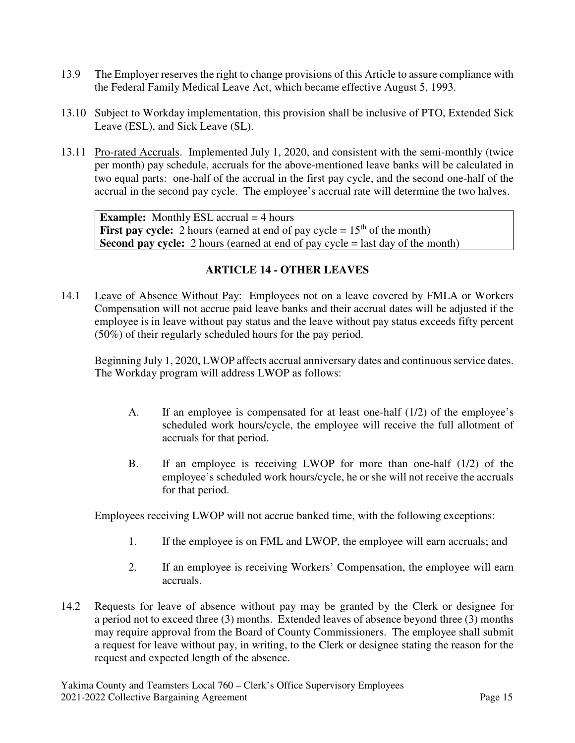13.9 The Employer reserves the right to change provisions of this Article to assure compliance with the Federal Family Medical Leave Act, which became effective August 5, 1993.

13.10 Subject to Workday implementation, this provision shall be inclusive of PTO, Extended Sick Leave (ESL), and Sick Leave (SL).

13.11 Pro-rated Accruals. Implemented July 1, 2020, and consistent with the semi-monthly (twice per month) pay schedule, accruals for the above-mentioned leave banks will be calculated in two equal parts: one-half of the accrual in the first pay cycle, and the second one-half of the accrual in the second pay cycle. The employee's accrual rate will determine the two halves.

> **Example:** Monthly ESL accrual = 4 hours
> **First pay cycle:** 2 hours (earned at end of pay cycle = 15th of the month)
> **Second pay cycle:** 2 hours (earned at end of pay cycle = last day of the month)

## ARTICLE 14 - OTHER LEAVES

14.1 Leave of Absence Without Pay: Employees not on a leave covered by FMLA or Workers Compensation will not accrue paid leave banks and their accrual dates will be adjusted if the employee is in leave without pay status and the leave without pay status exceeds fifty percent (50%) of their regularly scheduled hours for the pay period.

Beginning July 1, 2020, LWOP affects accrual anniversary dates and continuous service dates. The Workday program will address LWOP as follows:

A. If an employee is compensated for at least one-half (1/2) of the employee's scheduled work hours/cycle, the employee will receive the full allotment of accruals for that period.

B. If an employee is receiving LWOP for more than one-half (1/2) of the employee's scheduled work hours/cycle, he or she will not receive the accruals for that period.

Employees receiving LWOP will not accrue banked time, with the following exceptions:

1. If the employee is on FML and LWOP, the employee will earn accruals; and
2. If an employee is receiving Workers' Compensation, the employee will earn accruals.

14.2 Requests for leave of absence without pay may be granted by the Clerk or designee for a period not to exceed three (3) months. Extended leaves of absence beyond three (3) months may require approval from the Board of County Commissioners. The employee shall submit a request for leave without pay, in writing, to the Clerk or designee stating the reason for the request and expected length of the absence.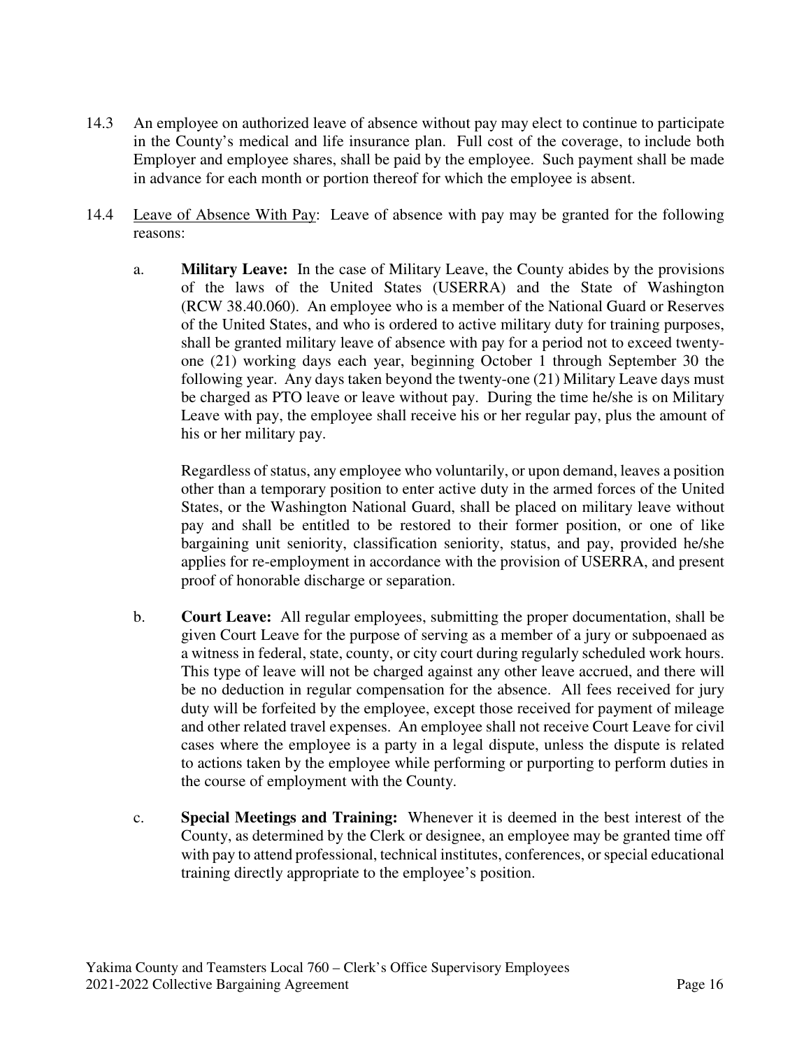14.3 An employee on authorized leave of absence without pay may elect to continue to participate in the County's medical and life insurance plan. Full cost of the coverage, to include both Employer and employee shares, shall be paid by the employee. Such payment shall be made in advance for each month or portion thereof for which the employee is absent.

14.4 Leave of Absence With Pay: Leave of absence with pay may be granted for the following reasons:

a. **Military Leave:** In the case of Military Leave, the County abides by the provisions of the laws of the United States (USERRA) and the State of Washington (RCW 38.40.060). An employee who is a member of the National Guard or Reserves of the United States, and who is ordered to active military duty for training purposes, shall be granted military leave of absence with pay for a period not to exceed twenty-one (21) working days each year, beginning October 1 through September 30 the following year. Any days taken beyond the twenty-one (21) Military Leave days must be charged as PTO leave or leave without pay. During the time he/she is on Military Leave with pay, the employee shall receive his or her regular pay, plus the amount of his or her military pay.

   Regardless of status, any employee who voluntarily, or upon demand, leaves a position other than a temporary position to enter active duty in the armed forces of the United States, or the Washington National Guard, shall be placed on military leave without pay and shall be entitled to be restored to their former position, or one of like bargaining unit seniority, classification seniority, status, and pay, provided he/she applies for re-employment in accordance with the provision of USERRA, and present proof of honorable discharge or separation.

b. **Court Leave:** All regular employees, submitting the proper documentation, shall be given Court Leave for the purpose of serving as a member of a jury or subpoenaed as a witness in federal, state, county, or city court during regularly scheduled work hours. This type of leave will not be charged against any other leave accrued, and there will be no deduction in regular compensation for the absence. All fees received for jury duty will be forfeited by the employee, except those received for payment of mileage and other related travel expenses. An employee shall not receive Court Leave for civil cases where the employee is a party in a legal dispute, unless the dispute is related to actions taken by the employee while performing or purporting to perform duties in the course of employment with the County.

c. **Special Meetings and Training:** Whenever it is deemed in the best interest of the County, as determined by the Clerk or designee, an employee may be granted time off with pay to attend professional, technical institutes, conferences, or special educational training directly appropriate to the employee's position.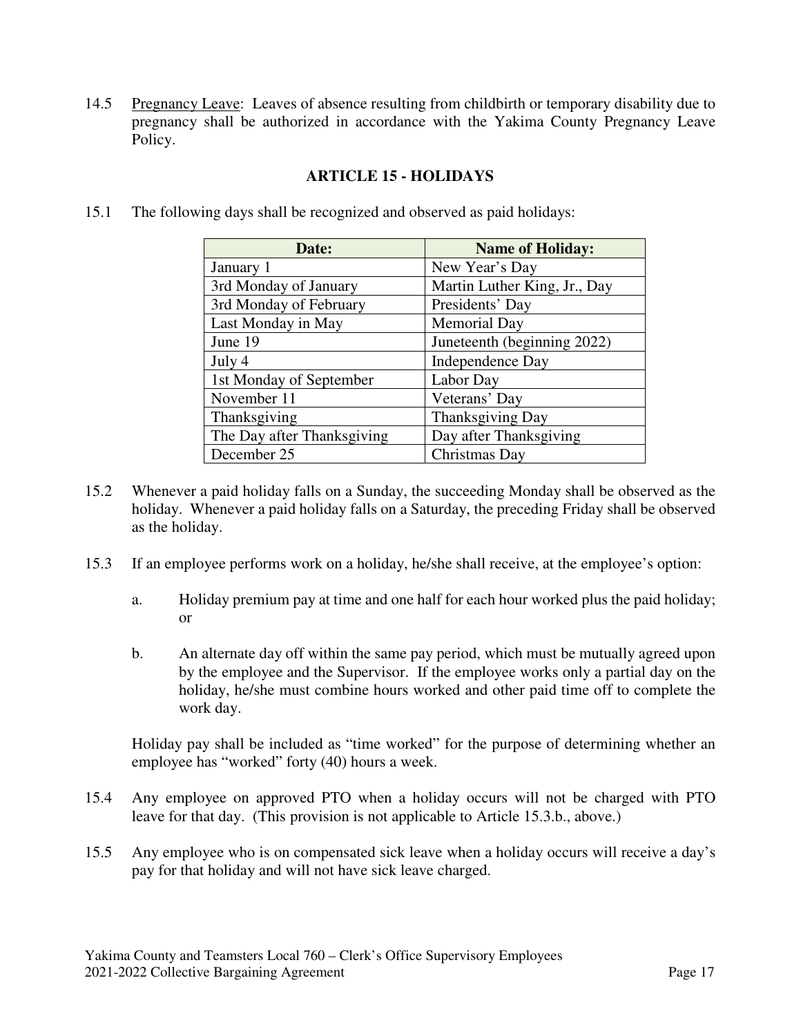14.5 Pregnancy Leave: Leaves of absence resulting from childbirth or temporary disability due to pregnancy shall be authorized in accordance with the Yakima County Pregnancy Leave Policy.

## ARTICLE 15 - HOLIDAYS

15.1 The following days shall be recognized and observed as paid holidays:

| Date: | Name of Holiday: |
|---|---|
| January 1 | New Year's Day |
| 3rd Monday of January | Martin Luther King, Jr., Day |
| 3rd Monday of February | Presidents' Day |
| Last Monday in May | Memorial Day |
| June 19 | Juneteenth (beginning 2022) |
| July 4 | Independence Day |
| 1st Monday of September | Labor Day |
| November 11 | Veterans' Day |
| Thanksgiving | Thanksgiving Day |
| The Day after Thanksgiving | Day after Thanksgiving |
| December 25 | Christmas Day |

15.2 Whenever a paid holiday falls on a Sunday, the succeeding Monday shall be observed as the holiday. Whenever a paid holiday falls on a Saturday, the preceding Friday shall be observed as the holiday.

15.3 If an employee performs work on a holiday, he/she shall receive, at the employee's option:

a. Holiday premium pay at time and one half for each hour worked plus the paid holiday; or

b. An alternate day off within the same pay period, which must be mutually agreed upon by the employee and the Supervisor. If the employee works only a partial day on the holiday, he/she must combine hours worked and other paid time off to complete the work day.

Holiday pay shall be included as "time worked" for the purpose of determining whether an employee has "worked" forty (40) hours a week.

15.4 Any employee on approved PTO when a holiday occurs will not be charged with PTO leave for that day. (This provision is not applicable to Article 15.3.b., above.)

15.5 Any employee who is on compensated sick leave when a holiday occurs will receive a day's pay for that holiday and will not have sick leave charged.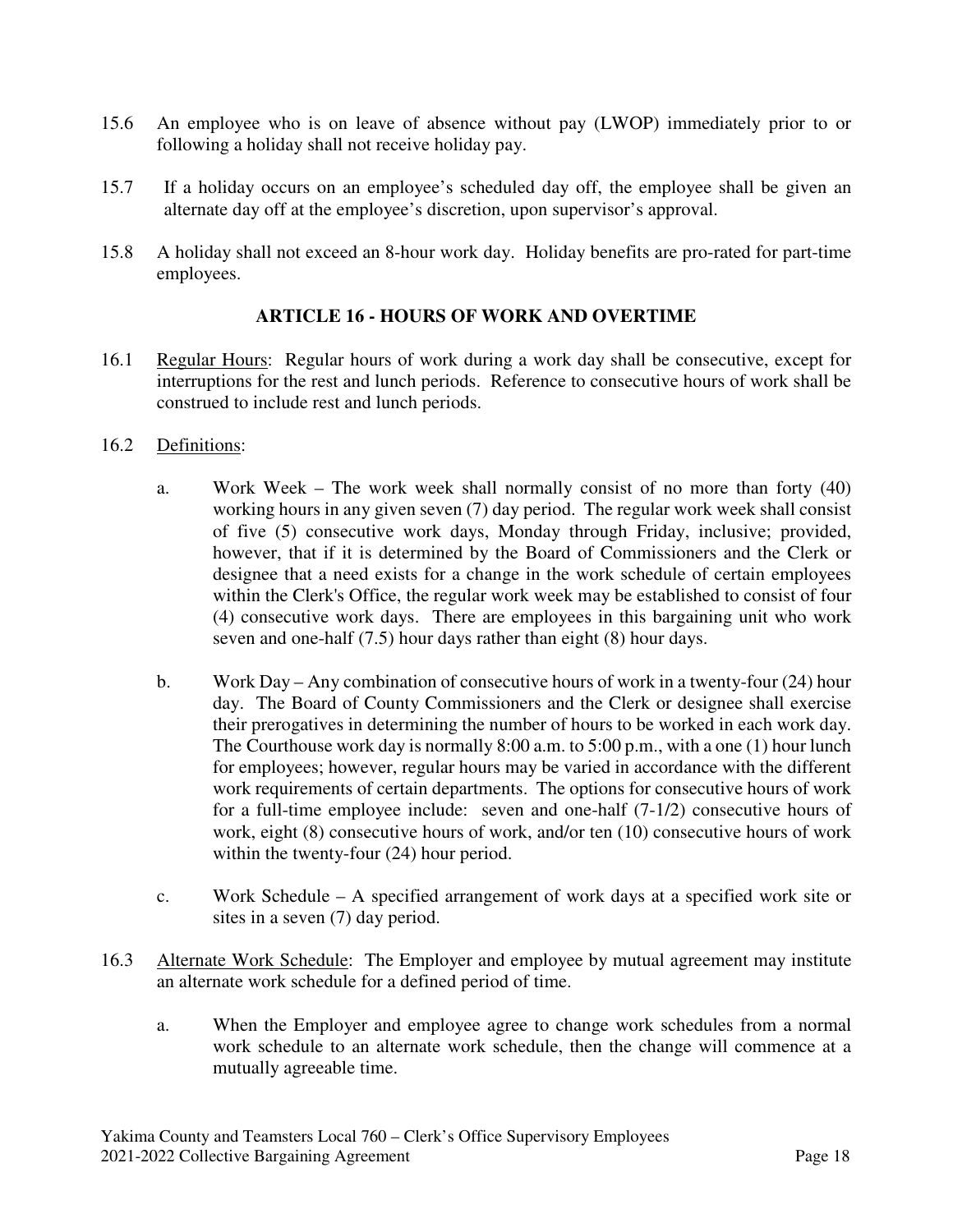15.6 An employee who is on leave of absence without pay (LWOP) immediately prior to or following a holiday shall not receive holiday pay.

15.7 If a holiday occurs on an employee's scheduled day off, the employee shall be given an alternate day off at the employee's discretion, upon supervisor's approval.

15.8 A holiday shall not exceed an 8-hour work day. Holiday benefits are pro-rated for part-time employees.

## ARTICLE 16 - HOURS OF WORK AND OVERTIME

16.1 Regular Hours: Regular hours of work during a work day shall be consecutive, except for interruptions for the rest and lunch periods. Reference to consecutive hours of work shall be construed to include rest and lunch periods.

16.2 Definitions:

a. Work Week – The work week shall normally consist of no more than forty (40) working hours in any given seven (7) day period. The regular work week shall consist of five (5) consecutive work days, Monday through Friday, inclusive; provided, however, that if it is determined by the Board of Commissioners and the Clerk or designee that a need exists for a change in the work schedule of certain employees within the Clerk's Office, the regular work week may be established to consist of four (4) consecutive work days. There are employees in this bargaining unit who work seven and one-half (7.5) hour days rather than eight (8) hour days.

b. Work Day – Any combination of consecutive hours of work in a twenty-four (24) hour day. The Board of County Commissioners and the Clerk or designee shall exercise their prerogatives in determining the number of hours to be worked in each work day. The Courthouse work day is normally 8:00 a.m. to 5:00 p.m., with a one (1) hour lunch for employees; however, regular hours may be varied in accordance with the different work requirements of certain departments. The options for consecutive hours of work for a full-time employee include: seven and one-half (7-1/2) consecutive hours of work, eight (8) consecutive hours of work, and/or ten (10) consecutive hours of work within the twenty-four (24) hour period.

c. Work Schedule – A specified arrangement of work days at a specified work site or sites in a seven (7) day period.

16.3 Alternate Work Schedule: The Employer and employee by mutual agreement may institute an alternate work schedule for a defined period of time.

a. When the Employer and employee agree to change work schedules from a normal work schedule to an alternate work schedule, then the change will commence at a mutually agreeable time.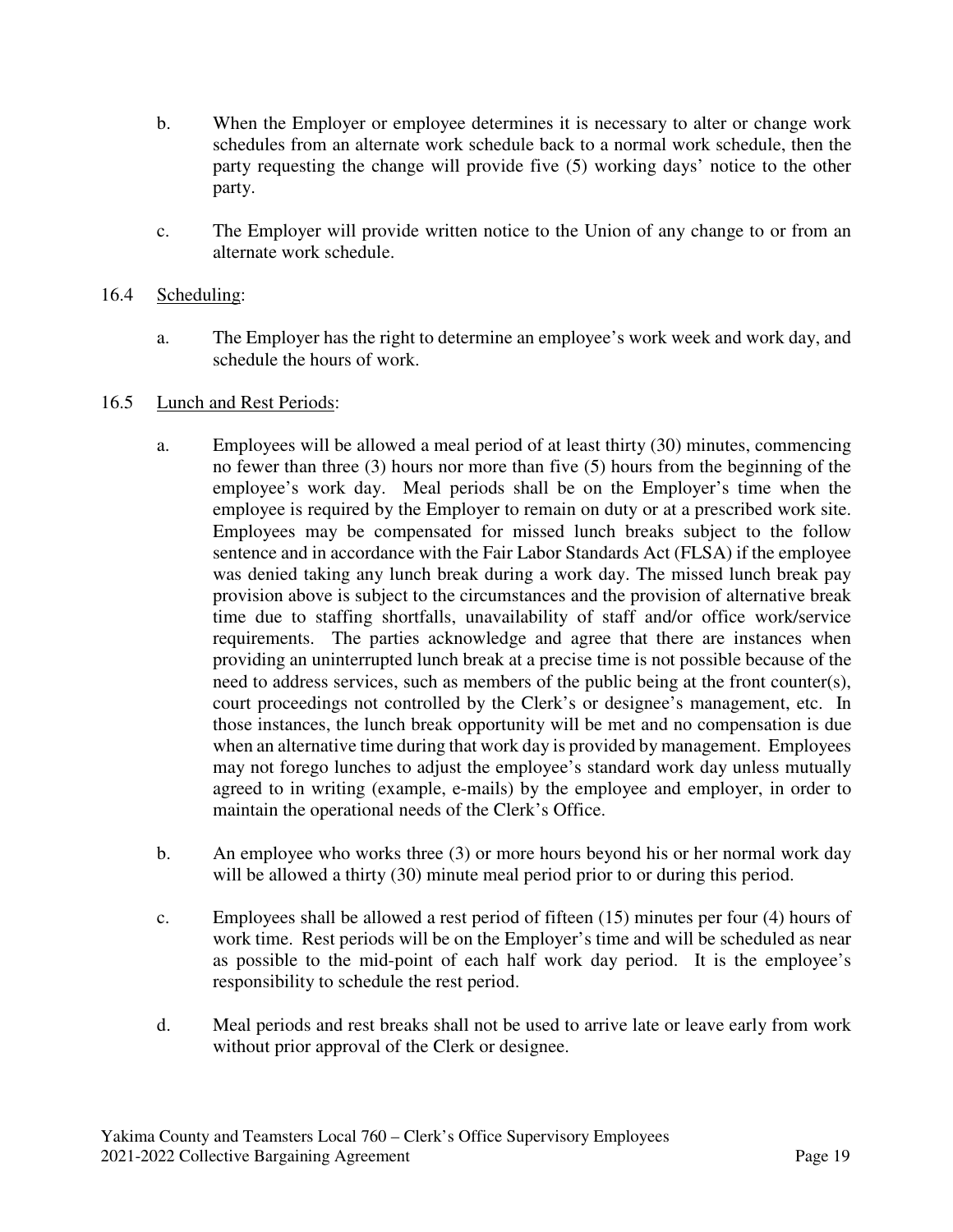b. When the Employer or employee determines it is necessary to alter or change work schedules from an alternate work schedule back to a normal work schedule, then the party requesting the change will provide five (5) working days' notice to the other party.

c. The Employer will provide written notice to the Union of any change to or from an alternate work schedule.

16.4 Scheduling:

a. The Employer has the right to determine an employee's work week and work day, and schedule the hours of work.

16.5 Lunch and Rest Periods:

a. Employees will be allowed a meal period of at least thirty (30) minutes, commencing no fewer than three (3) hours nor more than five (5) hours from the beginning of the employee's work day. Meal periods shall be on the Employer's time when the employee is required by the Employer to remain on duty or at a prescribed work site. Employees may be compensated for missed lunch breaks subject to the follow sentence and in accordance with the Fair Labor Standards Act (FLSA) if the employee was denied taking any lunch break during a work day. The missed lunch break pay provision above is subject to the circumstances and the provision of alternative break time due to staffing shortfalls, unavailability of staff and/or office work/service requirements. The parties acknowledge and agree that there are instances when providing an uninterrupted lunch break at a precise time is not possible because of the need to address services, such as members of the public being at the front counter(s), court proceedings not controlled by the Clerk's or designee's management, etc. In those instances, the lunch break opportunity will be met and no compensation is due when an alternative time during that work day is provided by management. Employees may not forego lunches to adjust the employee's standard work day unless mutually agreed to in writing (example, e-mails) by the employee and employer, in order to maintain the operational needs of the Clerk's Office.

b. An employee who works three (3) or more hours beyond his or her normal work day will be allowed a thirty (30) minute meal period prior to or during this period.

c. Employees shall be allowed a rest period of fifteen (15) minutes per four (4) hours of work time. Rest periods will be on the Employer's time and will be scheduled as near as possible to the mid-point of each half work day period. It is the employee's responsibility to schedule the rest period.

d. Meal periods and rest breaks shall not be used to arrive late or leave early from work without prior approval of the Clerk or designee.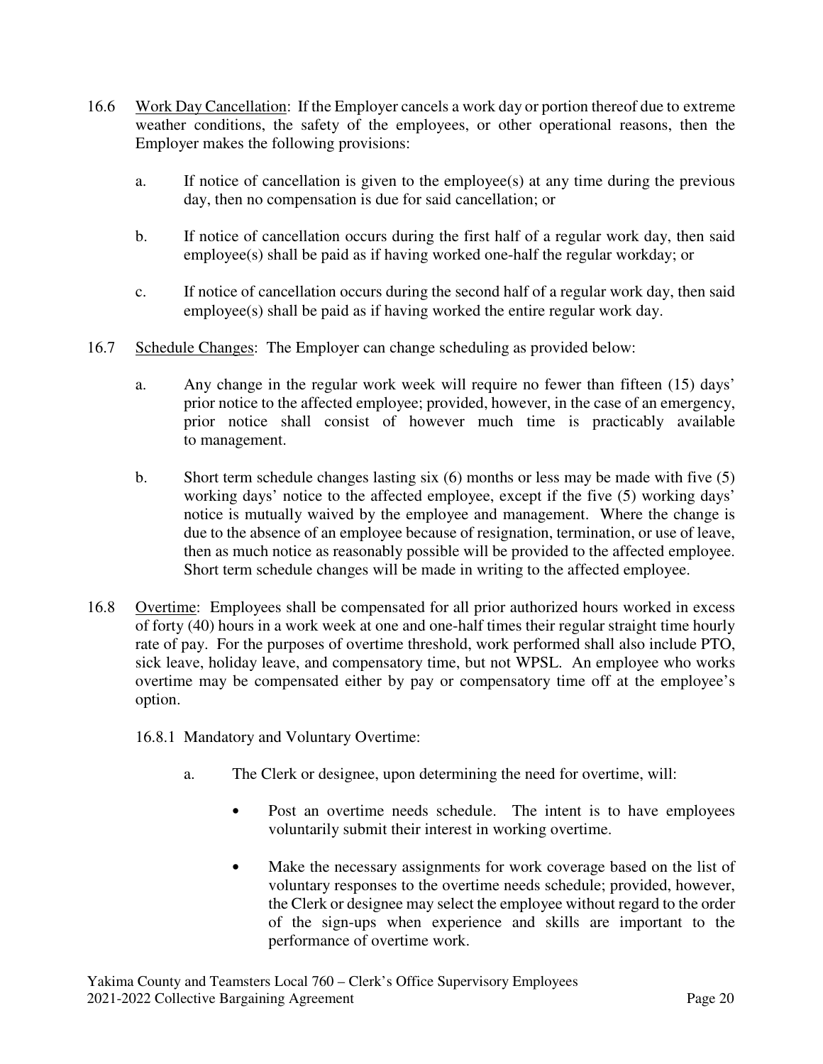16.6 Work Day Cancellation: If the Employer cancels a work day or portion thereof due to extreme weather conditions, the safety of the employees, or other operational reasons, then the Employer makes the following provisions:

a. If notice of cancellation is given to the employee(s) at any time during the previous day, then no compensation is due for said cancellation; or

b. If notice of cancellation occurs during the first half of a regular work day, then said employee(s) shall be paid as if having worked one-half the regular workday; or

c. If notice of cancellation occurs during the second half of a regular work day, then said employee(s) shall be paid as if having worked the entire regular work day.

16.7 Schedule Changes: The Employer can change scheduling as provided below:

a. Any change in the regular work week will require no fewer than fifteen (15) days' prior notice to the affected employee; provided, however, in the case of an emergency, prior notice shall consist of however much time is practicably available to management.

b. Short term schedule changes lasting six (6) months or less may be made with five (5) working days' notice to the affected employee, except if the five (5) working days' notice is mutually waived by the employee and management. Where the change is due to the absence of an employee because of resignation, termination, or use of leave, then as much notice as reasonably possible will be provided to the affected employee. Short term schedule changes will be made in writing to the affected employee.

16.8 Overtime: Employees shall be compensated for all prior authorized hours worked in excess of forty (40) hours in a work week at one and one-half times their regular straight time hourly rate of pay. For the purposes of overtime threshold, work performed shall also include PTO, sick leave, holiday leave, and compensatory time, but not WPSL. An employee who works overtime may be compensated either by pay or compensatory time off at the employee's option.

16.8.1 Mandatory and Voluntary Overtime:

a. The Clerk or designee, upon determining the need for overtime, will:

- Post an overtime needs schedule. The intent is to have employees voluntarily submit their interest in working overtime.
- Make the necessary assignments for work coverage based on the list of voluntary responses to the overtime needs schedule; provided, however, the Clerk or designee may select the employee without regard to the order of the sign-ups when experience and skills are important to the performance of overtime work.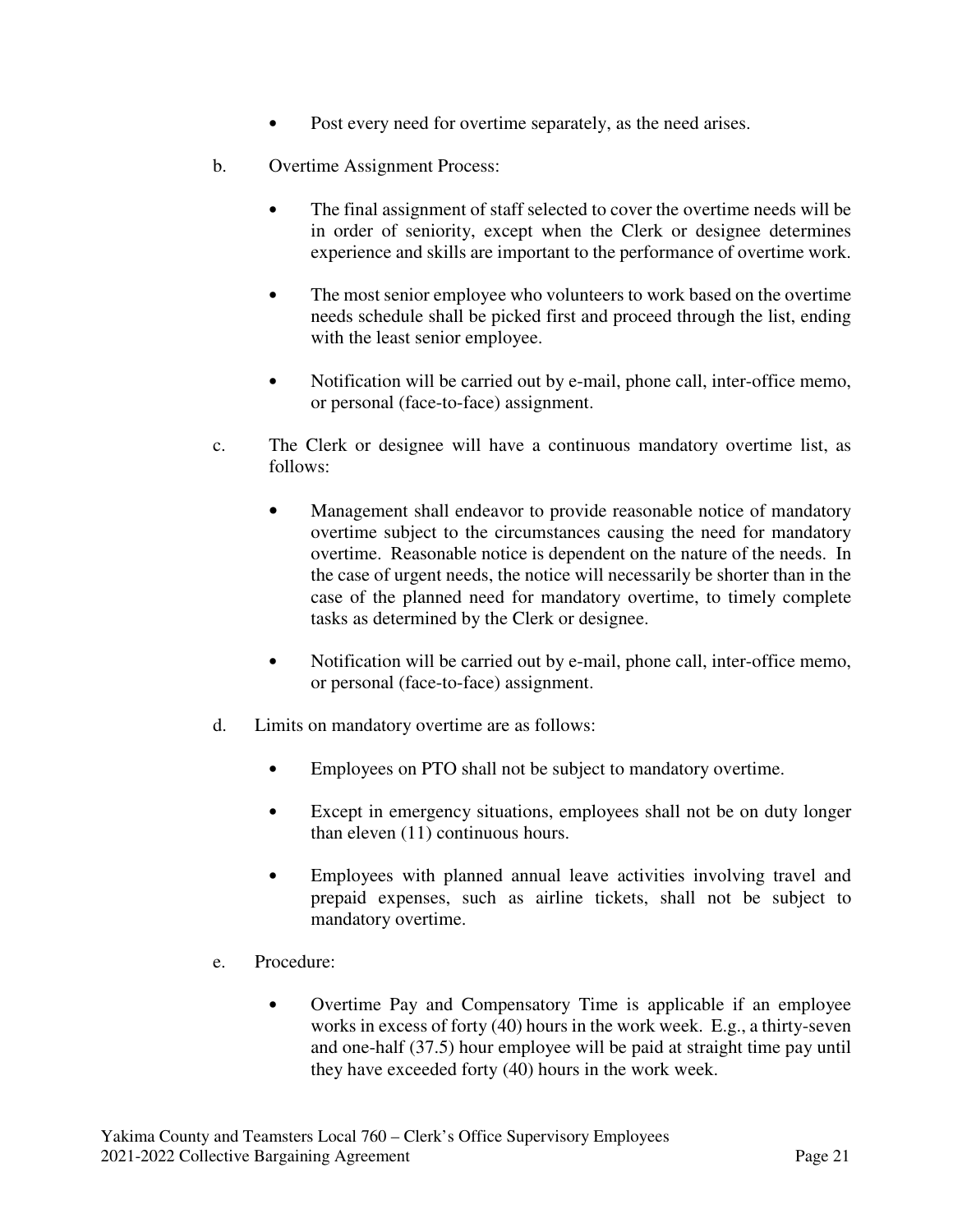- Post every need for overtime separately, as the need arises.

b. Overtime Assignment Process:

- The final assignment of staff selected to cover the overtime needs will be in order of seniority, except when the Clerk or designee determines experience and skills are important to the performance of overtime work.
- The most senior employee who volunteers to work based on the overtime needs schedule shall be picked first and proceed through the list, ending with the least senior employee.
- Notification will be carried out by e-mail, phone call, inter-office memo, or personal (face-to-face) assignment.

c. The Clerk or designee will have a continuous mandatory overtime list, as follows:

- Management shall endeavor to provide reasonable notice of mandatory overtime subject to the circumstances causing the need for mandatory overtime. Reasonable notice is dependent on the nature of the needs. In the case of urgent needs, the notice will necessarily be shorter than in the case of the planned need for mandatory overtime, to timely complete tasks as determined by the Clerk or designee.
- Notification will be carried out by e-mail, phone call, inter-office memo, or personal (face-to-face) assignment.

d. Limits on mandatory overtime are as follows:

- Employees on PTO shall not be subject to mandatory overtime.
- Except in emergency situations, employees shall not be on duty longer than eleven (11) continuous hours.
- Employees with planned annual leave activities involving travel and prepaid expenses, such as airline tickets, shall not be subject to mandatory overtime.

e. Procedure:

- Overtime Pay and Compensatory Time is applicable if an employee works in excess of forty (40) hours in the work week. E.g., a thirty-seven and one-half (37.5) hour employee will be paid at straight time pay until they have exceeded forty (40) hours in the work week.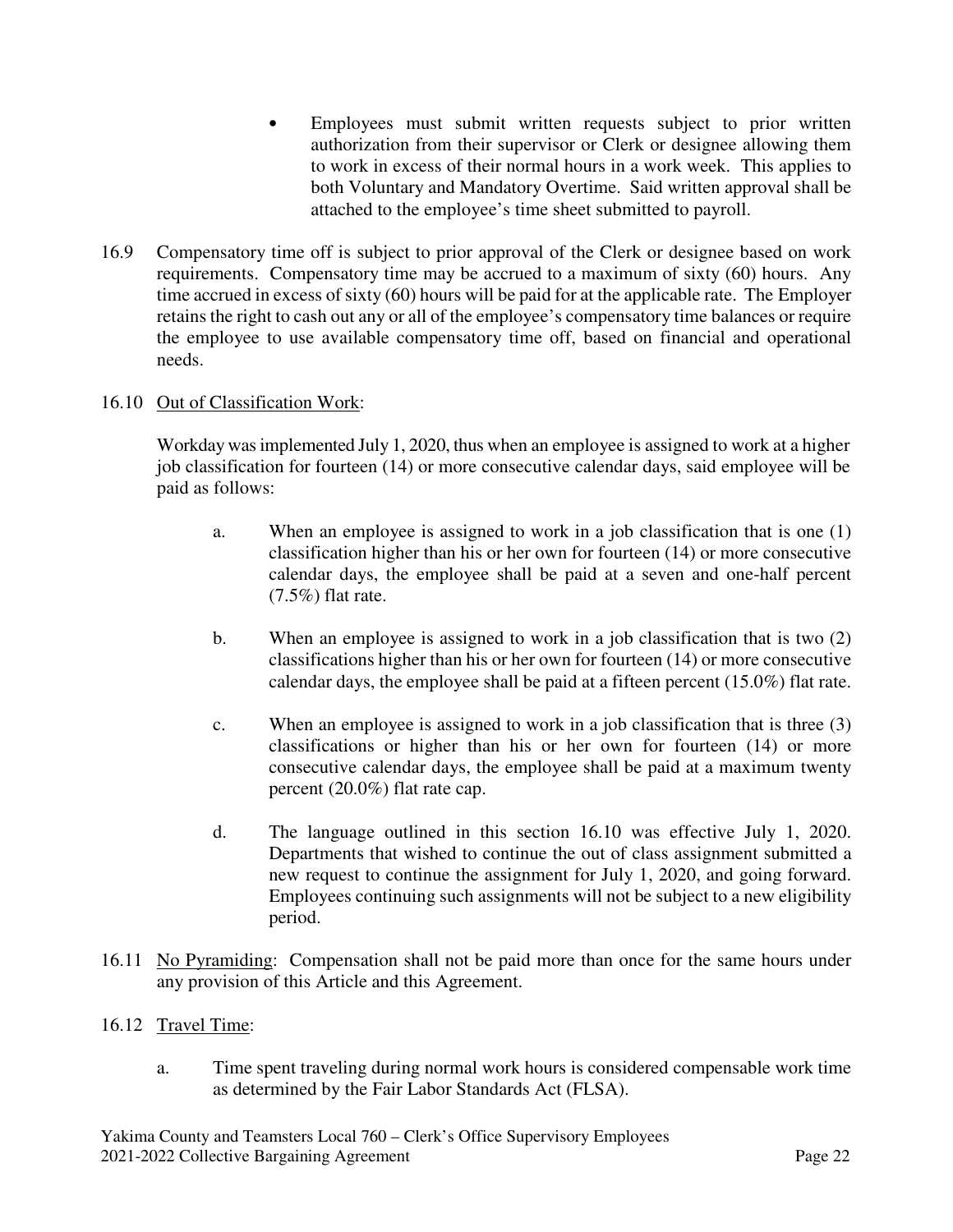- Employees must submit written requests subject to prior written authorization from their supervisor or Clerk or designee allowing them to work in excess of their normal hours in a work week. This applies to both Voluntary and Mandatory Overtime. Said written approval shall be attached to the employee's time sheet submitted to payroll.

16.9 Compensatory time off is subject to prior approval of the Clerk or designee based on work requirements. Compensatory time may be accrued to a maximum of sixty (60) hours. Any time accrued in excess of sixty (60) hours will be paid for at the applicable rate. The Employer retains the right to cash out any or all of the employee's compensatory time balances or require the employee to use available compensatory time off, based on financial and operational needs.

16.10 <u>Out of Classification Work</u>:

Workday was implemented July 1, 2020, thus when an employee is assigned to work at a higher job classification for fourteen (14) or more consecutive calendar days, said employee will be paid as follows:

a. When an employee is assigned to work in a job classification that is one (1) classification higher than his or her own for fourteen (14) or more consecutive calendar days, the employee shall be paid at a seven and one-half percent (7.5%) flat rate.

b. When an employee is assigned to work in a job classification that is two (2) classifications higher than his or her own for fourteen (14) or more consecutive calendar days, the employee shall be paid at a fifteen percent (15.0%) flat rate.

c. When an employee is assigned to work in a job classification that is three (3) classifications or higher than his or her own for fourteen (14) or more consecutive calendar days, the employee shall be paid at a maximum twenty percent (20.0%) flat rate cap.

d. The language outlined in this section 16.10 was effective July 1, 2020. Departments that wished to continue the out of class assignment submitted a new request to continue the assignment for July 1, 2020, and going forward. Employees continuing such assignments will not be subject to a new eligibility period.

16.11 <u>No Pyramiding</u>: Compensation shall not be paid more than once for the same hours under any provision of this Article and this Agreement.

16.12 <u>Travel Time</u>:

a. Time spent traveling during normal work hours is considered compensable work time as determined by the Fair Labor Standards Act (FLSA).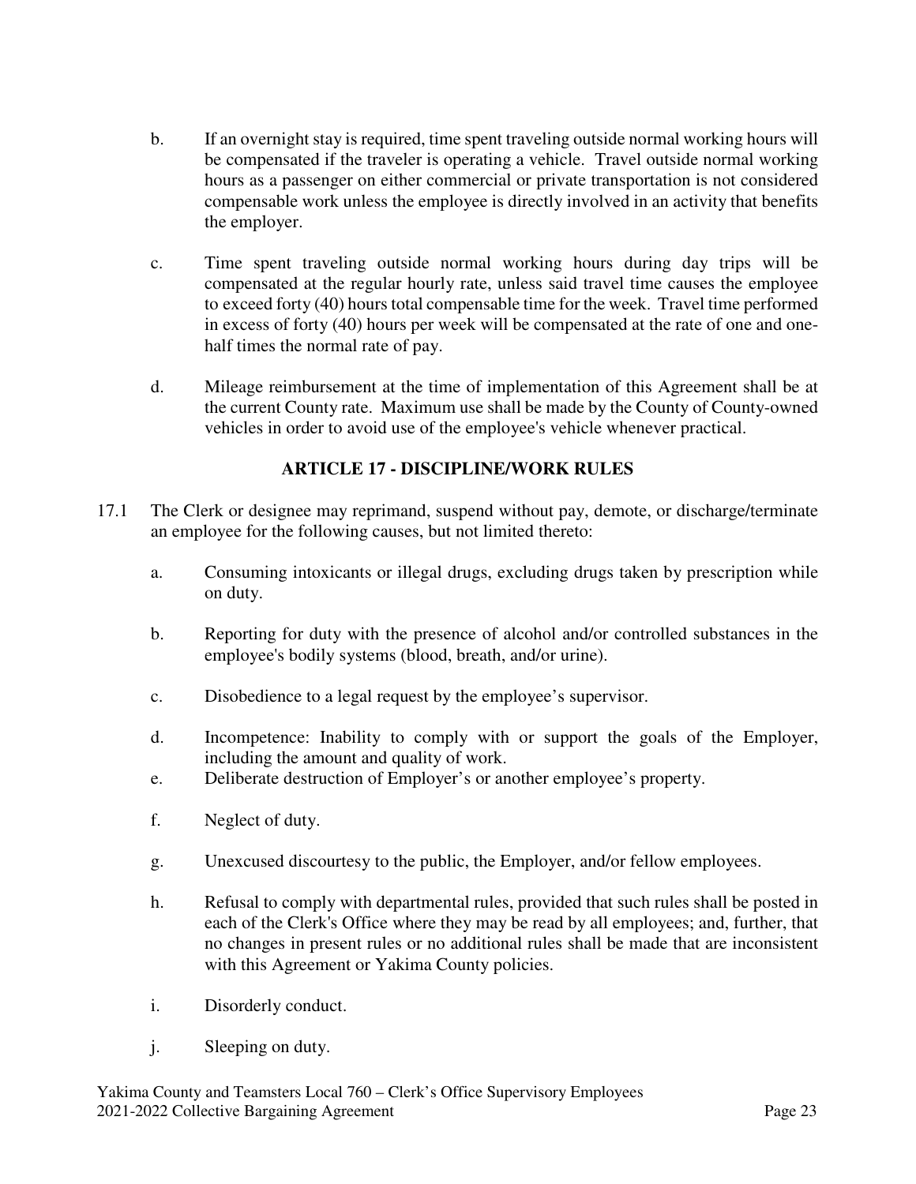b. If an overnight stay is required, time spent traveling outside normal working hours will be compensated if the traveler is operating a vehicle. Travel outside normal working hours as a passenger on either commercial or private transportation is not considered compensable work unless the employee is directly involved in an activity that benefits the employer.

c. Time spent traveling outside normal working hours during day trips will be compensated at the regular hourly rate, unless said travel time causes the employee to exceed forty (40) hours total compensable time for the week. Travel time performed in excess of forty (40) hours per week will be compensated at the rate of one and one-half times the normal rate of pay.

d. Mileage reimbursement at the time of implementation of this Agreement shall be at the current County rate. Maximum use shall be made by the County of County-owned vehicles in order to avoid use of the employee's vehicle whenever practical.

## ARTICLE 17 - DISCIPLINE/WORK RULES

17.1 The Clerk or designee may reprimand, suspend without pay, demote, or discharge/terminate an employee for the following causes, but not limited thereto:

a. Consuming intoxicants or illegal drugs, excluding drugs taken by prescription while on duty.

b. Reporting for duty with the presence of alcohol and/or controlled substances in the employee's bodily systems (blood, breath, and/or urine).

c. Disobedience to a legal request by the employee's supervisor.

d. Incompetence: Inability to comply with or support the goals of the Employer, including the amount and quality of work.

e. Deliberate destruction of Employer's or another employee's property.

f. Neglect of duty.

g. Unexcused discourtesy to the public, the Employer, and/or fellow employees.

h. Refusal to comply with departmental rules, provided that such rules shall be posted in each of the Clerk's Office where they may be read by all employees; and, further, that no changes in present rules or no additional rules shall be made that are inconsistent with this Agreement or Yakima County policies.

i. Disorderly conduct.

j. Sleeping on duty.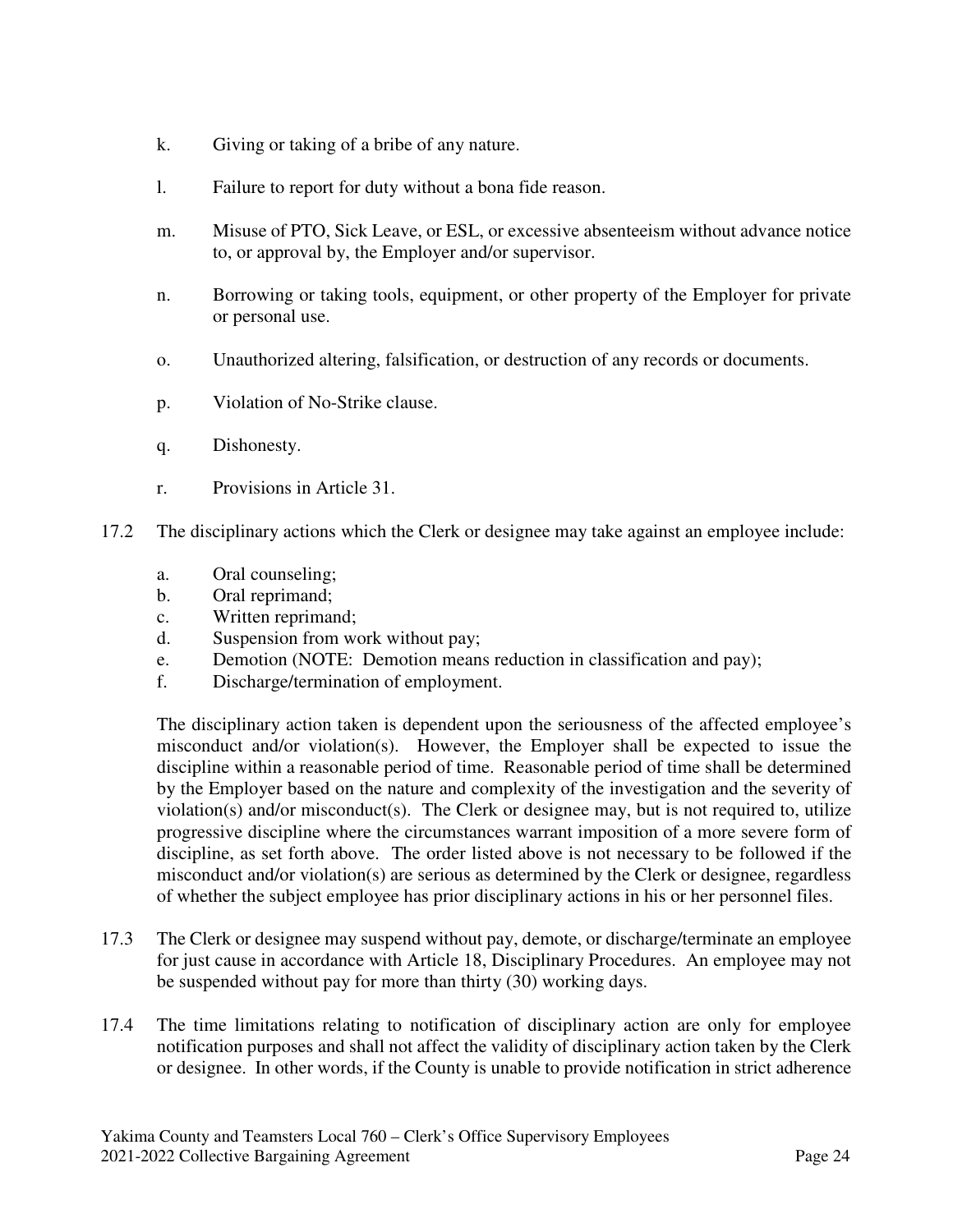k. Giving or taking of a bribe of any nature.

l. Failure to report for duty without a bona fide reason.

m. Misuse of PTO, Sick Leave, or ESL, or excessive absenteeism without advance notice to, or approval by, the Employer and/or supervisor.

n. Borrowing or taking tools, equipment, or other property of the Employer for private or personal use.

o. Unauthorized altering, falsification, or destruction of any records or documents.

p. Violation of No-Strike clause.

q. Dishonesty.

r. Provisions in Article 31.

17.2 The disciplinary actions which the Clerk or designee may take against an employee include:

a. Oral counseling;
b. Oral reprimand;
c. Written reprimand;
d. Suspension from work without pay;
e. Demotion (NOTE: Demotion means reduction in classification and pay);
f. Discharge/termination of employment.

The disciplinary action taken is dependent upon the seriousness of the affected employee's misconduct and/or violation(s). However, the Employer shall be expected to issue the discipline within a reasonable period of time. Reasonable period of time shall be determined by the Employer based on the nature and complexity of the investigation and the severity of violation(s) and/or misconduct(s). The Clerk or designee may, but is not required to, utilize progressive discipline where the circumstances warrant imposition of a more severe form of discipline, as set forth above. The order listed above is not necessary to be followed if the misconduct and/or violation(s) are serious as determined by the Clerk or designee, regardless of whether the subject employee has prior disciplinary actions in his or her personnel files.

17.3 The Clerk or designee may suspend without pay, demote, or discharge/terminate an employee for just cause in accordance with Article 18, Disciplinary Procedures. An employee may not be suspended without pay for more than thirty (30) working days.

17.4 The time limitations relating to notification of disciplinary action are only for employee notification purposes and shall not affect the validity of disciplinary action taken by the Clerk or designee. In other words, if the County is unable to provide notification in strict adherence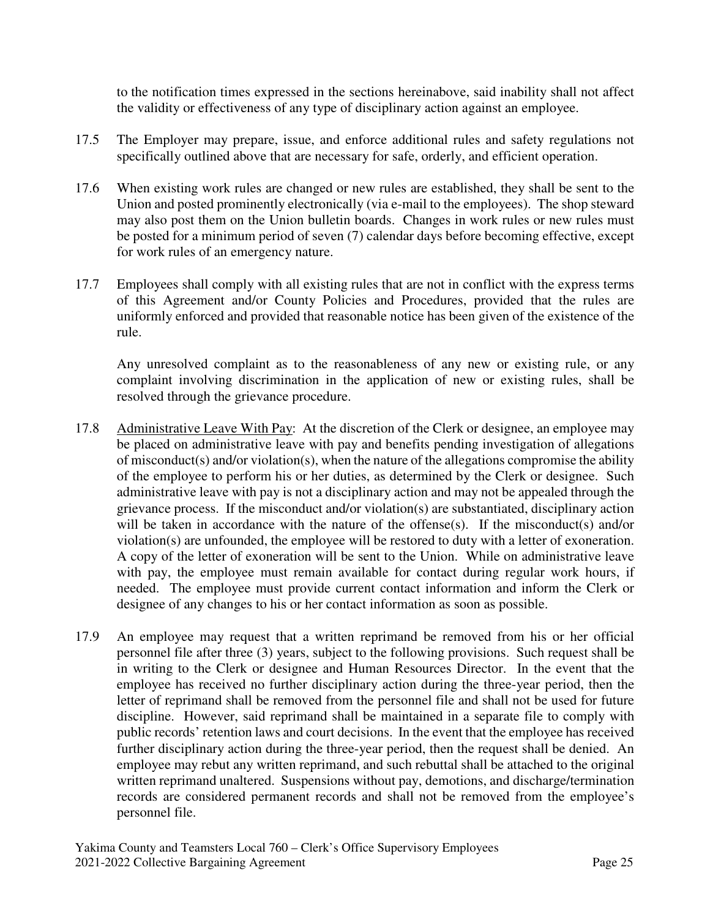to the notification times expressed in the sections hereinabove, said inability shall not affect the validity or effectiveness of any type of disciplinary action against an employee.

17.5 The Employer may prepare, issue, and enforce additional rules and safety regulations not specifically outlined above that are necessary for safe, orderly, and efficient operation.

17.6 When existing work rules are changed or new rules are established, they shall be sent to the Union and posted prominently electronically (via e-mail to the employees). The shop steward may also post them on the Union bulletin boards. Changes in work rules or new rules must be posted for a minimum period of seven (7) calendar days before becoming effective, except for work rules of an emergency nature.

17.7 Employees shall comply with all existing rules that are not in conflict with the express terms of this Agreement and/or County Policies and Procedures, provided that the rules are uniformly enforced and provided that reasonable notice has been given of the existence of the rule.

Any unresolved complaint as to the reasonableness of any new or existing rule, or any complaint involving discrimination in the application of new or existing rules, shall be resolved through the grievance procedure.

17.8 <u>Administrative Leave With Pay</u>: At the discretion of the Clerk or designee, an employee may be placed on administrative leave with pay and benefits pending investigation of allegations of misconduct(s) and/or violation(s), when the nature of the allegations compromise the ability of the employee to perform his or her duties, as determined by the Clerk or designee. Such administrative leave with pay is not a disciplinary action and may not be appealed through the grievance process. If the misconduct and/or violation(s) are substantiated, disciplinary action will be taken in accordance with the nature of the offense(s). If the misconduct(s) and/or violation(s) are unfounded, the employee will be restored to duty with a letter of exoneration. A copy of the letter of exoneration will be sent to the Union. While on administrative leave with pay, the employee must remain available for contact during regular work hours, if needed. The employee must provide current contact information and inform the Clerk or designee of any changes to his or her contact information as soon as possible.

17.9 An employee may request that a written reprimand be removed from his or her official personnel file after three (3) years, subject to the following provisions. Such request shall be in writing to the Clerk or designee and Human Resources Director. In the event that the employee has received no further disciplinary action during the three-year period, then the letter of reprimand shall be removed from the personnel file and shall not be used for future discipline. However, said reprimand shall be maintained in a separate file to comply with public records' retention laws and court decisions. In the event that the employee has received further disciplinary action during the three-year period, then the request shall be denied. An employee may rebut any written reprimand, and such rebuttal shall be attached to the original written reprimand unaltered. Suspensions without pay, demotions, and discharge/termination records are considered permanent records and shall not be removed from the employee's personnel file.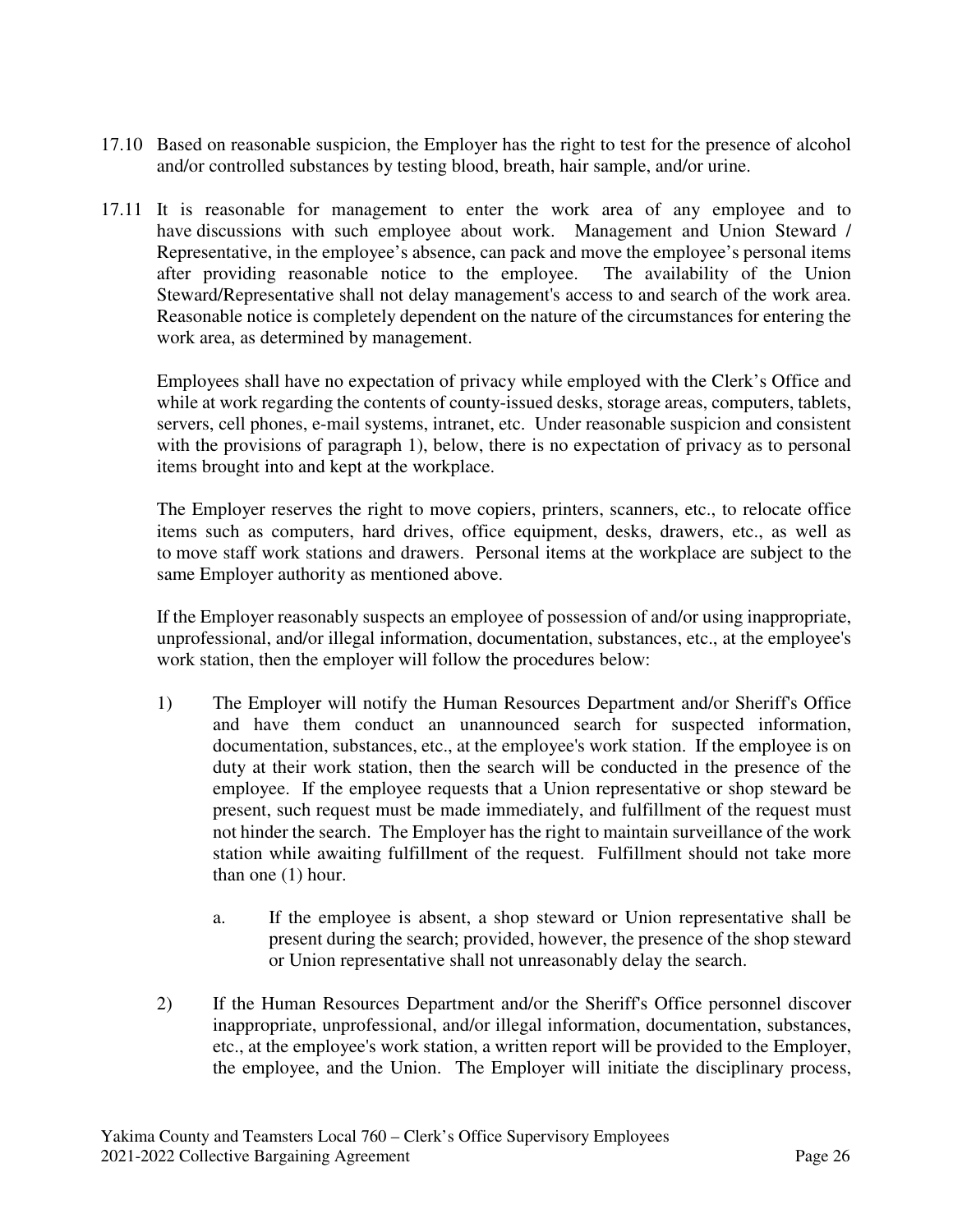17.10 Based on reasonable suspicion, the Employer has the right to test for the presence of alcohol and/or controlled substances by testing blood, breath, hair sample, and/or urine.

17.11 It is reasonable for management to enter the work area of any employee and to have discussions with such employee about work. Management and Union Steward / Representative, in the employee's absence, can pack and move the employee's personal items after providing reasonable notice to the employee. The availability of the Union Steward/Representative shall not delay management's access to and search of the work area. Reasonable notice is completely dependent on the nature of the circumstances for entering the work area, as determined by management.

Employees shall have no expectation of privacy while employed with the Clerk's Office and while at work regarding the contents of county-issued desks, storage areas, computers, tablets, servers, cell phones, e-mail systems, intranet, etc. Under reasonable suspicion and consistent with the provisions of paragraph 1), below, there is no expectation of privacy as to personal items brought into and kept at the workplace.

The Employer reserves the right to move copiers, printers, scanners, etc., to relocate office items such as computers, hard drives, office equipment, desks, drawers, etc., as well as to move staff work stations and drawers. Personal items at the workplace are subject to the same Employer authority as mentioned above.

If the Employer reasonably suspects an employee of possession of and/or using inappropriate, unprofessional, and/or illegal information, documentation, substances, etc., at the employee's work station, then the employer will follow the procedures below:

1) The Employer will notify the Human Resources Department and/or Sheriff's Office and have them conduct an unannounced search for suspected information, documentation, substances, etc., at the employee's work station. If the employee is on duty at their work station, then the search will be conducted in the presence of the employee. If the employee requests that a Union representative or shop steward be present, such request must be made immediately, and fulfillment of the request must not hinder the search. The Employer has the right to maintain surveillance of the work station while awaiting fulfillment of the request. Fulfillment should not take more than one (1) hour.

    a. If the employee is absent, a shop steward or Union representative shall be present during the search; provided, however, the presence of the shop steward or Union representative shall not unreasonably delay the search.

2) If the Human Resources Department and/or the Sheriff's Office personnel discover inappropriate, unprofessional, and/or illegal information, documentation, substances, etc., at the employee's work station, a written report will be provided to the Employer, the employee, and the Union. The Employer will initiate the disciplinary process,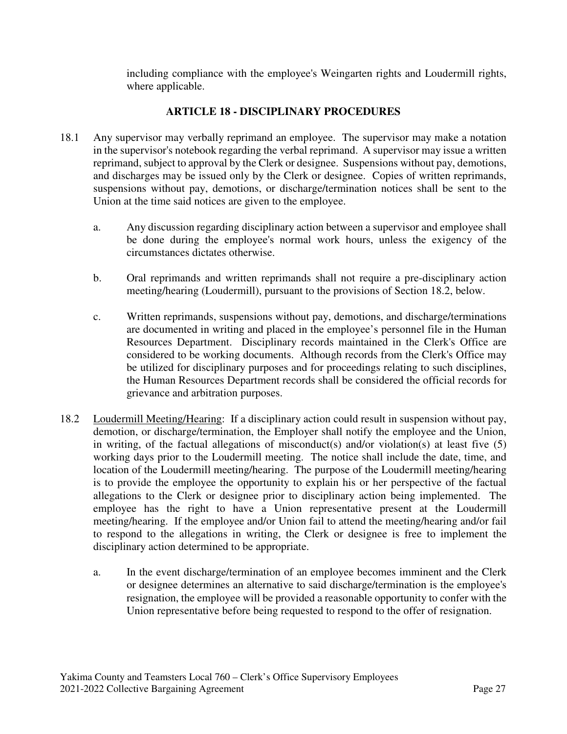including compliance with the employee's Weingarten rights and Loudermill rights, where applicable.

## ARTICLE 18 - DISCIPLINARY PROCEDURES

18.1 Any supervisor may verbally reprimand an employee. The supervisor may make a notation in the supervisor's notebook regarding the verbal reprimand. A supervisor may issue a written reprimand, subject to approval by the Clerk or designee. Suspensions without pay, demotions, and discharges may be issued only by the Clerk or designee. Copies of written reprimands, suspensions without pay, demotions, or discharge/termination notices shall be sent to the Union at the time said notices are given to the employee.

a. Any discussion regarding disciplinary action between a supervisor and employee shall be done during the employee's normal work hours, unless the exigency of the circumstances dictates otherwise.

b. Oral reprimands and written reprimands shall not require a pre-disciplinary action meeting/hearing (Loudermill), pursuant to the provisions of Section 18.2, below.

c. Written reprimands, suspensions without pay, demotions, and discharge/terminations are documented in writing and placed in the employee's personnel file in the Human Resources Department. Disciplinary records maintained in the Clerk's Office are considered to be working documents. Although records from the Clerk's Office may be utilized for disciplinary purposes and for proceedings relating to such disciplines, the Human Resources Department records shall be considered the official records for grievance and arbitration purposes.

18.2 Loudermill Meeting/Hearing: If a disciplinary action could result in suspension without pay, demotion, or discharge/termination, the Employer shall notify the employee and the Union, in writing, of the factual allegations of misconduct(s) and/or violation(s) at least five (5) working days prior to the Loudermill meeting. The notice shall include the date, time, and location of the Loudermill meeting/hearing. The purpose of the Loudermill meeting/hearing is to provide the employee the opportunity to explain his or her perspective of the factual allegations to the Clerk or designee prior to disciplinary action being implemented. The employee has the right to have a Union representative present at the Loudermill meeting/hearing. If the employee and/or Union fail to attend the meeting/hearing and/or fail to respond to the allegations in writing, the Clerk or designee is free to implement the disciplinary action determined to be appropriate.

a. In the event discharge/termination of an employee becomes imminent and the Clerk or designee determines an alternative to said discharge/termination is the employee's resignation, the employee will be provided a reasonable opportunity to confer with the Union representative before being requested to respond to the offer of resignation.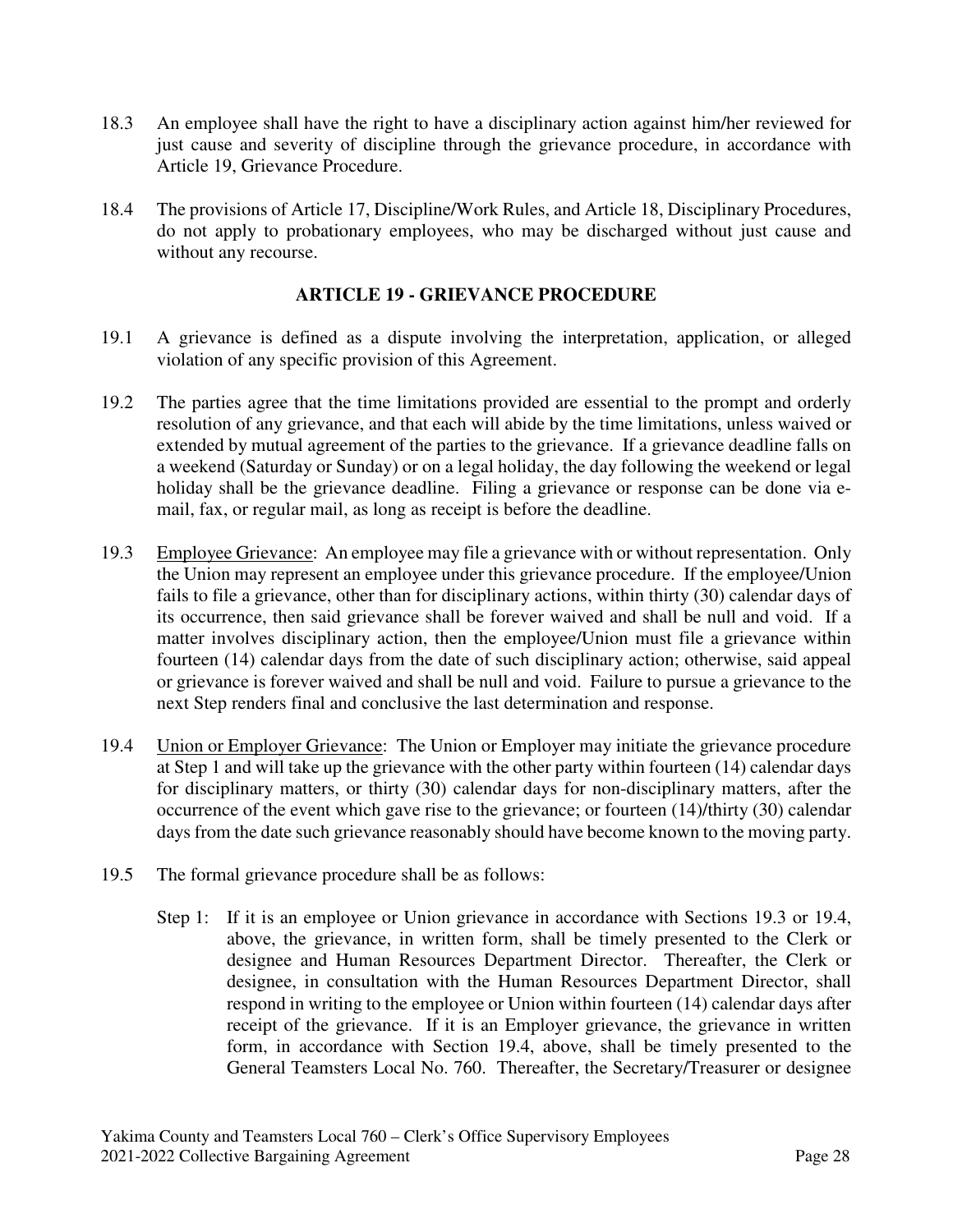18.3 An employee shall have the right to have a disciplinary action against him/her reviewed for just cause and severity of discipline through the grievance procedure, in accordance with Article 19, Grievance Procedure.

18.4 The provisions of Article 17, Discipline/Work Rules, and Article 18, Disciplinary Procedures, do not apply to probationary employees, who may be discharged without just cause and without any recourse.

## ARTICLE 19 - GRIEVANCE PROCEDURE

19.1 A grievance is defined as a dispute involving the interpretation, application, or alleged violation of any specific provision of this Agreement.

19.2 The parties agree that the time limitations provided are essential to the prompt and orderly resolution of any grievance, and that each will abide by the time limitations, unless waived or extended by mutual agreement of the parties to the grievance. If a grievance deadline falls on a weekend (Saturday or Sunday) or on a legal holiday, the day following the weekend or legal holiday shall be the grievance deadline. Filing a grievance or response can be done via e-mail, fax, or regular mail, as long as receipt is before the deadline.

19.3 Employee Grievance: An employee may file a grievance with or without representation. Only the Union may represent an employee under this grievance procedure. If the employee/Union fails to file a grievance, other than for disciplinary actions, within thirty (30) calendar days of its occurrence, then said grievance shall be forever waived and shall be null and void. If a matter involves disciplinary action, then the employee/Union must file a grievance within fourteen (14) calendar days from the date of such disciplinary action; otherwise, said appeal or grievance is forever waived and shall be null and void. Failure to pursue a grievance to the next Step renders final and conclusive the last determination and response.

19.4 Union or Employer Grievance: The Union or Employer may initiate the grievance procedure at Step 1 and will take up the grievance with the other party within fourteen (14) calendar days for disciplinary matters, or thirty (30) calendar days for non-disciplinary matters, after the occurrence of the event which gave rise to the grievance; or fourteen (14)/thirty (30) calendar days from the date such grievance reasonably should have become known to the moving party.

19.5 The formal grievance procedure shall be as follows:

Step 1: If it is an employee or Union grievance in accordance with Sections 19.3 or 19.4, above, the grievance, in written form, shall be timely presented to the Clerk or designee and Human Resources Department Director. Thereafter, the Clerk or designee, in consultation with the Human Resources Department Director, shall respond in writing to the employee or Union within fourteen (14) calendar days after receipt of the grievance. If it is an Employer grievance, the grievance in written form, in accordance with Section 19.4, above, shall be timely presented to the General Teamsters Local No. 760. Thereafter, the Secretary/Treasurer or designee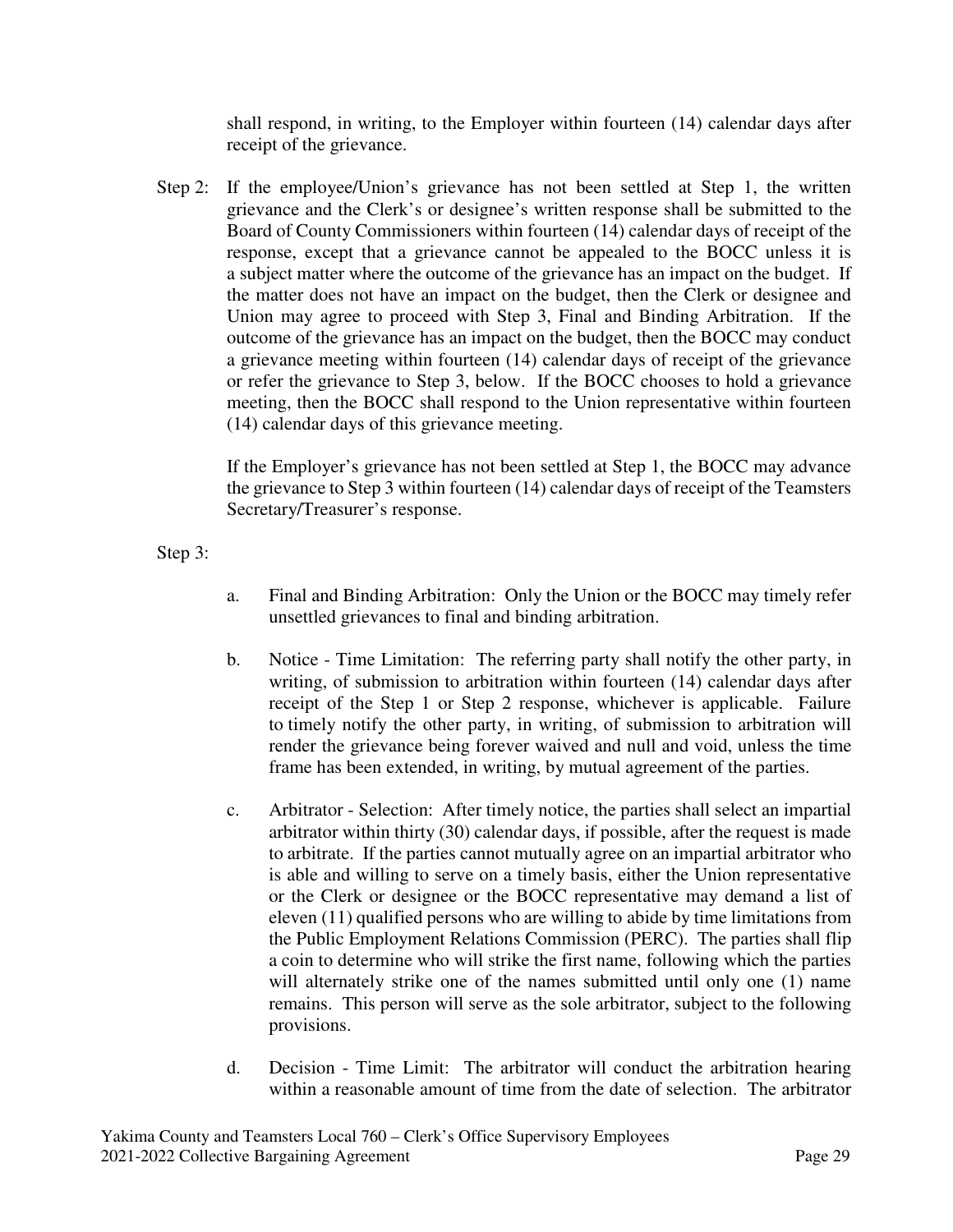shall respond, in writing, to the Employer within fourteen (14) calendar days after receipt of the grievance.

Step 2: If the employee/Union's grievance has not been settled at Step 1, the written grievance and the Clerk's or designee's written response shall be submitted to the Board of County Commissioners within fourteen (14) calendar days of receipt of the response, except that a grievance cannot be appealed to the BOCC unless it is a subject matter where the outcome of the grievance has an impact on the budget. If the matter does not have an impact on the budget, then the Clerk or designee and Union may agree to proceed with Step 3, Final and Binding Arbitration. If the outcome of the grievance has an impact on the budget, then the BOCC may conduct a grievance meeting within fourteen (14) calendar days of receipt of the grievance or refer the grievance to Step 3, below. If the BOCC chooses to hold a grievance meeting, then the BOCC shall respond to the Union representative within fourteen (14) calendar days of this grievance meeting.

If the Employer's grievance has not been settled at Step 1, the BOCC may advance the grievance to Step 3 within fourteen (14) calendar days of receipt of the Teamsters Secretary/Treasurer's response.

Step 3:

a. Final and Binding Arbitration: Only the Union or the BOCC may timely refer unsettled grievances to final and binding arbitration.

b. Notice - Time Limitation: The referring party shall notify the other party, in writing, of submission to arbitration within fourteen (14) calendar days after receipt of the Step 1 or Step 2 response, whichever is applicable. Failure to timely notify the other party, in writing, of submission to arbitration will render the grievance being forever waived and null and void, unless the time frame has been extended, in writing, by mutual agreement of the parties.

c. Arbitrator - Selection: After timely notice, the parties shall select an impartial arbitrator within thirty (30) calendar days, if possible, after the request is made to arbitrate. If the parties cannot mutually agree on an impartial arbitrator who is able and willing to serve on a timely basis, either the Union representative or the Clerk or designee or the BOCC representative may demand a list of eleven (11) qualified persons who are willing to abide by time limitations from the Public Employment Relations Commission (PERC). The parties shall flip a coin to determine who will strike the first name, following which the parties will alternately strike one of the names submitted until only one (1) name remains. This person will serve as the sole arbitrator, subject to the following provisions.

d. Decision - Time Limit: The arbitrator will conduct the arbitration hearing within a reasonable amount of time from the date of selection. The arbitrator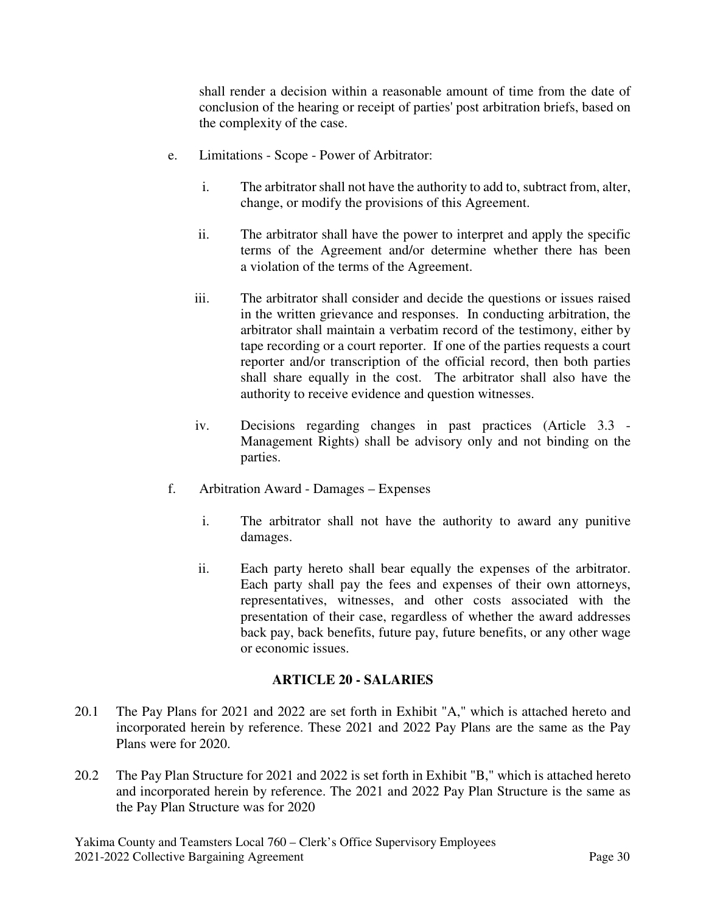shall render a decision within a reasonable amount of time from the date of conclusion of the hearing or receipt of parties' post arbitration briefs, based on the complexity of the case.

e. Limitations - Scope - Power of Arbitrator:

   i. The arbitrator shall not have the authority to add to, subtract from, alter, change, or modify the provisions of this Agreement.

   ii. The arbitrator shall have the power to interpret and apply the specific terms of the Agreement and/or determine whether there has been a violation of the terms of the Agreement.

   iii. The arbitrator shall consider and decide the questions or issues raised in the written grievance and responses. In conducting arbitration, the arbitrator shall maintain a verbatim record of the testimony, either by tape recording or a court reporter. If one of the parties requests a court reporter and/or transcription of the official record, then both parties shall share equally in the cost. The arbitrator shall also have the authority to receive evidence and question witnesses.

   iv. Decisions regarding changes in past practices (Article 3.3 - Management Rights) shall be advisory only and not binding on the parties.

f. Arbitration Award - Damages – Expenses

   i. The arbitrator shall not have the authority to award any punitive damages.

   ii. Each party hereto shall bear equally the expenses of the arbitrator. Each party shall pay the fees and expenses of their own attorneys, representatives, witnesses, and other costs associated with the presentation of their case, regardless of whether the award addresses back pay, back benefits, future pay, future benefits, or any other wage or economic issues.

## ARTICLE 20 - SALARIES

20.1 The Pay Plans for 2021 and 2022 are set forth in Exhibit "A," which is attached hereto and incorporated herein by reference. These 2021 and 2022 Pay Plans are the same as the Pay Plans were for 2020.

20.2 The Pay Plan Structure for 2021 and 2022 is set forth in Exhibit "B," which is attached hereto and incorporated herein by reference. The 2021 and 2022 Pay Plan Structure is the same as the Pay Plan Structure was for 2020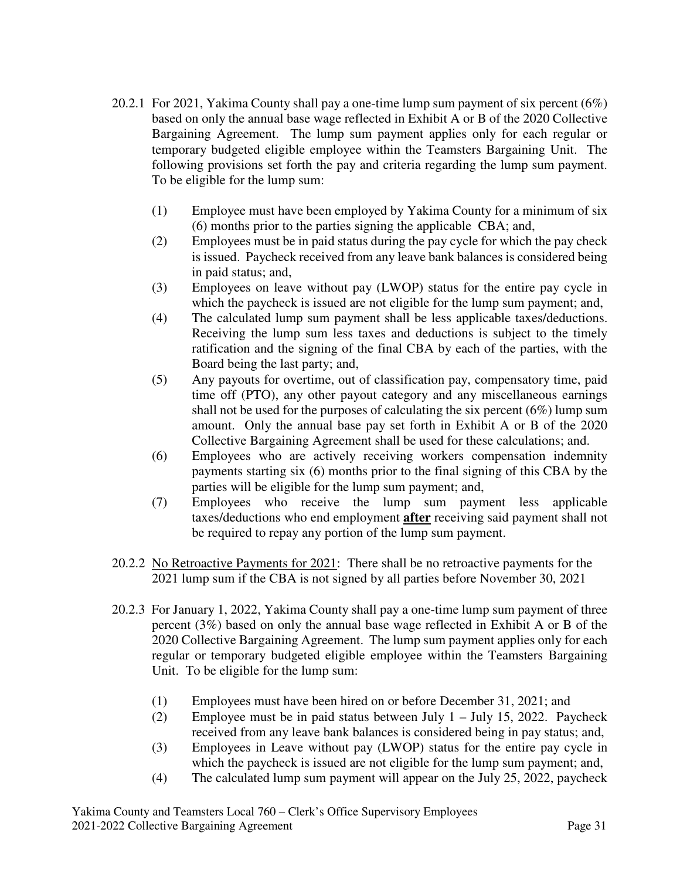20.2.1 For 2021, Yakima County shall pay a one-time lump sum payment of six percent (6%) based on only the annual base wage reflected in Exhibit A or B of the 2020 Collective Bargaining Agreement. The lump sum payment applies only for each regular or temporary budgeted eligible employee within the Teamsters Bargaining Unit. The following provisions set forth the pay and criteria regarding the lump sum payment. To be eligible for the lump sum:

(1) Employee must have been employed by Yakima County for a minimum of six (6) months prior to the parties signing the applicable CBA; and,

(2) Employees must be in paid status during the pay cycle for which the pay check is issued. Paycheck received from any leave bank balances is considered being in paid status; and,

(3) Employees on leave without pay (LWOP) status for the entire pay cycle in which the paycheck is issued are not eligible for the lump sum payment; and,

(4) The calculated lump sum payment shall be less applicable taxes/deductions. Receiving the lump sum less taxes and deductions is subject to the timely ratification and the signing of the final CBA by each of the parties, with the Board being the last party; and,

(5) Any payouts for overtime, out of classification pay, compensatory time, paid time off (PTO), any other payout category and any miscellaneous earnings shall not be used for the purposes of calculating the six percent (6%) lump sum amount. Only the annual base pay set forth in Exhibit A or B of the 2020 Collective Bargaining Agreement shall be used for these calculations; and.

(6) Employees who are actively receiving workers compensation indemnity payments starting six (6) months prior to the final signing of this CBA by the parties will be eligible for the lump sum payment; and,

(7) Employees who receive the lump sum payment less applicable taxes/deductions who end employment **after** receiving said payment shall not be required to repay any portion of the lump sum payment.

20.2.2 No Retroactive Payments for 2021: There shall be no retroactive payments for the 2021 lump sum if the CBA is not signed by all parties before November 30, 2021

20.2.3 For January 1, 2022, Yakima County shall pay a one-time lump sum payment of three percent (3%) based on only the annual base wage reflected in Exhibit A or B of the 2020 Collective Bargaining Agreement. The lump sum payment applies only for each regular or temporary budgeted eligible employee within the Teamsters Bargaining Unit. To be eligible for the lump sum:

(1) Employees must have been hired on or before December 31, 2021; and

(2) Employee must be in paid status between July 1 – July 15, 2022. Paycheck received from any leave bank balances is considered being in pay status; and,

(3) Employees in Leave without pay (LWOP) status for the entire pay cycle in which the paycheck is issued are not eligible for the lump sum payment; and,

(4) The calculated lump sum payment will appear on the July 25, 2022, paycheck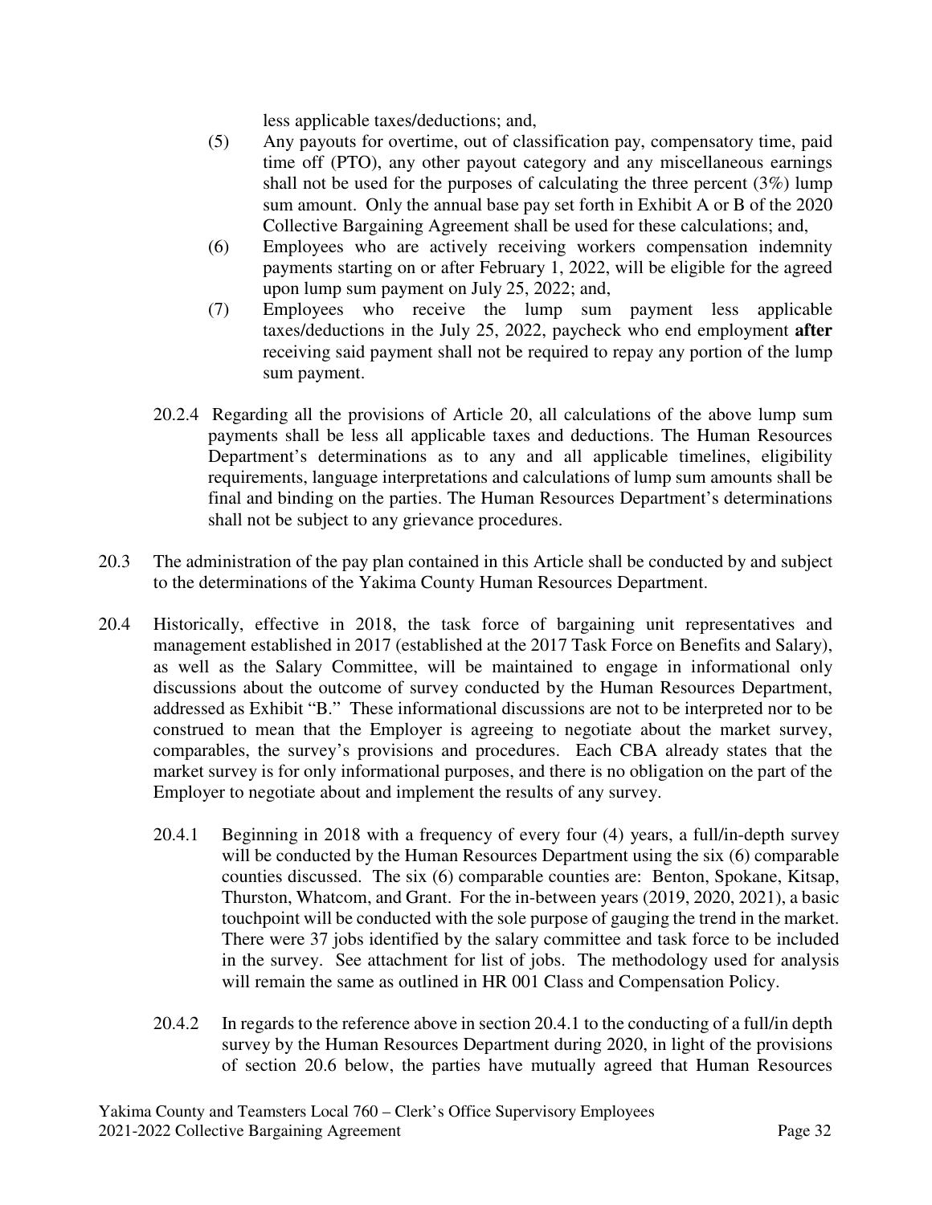less applicable taxes/deductions; and,

(5) Any payouts for overtime, out of classification pay, compensatory time, paid time off (PTO), any other payout category and any miscellaneous earnings shall not be used for the purposes of calculating the three percent (3%) lump sum amount. Only the annual base pay set forth in Exhibit A or B of the 2020 Collective Bargaining Agreement shall be used for these calculations; and,

(6) Employees who are actively receiving workers compensation indemnity payments starting on or after February 1, 2022, will be eligible for the agreed upon lump sum payment on July 25, 2022; and,

(7) Employees who receive the lump sum payment less applicable taxes/deductions in the July 25, 2022, paycheck who end employment **after** receiving said payment shall not be required to repay any portion of the lump sum payment.

20.2.4 Regarding all the provisions of Article 20, all calculations of the above lump sum payments shall be less all applicable taxes and deductions. The Human Resources Department's determinations as to any and all applicable timelines, eligibility requirements, language interpretations and calculations of lump sum amounts shall be final and binding on the parties. The Human Resources Department's determinations shall not be subject to any grievance procedures.

20.3 The administration of the pay plan contained in this Article shall be conducted by and subject to the determinations of the Yakima County Human Resources Department.

20.4 Historically, effective in 2018, the task force of bargaining unit representatives and management established in 2017 (established at the 2017 Task Force on Benefits and Salary), as well as the Salary Committee, will be maintained to engage in informational only discussions about the outcome of survey conducted by the Human Resources Department, addressed as Exhibit "B." These informational discussions are not to be interpreted nor to be construed to mean that the Employer is agreeing to negotiate about the market survey, comparables, the survey's provisions and procedures. Each CBA already states that the market survey is for only informational purposes, and there is no obligation on the part of the Employer to negotiate about and implement the results of any survey.

20.4.1 Beginning in 2018 with a frequency of every four (4) years, a full/in-depth survey will be conducted by the Human Resources Department using the six (6) comparable counties discussed. The six (6) comparable counties are: Benton, Spokane, Kitsap, Thurston, Whatcom, and Grant. For the in-between years (2019, 2020, 2021), a basic touchpoint will be conducted with the sole purpose of gauging the trend in the market. There were 37 jobs identified by the salary committee and task force to be included in the survey. See attachment for list of jobs. The methodology used for analysis will remain the same as outlined in HR 001 Class and Compensation Policy.

20.4.2 In regards to the reference above in section 20.4.1 to the conducting of a full/in depth survey by the Human Resources Department during 2020, in light of the provisions of section 20.6 below, the parties have mutually agreed that Human Resources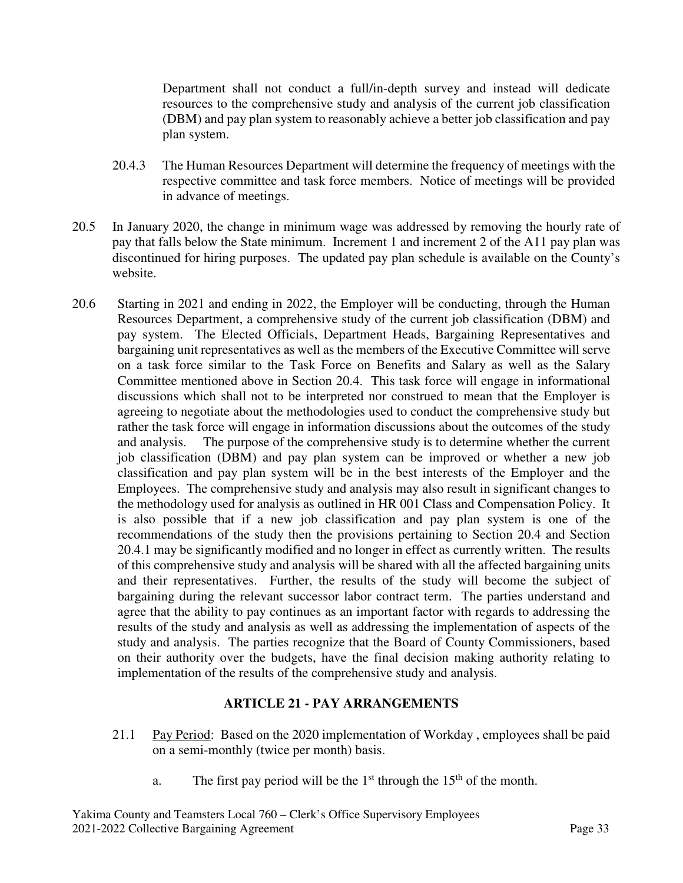Department shall not conduct a full/in-depth survey and instead will dedicate resources to the comprehensive study and analysis of the current job classification (DBM) and pay plan system to reasonably achieve a better job classification and pay plan system.

20.4.3 The Human Resources Department will determine the frequency of meetings with the respective committee and task force members. Notice of meetings will be provided in advance of meetings.

20.5 In January 2020, the change in minimum wage was addressed by removing the hourly rate of pay that falls below the State minimum. Increment 1 and increment 2 of the A11 pay plan was discontinued for hiring purposes. The updated pay plan schedule is available on the County's website.

20.6 Starting in 2021 and ending in 2022, the Employer will be conducting, through the Human Resources Department, a comprehensive study of the current job classification (DBM) and pay system. The Elected Officials, Department Heads, Bargaining Representatives and bargaining unit representatives as well as the members of the Executive Committee will serve on a task force similar to the Task Force on Benefits and Salary as well as the Salary Committee mentioned above in Section 20.4. This task force will engage in informational discussions which shall not to be interpreted nor construed to mean that the Employer is agreeing to negotiate about the methodologies used to conduct the comprehensive study but rather the task force will engage in information discussions about the outcomes of the study and analysis. The purpose of the comprehensive study is to determine whether the current job classification (DBM) and pay plan system can be improved or whether a new job classification and pay plan system will be in the best interests of the Employer and the Employees. The comprehensive study and analysis may also result in significant changes to the methodology used for analysis as outlined in HR 001 Class and Compensation Policy. It is also possible that if a new job classification and pay plan system is one of the recommendations of the study then the provisions pertaining to Section 20.4 and Section 20.4.1 may be significantly modified and no longer in effect as currently written. The results of this comprehensive study and analysis will be shared with all the affected bargaining units and their representatives. Further, the results of the study will become the subject of bargaining during the relevant successor labor contract term. The parties understand and agree that the ability to pay continues as an important factor with regards to addressing the results of the study and analysis as well as addressing the implementation of aspects of the study and analysis. The parties recognize that the Board of County Commissioners, based on their authority over the budgets, have the final decision making authority relating to implementation of the results of the comprehensive study and analysis.

## ARTICLE 21 - PAY ARRANGEMENTS

21.1 Pay Period: Based on the 2020 implementation of Workday , employees shall be paid on a semi-monthly (twice per month) basis.

a. The first pay period will be the 1st through the 15th of the month.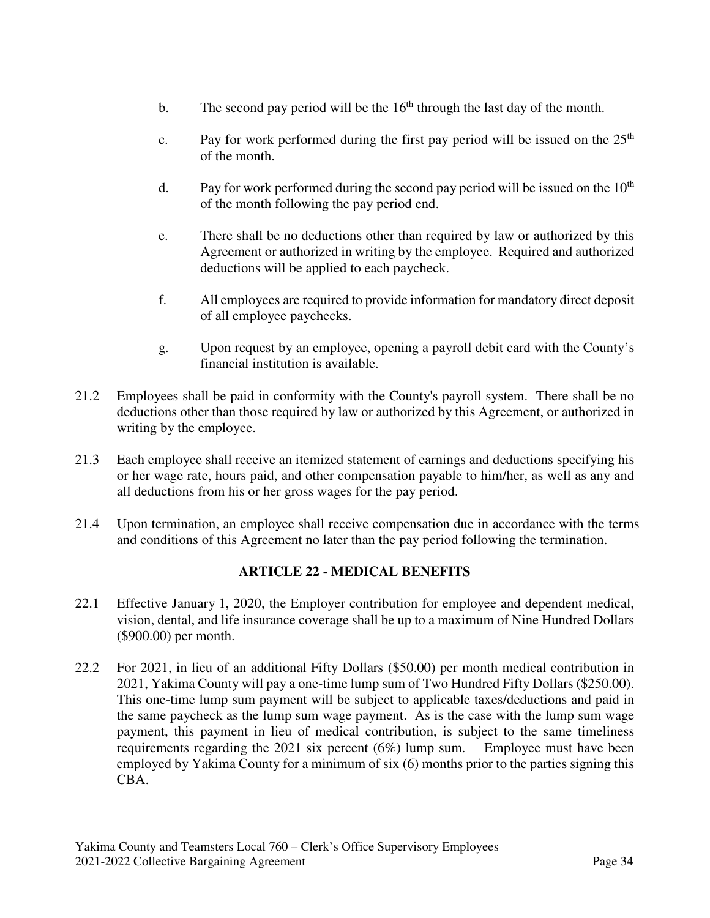b. The second pay period will be the 16th through the last day of the month.

c. Pay for work performed during the first pay period will be issued on the 25th of the month.

d. Pay for work performed during the second pay period will be issued on the 10th of the month following the pay period end.

e. There shall be no deductions other than required by law or authorized by this Agreement or authorized in writing by the employee. Required and authorized deductions will be applied to each paycheck.

f. All employees are required to provide information for mandatory direct deposit of all employee paychecks.

g. Upon request by an employee, opening a payroll debit card with the County's financial institution is available.

21.2 Employees shall be paid in conformity with the County's payroll system. There shall be no deductions other than those required by law or authorized by this Agreement, or authorized in writing by the employee.

21.3 Each employee shall receive an itemized statement of earnings and deductions specifying his or her wage rate, hours paid, and other compensation payable to him/her, as well as any and all deductions from his or her gross wages for the pay period.

21.4 Upon termination, an employee shall receive compensation due in accordance with the terms and conditions of this Agreement no later than the pay period following the termination.

## ARTICLE 22 - MEDICAL BENEFITS

22.1 Effective January 1, 2020, the Employer contribution for employee and dependent medical, vision, dental, and life insurance coverage shall be up to a maximum of Nine Hundred Dollars ($900.00) per month.

22.2 For 2021, in lieu of an additional Fifty Dollars ($50.00) per month medical contribution in 2021, Yakima County will pay a one-time lump sum of Two Hundred Fifty Dollars ($250.00). This one-time lump sum payment will be subject to applicable taxes/deductions and paid in the same paycheck as the lump sum wage payment. As is the case with the lump sum wage payment, this payment in lieu of medical contribution, is subject to the same timeliness requirements regarding the 2021 six percent (6%) lump sum. Employee must have been employed by Yakima County for a minimum of six (6) months prior to the parties signing this CBA.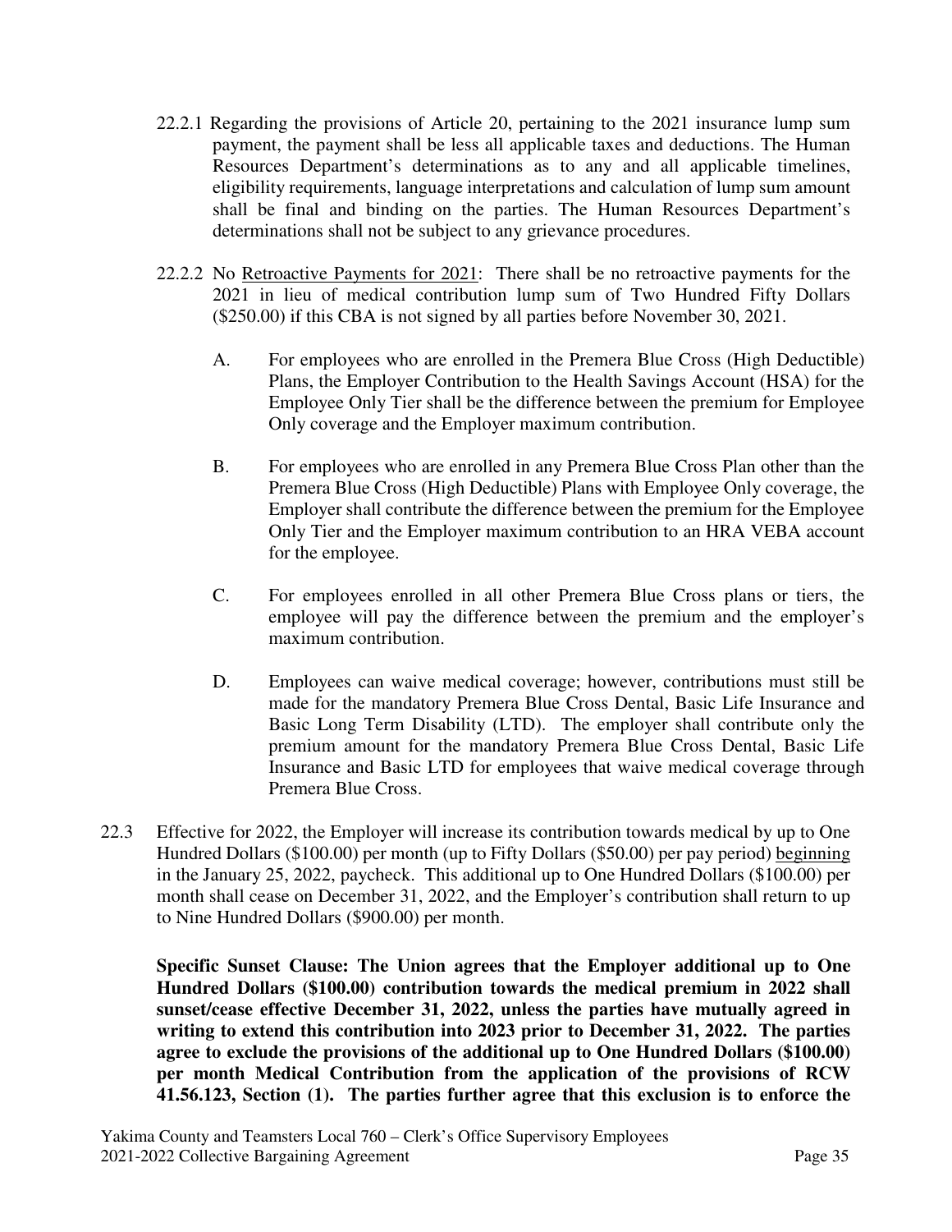22.2.1 Regarding the provisions of Article 20, pertaining to the 2021 insurance lump sum payment, the payment shall be less all applicable taxes and deductions. The Human Resources Department's determinations as to any and all applicable timelines, eligibility requirements, language interpretations and calculation of lump sum amount shall be final and binding on the parties. The Human Resources Department's determinations shall not be subject to any grievance procedures.

22.2.2 No Retroactive Payments for 2021: There shall be no retroactive payments for the 2021 in lieu of medical contribution lump sum of Two Hundred Fifty Dollars ($250.00) if this CBA is not signed by all parties before November 30, 2021.

A. For employees who are enrolled in the Premera Blue Cross (High Deductible) Plans, the Employer Contribution to the Health Savings Account (HSA) for the Employee Only Tier shall be the difference between the premium for Employee Only coverage and the Employer maximum contribution.

B. For employees who are enrolled in any Premera Blue Cross Plan other than the Premera Blue Cross (High Deductible) Plans with Employee Only coverage, the Employer shall contribute the difference between the premium for the Employee Only Tier and the Employer maximum contribution to an HRA VEBA account for the employee.

C. For employees enrolled in all other Premera Blue Cross plans or tiers, the employee will pay the difference between the premium and the employer's maximum contribution.

D. Employees can waive medical coverage; however, contributions must still be made for the mandatory Premera Blue Cross Dental, Basic Life Insurance and Basic Long Term Disability (LTD). The employer shall contribute only the premium amount for the mandatory Premera Blue Cross Dental, Basic Life Insurance and Basic LTD for employees that waive medical coverage through Premera Blue Cross.

22.3 Effective for 2022, the Employer will increase its contribution towards medical by up to One Hundred Dollars ($100.00) per month (up to Fifty Dollars ($50.00) per pay period) beginning in the January 25, 2022, paycheck. This additional up to One Hundred Dollars ($100.00) per month shall cease on December 31, 2022, and the Employer's contribution shall return to up to Nine Hundred Dollars ($900.00) per month.

**Specific Sunset Clause: The Union agrees that the Employer additional up to One Hundred Dollars ($100.00) contribution towards the medical premium in 2022 shall sunset/cease effective December 31, 2022, unless the parties have mutually agreed in writing to extend this contribution into 2023 prior to December 31, 2022. The parties agree to exclude the provisions of the additional up to One Hundred Dollars ($100.00) per month Medical Contribution from the application of the provisions of RCW 41.56.123, Section (1). The parties further agree that this exclusion is to enforce the**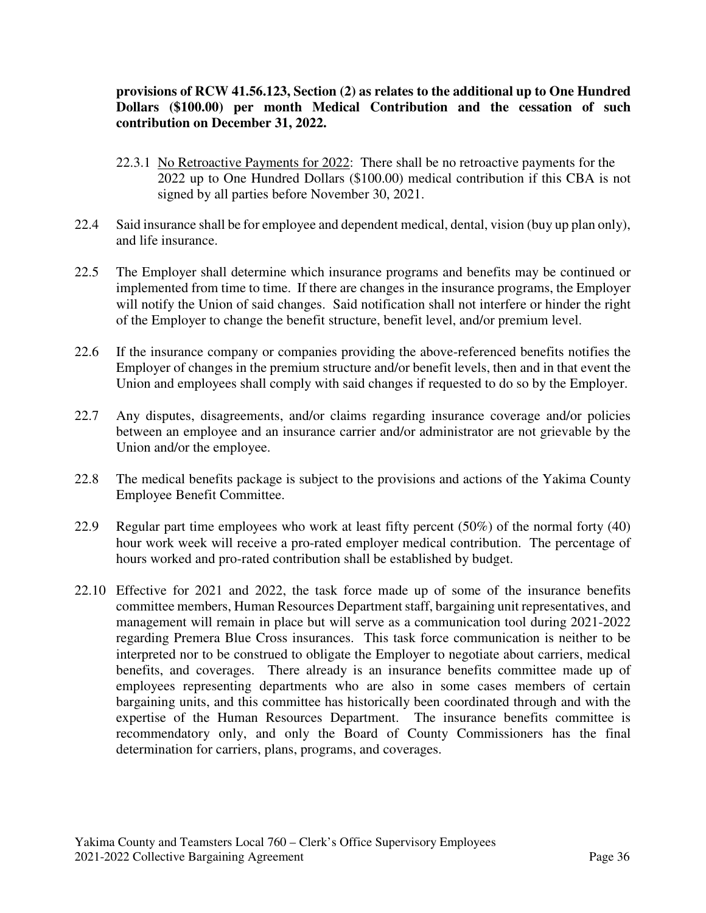**provisions of RCW 41.56.123, Section (2) as relates to the additional up to One Hundred Dollars ($100.00) per month Medical Contribution and the cessation of such contribution on December 31, 2022.**

22.3.1 No Retroactive Payments for 2022: There shall be no retroactive payments for the 2022 up to One Hundred Dollars ($100.00) medical contribution if this CBA is not signed by all parties before November 30, 2021.

22.4 Said insurance shall be for employee and dependent medical, dental, vision (buy up plan only), and life insurance.

22.5 The Employer shall determine which insurance programs and benefits may be continued or implemented from time to time. If there are changes in the insurance programs, the Employer will notify the Union of said changes. Said notification shall not interfere or hinder the right of the Employer to change the benefit structure, benefit level, and/or premium level.

22.6 If the insurance company or companies providing the above-referenced benefits notifies the Employer of changes in the premium structure and/or benefit levels, then and in that event the Union and employees shall comply with said changes if requested to do so by the Employer.

22.7 Any disputes, disagreements, and/or claims regarding insurance coverage and/or policies between an employee and an insurance carrier and/or administrator are not grievable by the Union and/or the employee.

22.8 The medical benefits package is subject to the provisions and actions of the Yakima County Employee Benefit Committee.

22.9 Regular part time employees who work at least fifty percent (50%) of the normal forty (40) hour work week will receive a pro-rated employer medical contribution. The percentage of hours worked and pro-rated contribution shall be established by budget.

22.10 Effective for 2021 and 2022, the task force made up of some of the insurance benefits committee members, Human Resources Department staff, bargaining unit representatives, and management will remain in place but will serve as a communication tool during 2021-2022 regarding Premera Blue Cross insurances. This task force communication is neither to be interpreted nor to be construed to obligate the Employer to negotiate about carriers, medical benefits, and coverages. There already is an insurance benefits committee made up of employees representing departments who are also in some cases members of certain bargaining units, and this committee has historically been coordinated through and with the expertise of the Human Resources Department. The insurance benefits committee is recommendatory only, and only the Board of County Commissioners has the final determination for carriers, plans, programs, and coverages.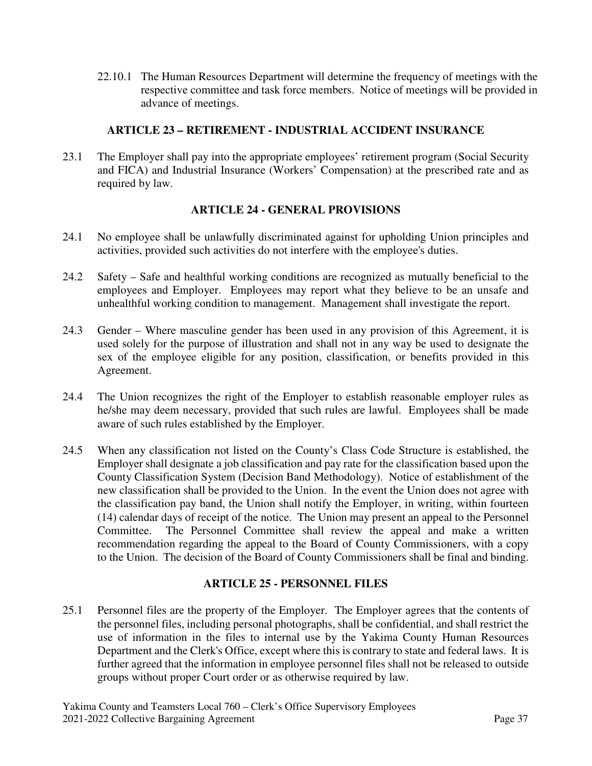22.10.1 The Human Resources Department will determine the frequency of meetings with the respective committee and task force members. Notice of meetings will be provided in advance of meetings.

## ARTICLE 23 – RETIREMENT - INDUSTRIAL ACCIDENT INSURANCE

23.1 The Employer shall pay into the appropriate employees' retirement program (Social Security and FICA) and Industrial Insurance (Workers' Compensation) at the prescribed rate and as required by law.

## ARTICLE 24 - GENERAL PROVISIONS

24.1 No employee shall be unlawfully discriminated against for upholding Union principles and activities, provided such activities do not interfere with the employee's duties.

24.2 Safety – Safe and healthful working conditions are recognized as mutually beneficial to the employees and Employer. Employees may report what they believe to be an unsafe and unhealthful working condition to management. Management shall investigate the report.

24.3 Gender – Where masculine gender has been used in any provision of this Agreement, it is used solely for the purpose of illustration and shall not in any way be used to designate the sex of the employee eligible for any position, classification, or benefits provided in this Agreement.

24.4 The Union recognizes the right of the Employer to establish reasonable employer rules as he/she may deem necessary, provided that such rules are lawful. Employees shall be made aware of such rules established by the Employer.

24.5 When any classification not listed on the County's Class Code Structure is established, the Employer shall designate a job classification and pay rate for the classification based upon the County Classification System (Decision Band Methodology). Notice of establishment of the new classification shall be provided to the Union. In the event the Union does not agree with the classification pay band, the Union shall notify the Employer, in writing, within fourteen (14) calendar days of receipt of the notice. The Union may present an appeal to the Personnel Committee. The Personnel Committee shall review the appeal and make a written recommendation regarding the appeal to the Board of County Commissioners, with a copy to the Union. The decision of the Board of County Commissioners shall be final and binding.

## ARTICLE 25 - PERSONNEL FILES

25.1 Personnel files are the property of the Employer. The Employer agrees that the contents of the personnel files, including personal photographs, shall be confidential, and shall restrict the use of information in the files to internal use by the Yakima County Human Resources Department and the Clerk's Office, except where this is contrary to state and federal laws. It is further agreed that the information in employee personnel files shall not be released to outside groups without proper Court order or as otherwise required by law.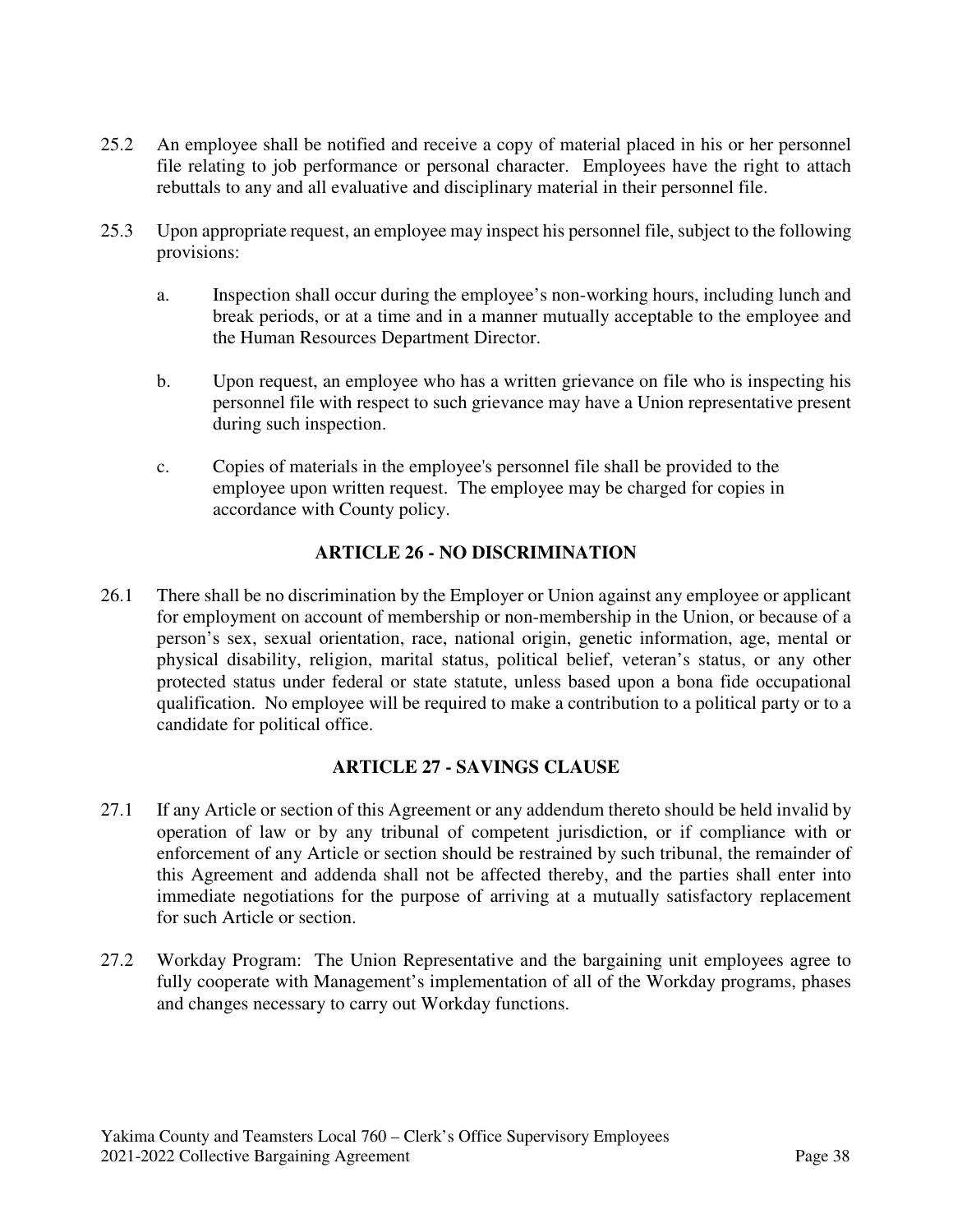25.2 An employee shall be notified and receive a copy of material placed in his or her personnel file relating to job performance or personal character. Employees have the right to attach rebuttals to any and all evaluative and disciplinary material in their personnel file.

25.3 Upon appropriate request, an employee may inspect his personnel file, subject to the following provisions:

a. Inspection shall occur during the employee's non-working hours, including lunch and break periods, or at a time and in a manner mutually acceptable to the employee and the Human Resources Department Director.

b. Upon request, an employee who has a written grievance on file who is inspecting his personnel file with respect to such grievance may have a Union representative present during such inspection.

c. Copies of materials in the employee's personnel file shall be provided to the employee upon written request. The employee may be charged for copies in accordance with County policy.

## ARTICLE 26 - NO DISCRIMINATION

26.1 There shall be no discrimination by the Employer or Union against any employee or applicant for employment on account of membership or non-membership in the Union, or because of a person's sex, sexual orientation, race, national origin, genetic information, age, mental or physical disability, religion, marital status, political belief, veteran's status, or any other protected status under federal or state statute, unless based upon a bona fide occupational qualification. No employee will be required to make a contribution to a political party or to a candidate for political office.

## ARTICLE 27 - SAVINGS CLAUSE

27.1 If any Article or section of this Agreement or any addendum thereto should be held invalid by operation of law or by any tribunal of competent jurisdiction, or if compliance with or enforcement of any Article or section should be restrained by such tribunal, the remainder of this Agreement and addenda shall not be affected thereby, and the parties shall enter into immediate negotiations for the purpose of arriving at a mutually satisfactory replacement for such Article or section.

27.2 Workday Program: The Union Representative and the bargaining unit employees agree to fully cooperate with Management's implementation of all of the Workday programs, phases and changes necessary to carry out Workday functions.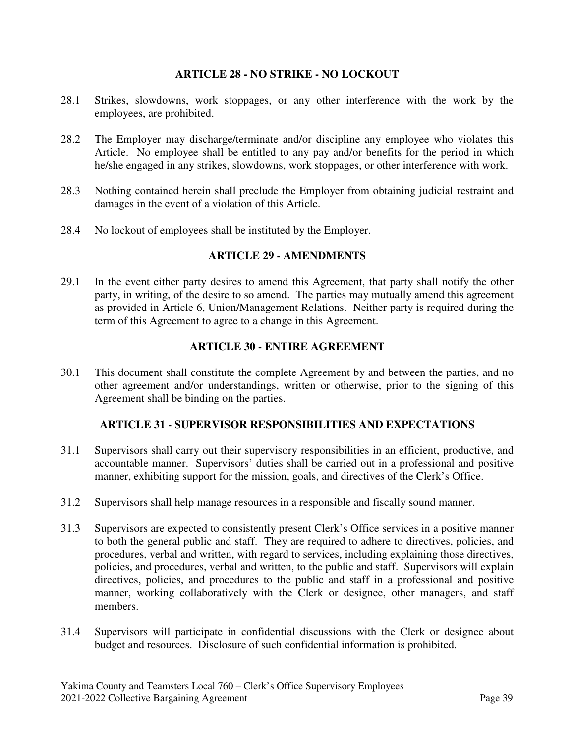## ARTICLE 28 - NO STRIKE - NO LOCKOUT

28.1 Strikes, slowdowns, work stoppages, or any other interference with the work by the employees, are prohibited.

28.2 The Employer may discharge/terminate and/or discipline any employee who violates this Article. No employee shall be entitled to any pay and/or benefits for the period in which he/she engaged in any strikes, slowdowns, work stoppages, or other interference with work.

28.3 Nothing contained herein shall preclude the Employer from obtaining judicial restraint and damages in the event of a violation of this Article.

28.4 No lockout of employees shall be instituted by the Employer.

## ARTICLE 29 - AMENDMENTS

29.1 In the event either party desires to amend this Agreement, that party shall notify the other party, in writing, of the desire to so amend. The parties may mutually amend this agreement as provided in Article 6, Union/Management Relations. Neither party is required during the term of this Agreement to agree to a change in this Agreement.

## ARTICLE 30 - ENTIRE AGREEMENT

30.1 This document shall constitute the complete Agreement by and between the parties, and no other agreement and/or understandings, written or otherwise, prior to the signing of this Agreement shall be binding on the parties.

## ARTICLE 31 - SUPERVISOR RESPONSIBILITIES AND EXPECTATIONS

31.1 Supervisors shall carry out their supervisory responsibilities in an efficient, productive, and accountable manner. Supervisors' duties shall be carried out in a professional and positive manner, exhibiting support for the mission, goals, and directives of the Clerk's Office.

31.2 Supervisors shall help manage resources in a responsible and fiscally sound manner.

31.3 Supervisors are expected to consistently present Clerk's Office services in a positive manner to both the general public and staff. They are required to adhere to directives, policies, and procedures, verbal and written, with regard to services, including explaining those directives, policies, and procedures, verbal and written, to the public and staff. Supervisors will explain directives, policies, and procedures to the public and staff in a professional and positive manner, working collaboratively with the Clerk or designee, other managers, and staff members.

31.4 Supervisors will participate in confidential discussions with the Clerk or designee about budget and resources. Disclosure of such confidential information is prohibited.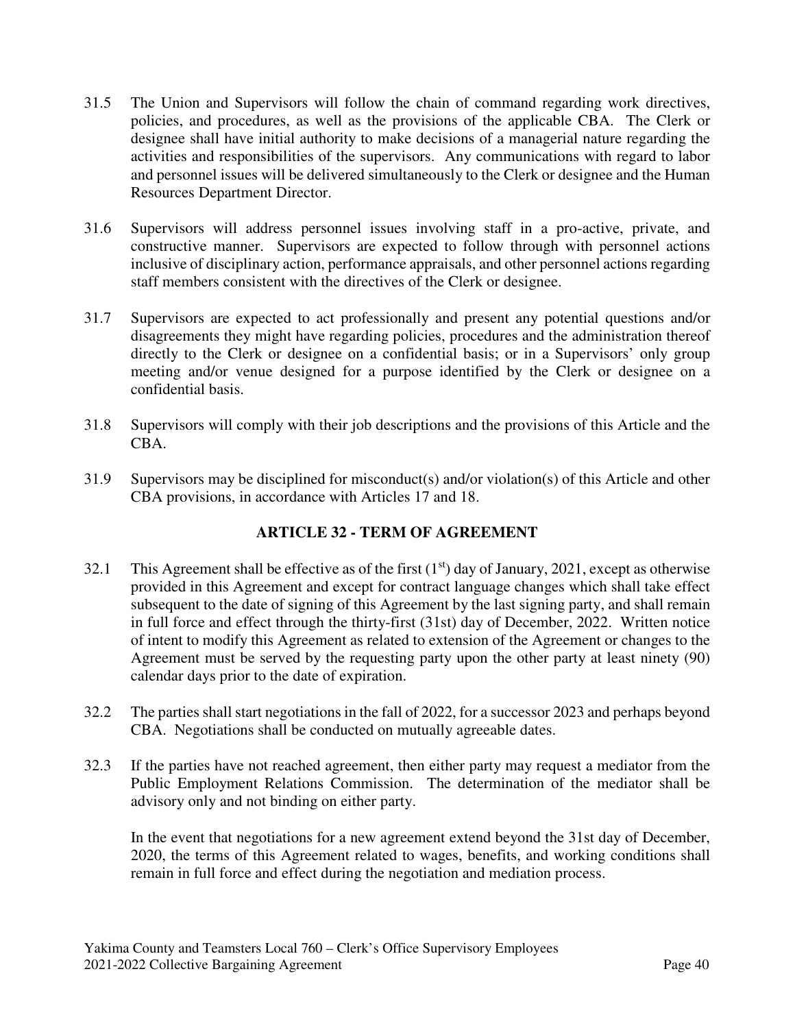31.5 The Union and Supervisors will follow the chain of command regarding work directives, policies, and procedures, as well as the provisions of the applicable CBA. The Clerk or designee shall have initial authority to make decisions of a managerial nature regarding the activities and responsibilities of the supervisors. Any communications with regard to labor and personnel issues will be delivered simultaneously to the Clerk or designee and the Human Resources Department Director.

31.6 Supervisors will address personnel issues involving staff in a pro-active, private, and constructive manner. Supervisors are expected to follow through with personnel actions inclusive of disciplinary action, performance appraisals, and other personnel actions regarding staff members consistent with the directives of the Clerk or designee.

31.7 Supervisors are expected to act professionally and present any potential questions and/or disagreements they might have regarding policies, procedures and the administration thereof directly to the Clerk or designee on a confidential basis; or in a Supervisors' only group meeting and/or venue designed for a purpose identified by the Clerk or designee on a confidential basis.

31.8 Supervisors will comply with their job descriptions and the provisions of this Article and the CBA.

31.9 Supervisors may be disciplined for misconduct(s) and/or violation(s) of this Article and other CBA provisions, in accordance with Articles 17 and 18.

## ARTICLE 32 - TERM OF AGREEMENT

32.1 This Agreement shall be effective as of the first (1st) day of January, 2021, except as otherwise provided in this Agreement and except for contract language changes which shall take effect subsequent to the date of signing of this Agreement by the last signing party, and shall remain in full force and effect through the thirty-first (31st) day of December, 2022. Written notice of intent to modify this Agreement as related to extension of the Agreement or changes to the Agreement must be served by the requesting party upon the other party at least ninety (90) calendar days prior to the date of expiration.

32.2 The parties shall start negotiations in the fall of 2022, for a successor 2023 and perhaps beyond CBA. Negotiations shall be conducted on mutually agreeable dates.

32.3 If the parties have not reached agreement, then either party may request a mediator from the Public Employment Relations Commission. The determination of the mediator shall be advisory only and not binding on either party.

In the event that negotiations for a new agreement extend beyond the 31st day of December, 2020, the terms of this Agreement related to wages, benefits, and working conditions shall remain in full force and effect during the negotiation and mediation process.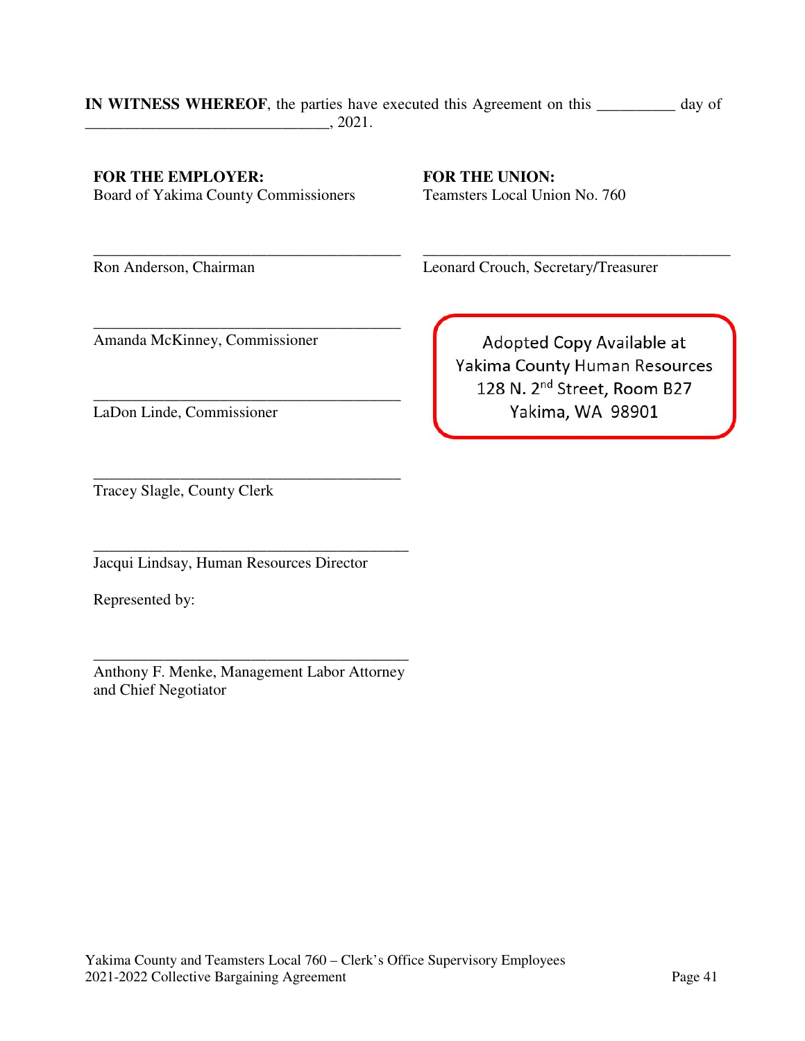**IN WITNESS WHEREOF**, the parties have executed this Agreement on this __________ day of _______________________________, 2021.

**FOR THE EMPLOYER:**
Board of Yakima County Commissioners

________________________________________
Ron Anderson, Chairman

________________________________________
Amanda McKinney, Commissioner

________________________________________
LaDon Linde, Commissioner

________________________________________
Tracey Slagle, County Clerk

________________________________________
Jacqui Lindsay, Human Resources Director

Represented by:

________________________________________
Anthony F. Menke, Management Labor Attorney and Chief Negotiator

**FOR THE UNION:**
Teamsters Local Union No. 760

________________________________________
Leonard Crouch, Secretary/Treasurer

Adopted Copy Available at
Yakima County Human Resources
128 N. 2nd Street, Room B27
Yakima, WA 98901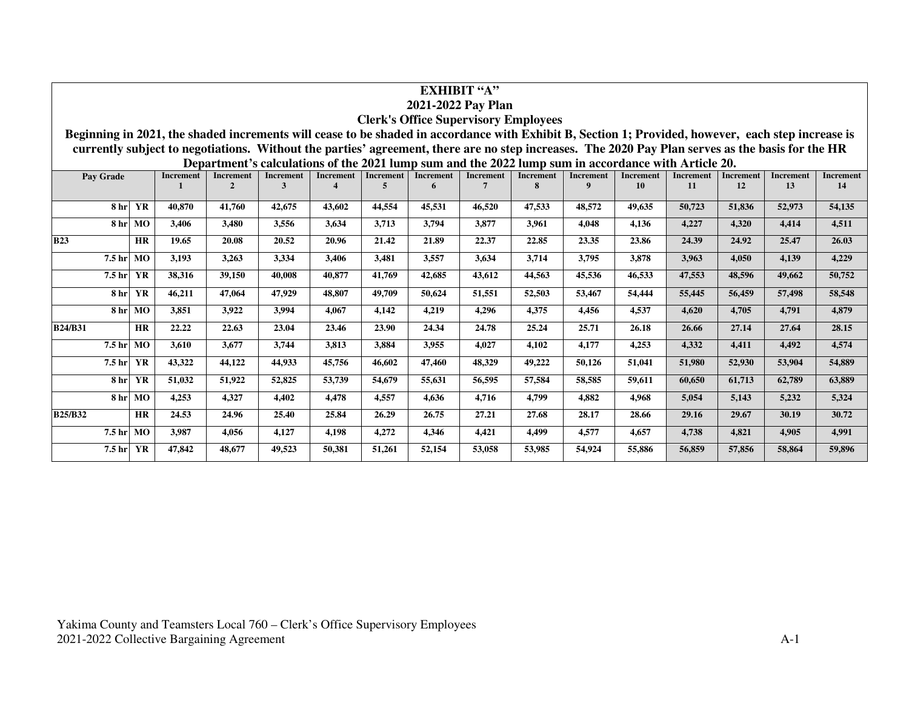# EXHIBIT "A"
## 2021-2022 Pay Plan
## Clerk's Office Supervisory Employees

**Beginning in 2021, the shaded increments will cease to be shaded in accordance with Exhibit B, Section 1; Provided, however, each step increase is currently subject to negotiations. Without the parties' agreement, there are no step increases. The 2020 Pay Plan serves as the basis for the HR Department's calculations of the 2021 lump sum and the 2022 lump sum in accordance with Article 20.**

| Pay Grade | | | Increment 1 | Increment 2 | Increment 3 | Increment 4 | Increment 5 | Increment 6 | Increment 7 | Increment 8 | Increment 9 | Increment 10 | Increment 11 | Increment 12 | Increment 13 | Increment 14 |
|---|---|---|---|---|---|---|---|---|---|---|---|---|---|---|---|---|
| | 8 hr | YR | 40,870 | 41,760 | 42,675 | 43,602 | 44,554 | 45,531 | 46,520 | 47,533 | 48,572 | 49,635 | 50,723 | 51,836 | 52,973 | 54,135 |
| | 8 hr | MO | 3,406 | 3,480 | 3,556 | 3,634 | 3,713 | 3,794 | 3,877 | 3,961 | 4,048 | 4,136 | 4,227 | 4,320 | 4,414 | 4,511 |
| B23 | | HR | 19.65 | 20.08 | 20.52 | 20.96 | 21.42 | 21.89 | 22.37 | 22.85 | 23.35 | 23.86 | 24.39 | 24.92 | 25.47 | 26.03 |
| | 7.5 hr | MO | 3,193 | 3,263 | 3,334 | 3,406 | 3,481 | 3,557 | 3,634 | 3,714 | 3,795 | 3,878 | 3,963 | 4,050 | 4,139 | 4,229 |
| | 7.5 hr | YR | 38,316 | 39,150 | 40,008 | 40,877 | 41,769 | 42,685 | 43,612 | 44,563 | 45,536 | 46,533 | 47,553 | 48,596 | 49,662 | 50,752 |
| | 8 hr | YR | 46,211 | 47,064 | 47,929 | 48,807 | 49,709 | 50,624 | 51,551 | 52,503 | 53,467 | 54,444 | 55,445 | 56,459 | 57,498 | 58,548 |
| | 8 hr | MO | 3,851 | 3,922 | 3,994 | 4,067 | 4,142 | 4,219 | 4,296 | 4,375 | 4,456 | 4,537 | 4,620 | 4,705 | 4,791 | 4,879 |
| B24/B31 | | HR | 22.22 | 22.63 | 23.04 | 23.46 | 23.90 | 24.34 | 24.78 | 25.24 | 25.71 | 26.18 | 26.66 | 27.14 | 27.64 | 28.15 |
| | 7.5 hr | MO | 3,610 | 3,677 | 3,744 | 3,813 | 3,884 | 3,955 | 4,027 | 4,102 | 4,177 | 4,253 | 4,332 | 4,411 | 4,492 | 4,574 |
| | 7.5 hr | YR | 43,322 | 44,122 | 44,933 | 45,756 | 46,602 | 47,460 | 48,329 | 49,222 | 50,126 | 51,041 | 51,980 | 52,930 | 53,904 | 54,889 |
| | 8 hr | YR | 51,032 | 51,922 | 52,825 | 53,739 | 54,679 | 55,631 | 56,595 | 57,584 | 58,585 | 59,611 | 60,650 | 61,713 | 62,789 | 63,889 |
| | 8 hr | MO | 4,253 | 4,327 | 4,402 | 4,478 | 4,557 | 4,636 | 4,716 | 4,799 | 4,882 | 4,968 | 5,054 | 5,143 | 5,232 | 5,324 |
| B25/B32 | | HR | 24.53 | 24.96 | 25.40 | 25.84 | 26.29 | 26.75 | 27.21 | 27.68 | 28.17 | 28.66 | 29.16 | 29.67 | 30.19 | 30.72 |
| | 7.5 hr | MO | 3,987 | 4,056 | 4,127 | 4,198 | 4,272 | 4,346 | 4,421 | 4,499 | 4,577 | 4,657 | 4,738 | 4,821 | 4,905 | 4,991 |
| | 7.5 hr | YR | 47,842 | 48,677 | 49,523 | 50,381 | 51,261 | 52,154 | 53,058 | 53,985 | 54,924 | 55,886 | 56,859 | 57,856 | 58,864 | 59,896 |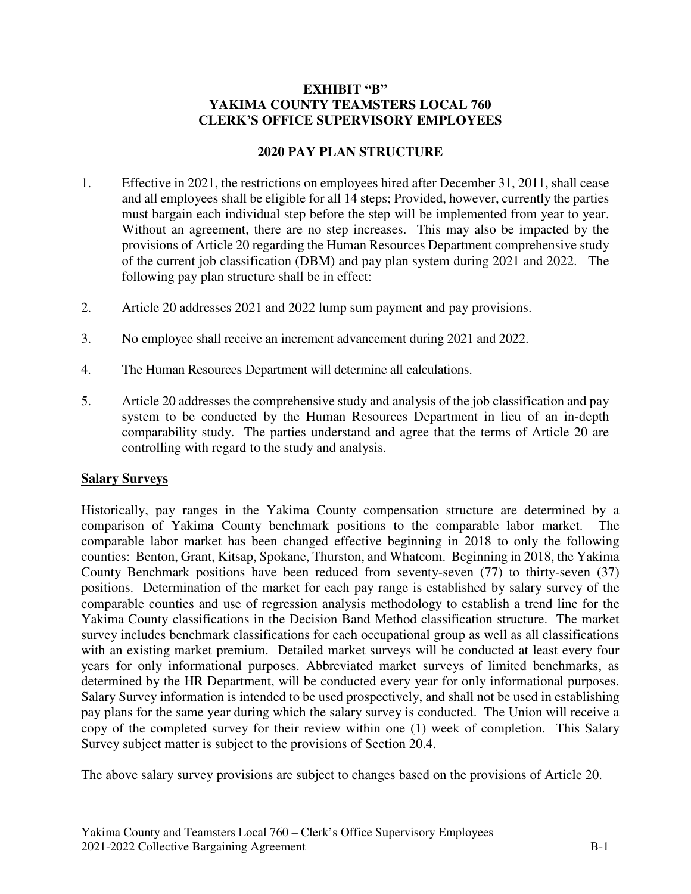# EXHIBIT "B"
# YAKIMA COUNTY TEAMSTERS LOCAL 760
# CLERK'S OFFICE SUPERVISORY EMPLOYEES

## 2020 PAY PLAN STRUCTURE

1. Effective in 2021, the restrictions on employees hired after December 31, 2011, shall cease and all employees shall be eligible for all 14 steps; Provided, however, currently the parties must bargain each individual step before the step will be implemented from year to year. Without an agreement, there are no step increases. This may also be impacted by the provisions of Article 20 regarding the Human Resources Department comprehensive study of the current job classification (DBM) and pay plan system during 2021 and 2022. The following pay plan structure shall be in effect:

2. Article 20 addresses 2021 and 2022 lump sum payment and pay provisions.

3. No employee shall receive an increment advancement during 2021 and 2022.

4. The Human Resources Department will determine all calculations.

5. Article 20 addresses the comprehensive study and analysis of the job classification and pay system to be conducted by the Human Resources Department in lieu of an in-depth comparability study. The parties understand and agree that the terms of Article 20 are controlling with regard to the study and analysis.

**Salary Surveys**

Historically, pay ranges in the Yakima County compensation structure are determined by a comparison of Yakima County benchmark positions to the comparable labor market. The comparable labor market has been changed effective beginning in 2018 to only the following counties: Benton, Grant, Kitsap, Spokane, Thurston, and Whatcom. Beginning in 2018, the Yakima County Benchmark positions have been reduced from seventy-seven (77) to thirty-seven (37) positions. Determination of the market for each pay range is established by salary survey of the comparable counties and use of regression analysis methodology to establish a trend line for the Yakima County classifications in the Decision Band Method classification structure. The market survey includes benchmark classifications for each occupational group as well as all classifications with an existing market premium. Detailed market surveys will be conducted at least every four years for only informational purposes. Abbreviated market surveys of limited benchmarks, as determined by the HR Department, will be conducted every year for only informational purposes. Salary Survey information is intended to be used prospectively, and shall not be used in establishing pay plans for the same year during which the salary survey is conducted. The Union will receive a copy of the completed survey for their review within one (1) week of completion. This Salary Survey subject matter is subject to the provisions of Section 20.4.

The above salary survey provisions are subject to changes based on the provisions of Article 20.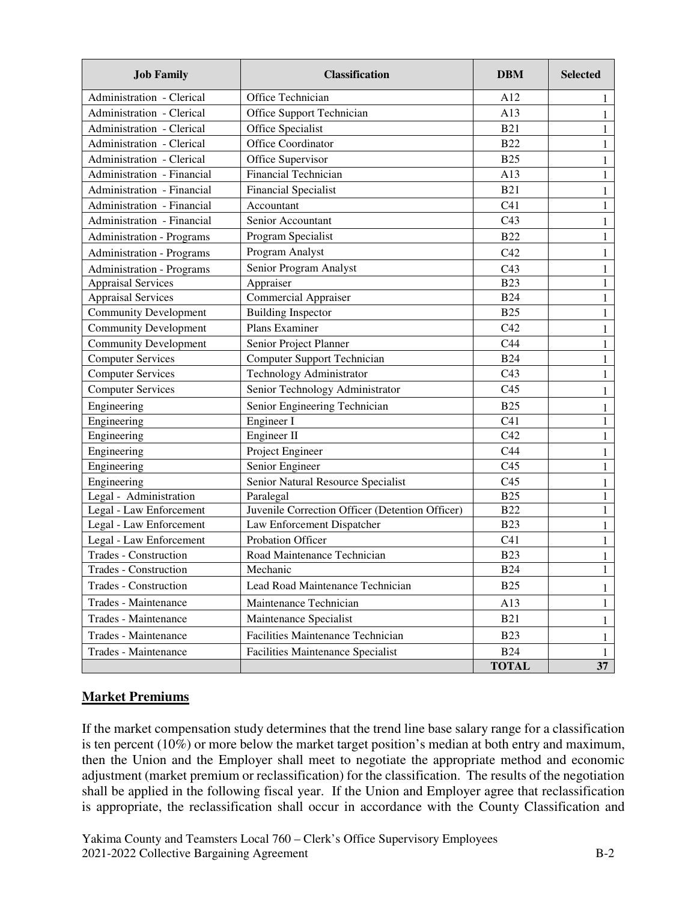| Job Family | Classification | DBM | Selected |
|---|---|---|---|
| Administration - Clerical | Office Technician | A12 | 1 |
| Administration - Clerical | Office Support Technician | A13 | 1 |
| Administration - Clerical | Office Specialist | B21 | 1 |
| Administration - Clerical | Office Coordinator | B22 | 1 |
| Administration - Clerical | Office Supervisor | B25 | 1 |
| Administration - Financial | Financial Technician | A13 | 1 |
| Administration - Financial | Financial Specialist | B21 | 1 |
| Administration - Financial | Accountant | C41 | 1 |
| Administration - Financial | Senior Accountant | C43 | 1 |
| Administration - Programs | Program Specialist | B22 | 1 |
| Administration - Programs | Program Analyst | C42 | 1 |
| Administration - Programs | Senior Program Analyst | C43 | 1 |
| Appraisal Services | Appraiser | B23 | 1 |
| Appraisal Services | Commercial Appraiser | B24 | 1 |
| Community Development | Building Inspector | B25 | 1 |
| Community Development | Plans Examiner | C42 | 1 |
| Community Development | Senior Project Planner | C44 | 1 |
| Computer Services | Computer Support Technician | B24 | 1 |
| Computer Services | Technology Administrator | C43 | 1 |
| Computer Services | Senior Technology Administrator | C45 | 1 |
| Engineering | Senior Engineering Technician | B25 | 1 |
| Engineering | Engineer I | C41 | 1 |
| Engineering | Engineer II | C42 | 1 |
| Engineering | Project Engineer | C44 | 1 |
| Engineering | Senior Engineer | C45 | 1 |
| Engineering | Senior Natural Resource Specialist | C45 | 1 |
| Legal - Administration | Paralegal | B25 | 1 |
| Legal - Law Enforcement | Juvenile Correction Officer (Detention Officer) | B22 | 1 |
| Legal - Law Enforcement | Law Enforcement Dispatcher | B23 | 1 |
| Legal - Law Enforcement | Probation Officer | C41 | 1 |
| Trades - Construction | Road Maintenance Technician | B23 | 1 |
| Trades - Construction | Mechanic | B24 | 1 |
| Trades - Construction | Lead Road Maintenance Technician | B25 | 1 |
| Trades - Maintenance | Maintenance Technician | A13 | 1 |
| Trades - Maintenance | Maintenance Specialist | B21 | 1 |
| Trades - Maintenance | Facilities Maintenance Technician | B23 | 1 |
| Trades - Maintenance | Facilities Maintenance Specialist | B24 | 1 |
| | | **TOTAL** | **37** |

## Market Premiums

If the market compensation study determines that the trend line base salary range for a classification is ten percent (10%) or more below the market target position's median at both entry and maximum, then the Union and the Employer shall meet to negotiate the appropriate method and economic adjustment (market premium or reclassification) for the classification. The results of the negotiation shall be applied in the following fiscal year. If the Union and Employer agree that reclassification is appropriate, the reclassification shall occur in accordance with the County Classification and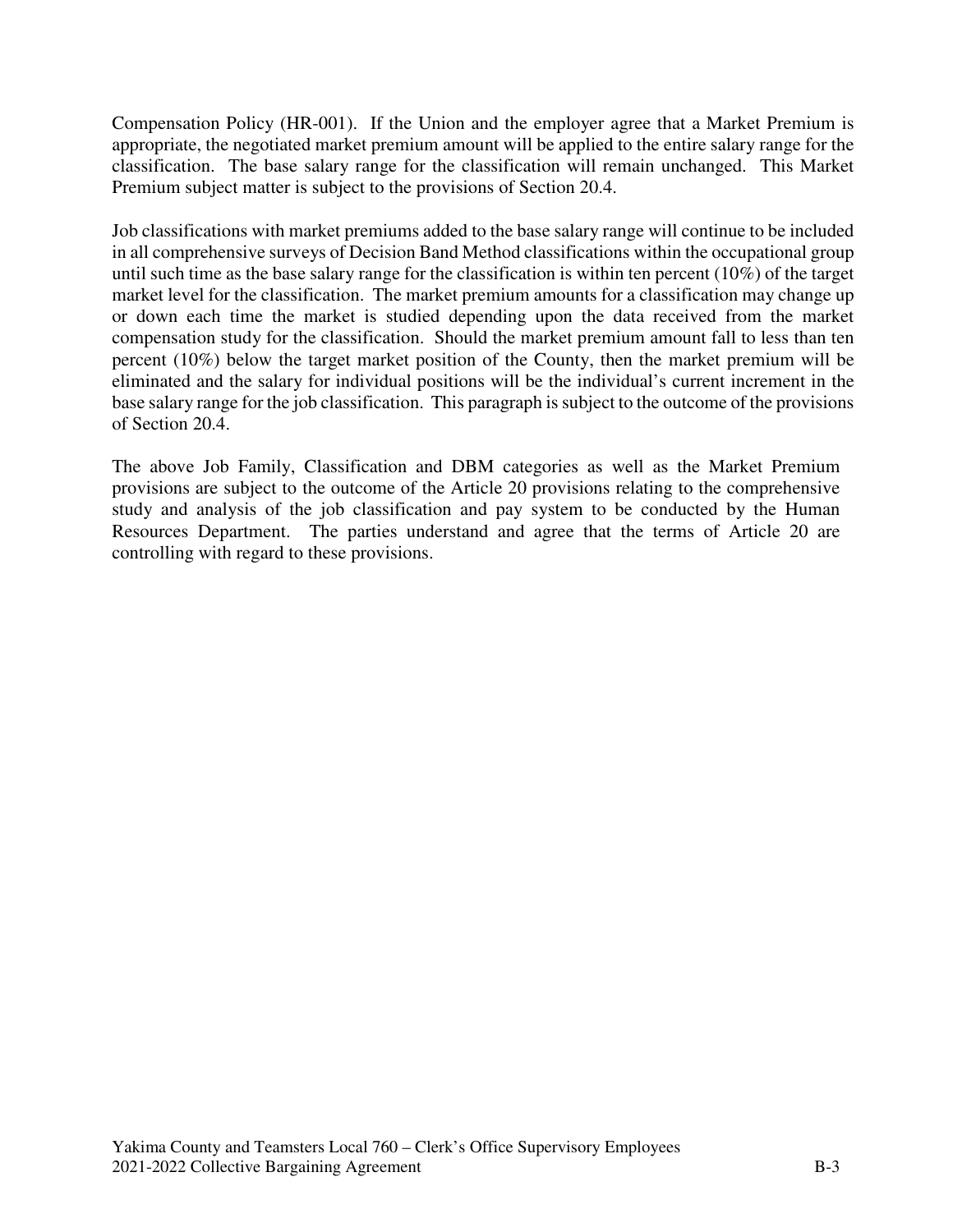Compensation Policy (HR-001). If the Union and the employer agree that a Market Premium is appropriate, the negotiated market premium amount will be applied to the entire salary range for the classification. The base salary range for the classification will remain unchanged. This Market Premium subject matter is subject to the provisions of Section 20.4.

Job classifications with market premiums added to the base salary range will continue to be included in all comprehensive surveys of Decision Band Method classifications within the occupational group until such time as the base salary range for the classification is within ten percent (10%) of the target market level for the classification. The market premium amounts for a classification may change up or down each time the market is studied depending upon the data received from the market compensation study for the classification. Should the market premium amount fall to less than ten percent (10%) below the target market position of the County, then the market premium will be eliminated and the salary for individual positions will be the individual's current increment in the base salary range for the job classification. This paragraph is subject to the outcome of the provisions of Section 20.4.

The above Job Family, Classification and DBM categories as well as the Market Premium provisions are subject to the outcome of the Article 20 provisions relating to the comprehensive study and analysis of the job classification and pay system to be conducted by the Human Resources Department. The parties understand and agree that the terms of Article 20 are controlling with regard to these provisions.